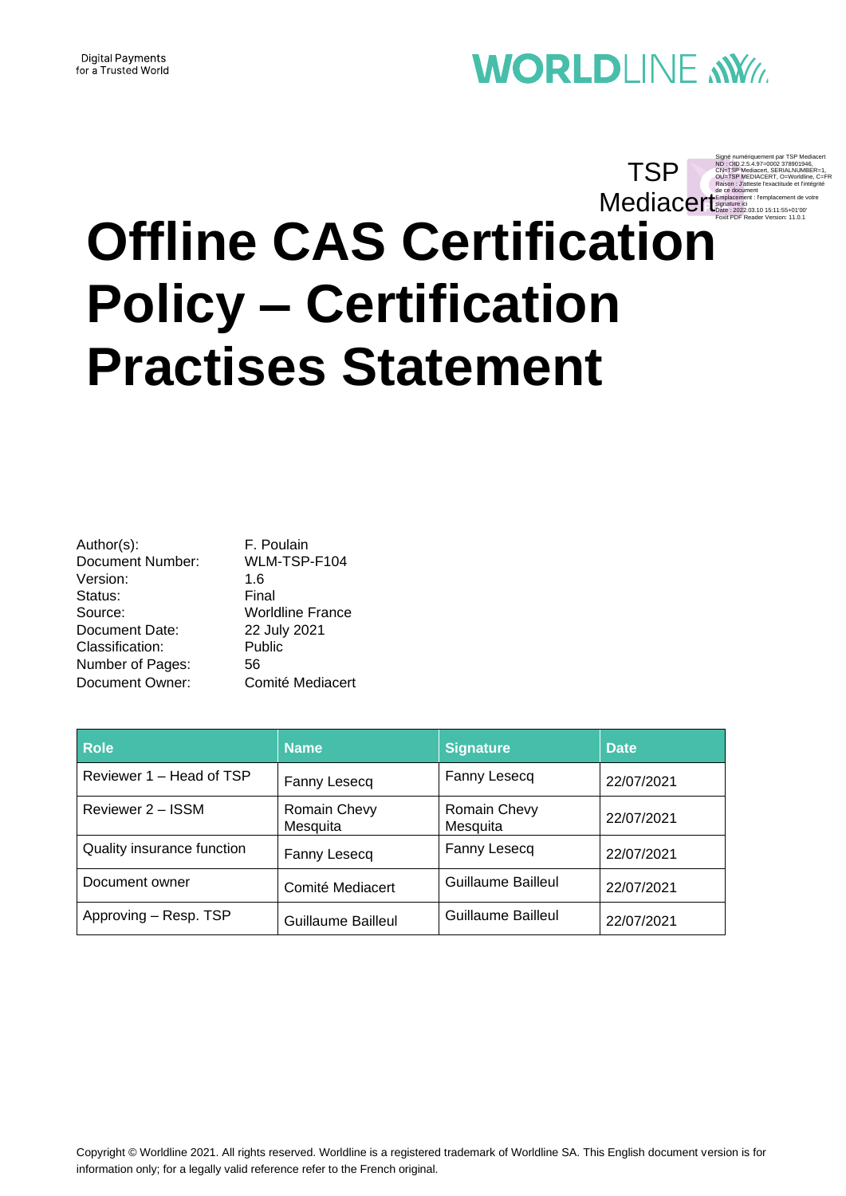Digital Payments
for a Trusted World

WORLDLINE

TSP Mediacert

Signé numériquement par TSP Mediacert
ND : OID.2.5.4.97=0002 378901946, CN=TSP Mediacert, SERIALNUMBER=1, OU=TSP MEDIACERT, O=Worldline, C=FR
Raison : J'atteste l'exactitude et l'intégrité de ce document
Emplacement : l'emplacement de votre signature ici
Date : 2022.03.10 15:11:55+01'00'
Foxit PDF Reader Version: 11.0.1

# Offline CAS Certification Policy – Certification Practises Statement

| | |
|---|---|
| Author(s): | F. Poulain |
| Document Number: | WLM-TSP-F104 |
| Version: | 1.6 |
| Status: | Final |
| Source: | Worldline France |
| Document Date: | 22 July 2021 |
| Classification: | Public |
| Number of Pages: | 56 |
| Document Owner: | Comité Mediacert |

| Role | Name | Signature | Date |
|---|---|---|---|
| Reviewer 1 – Head of TSP | Fanny Lesecq | Fanny Lesecq | 22/07/2021 |
| Reviewer 2 – ISSM | Romain Chevy Mesquita | Romain Chevy Mesquita | 22/07/2021 |
| Quality insurance function | Fanny Lesecq | Fanny Lesecq | 22/07/2021 |
| Document owner | Comité Mediacert | Guillaume Bailleul | 22/07/2021 |
| Approving – Resp. TSP | Guillaume Bailleul | Guillaume Bailleul | 22/07/2021 |

Copyright © Worldline 2021. All rights reserved. Worldline is a registered trademark of Worldline SA. This English document version is for information only; for a legally valid reference refer to the French original.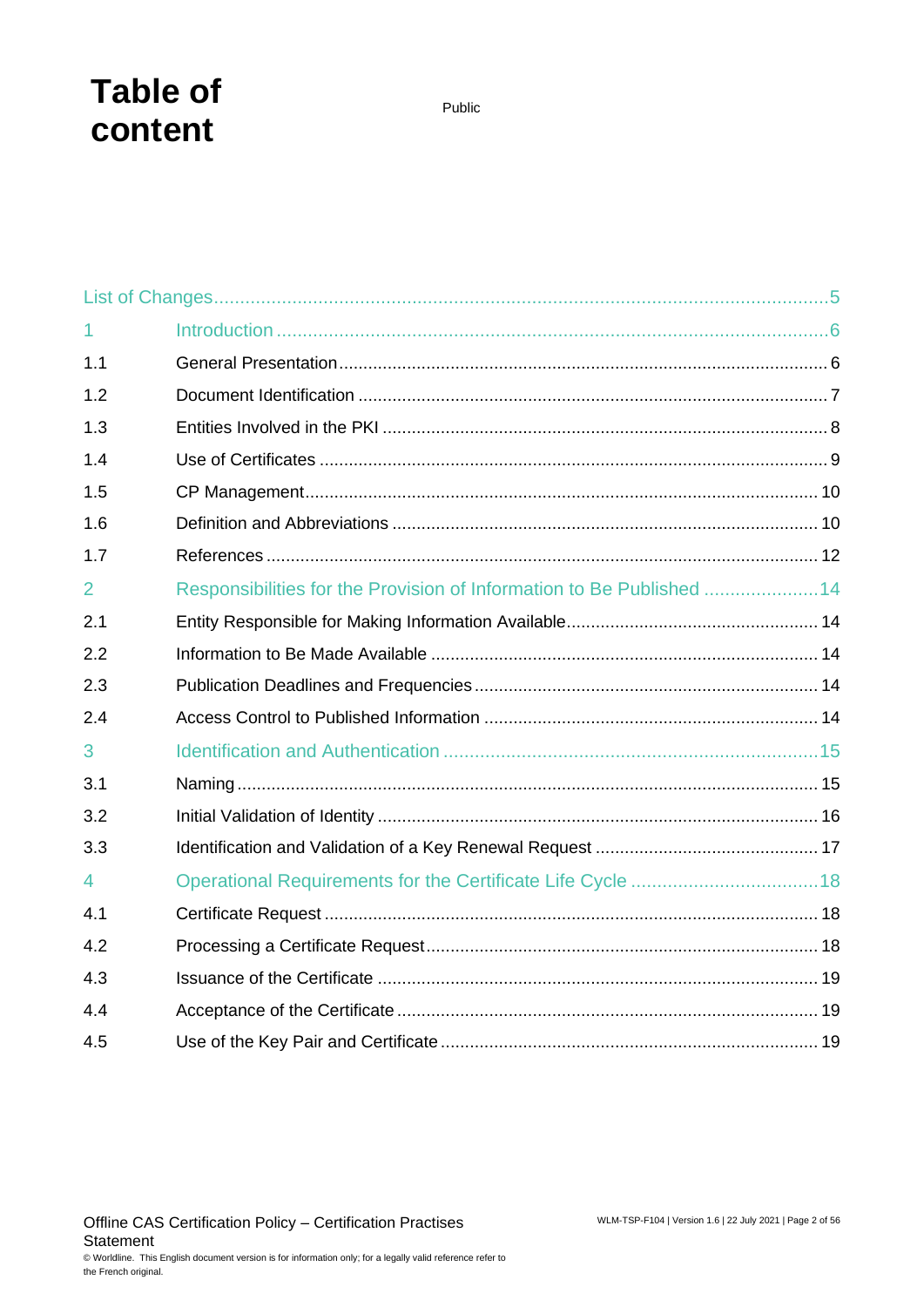# Table of content

Public

| | | |
|---|---|---|
| List of Changes | | 5 |
| 1 | Introduction | 6 |
| 1.1 | General Presentation | 6 |
| 1.2 | Document Identification | 7 |
| 1.3 | Entities Involved in the PKI | 8 |
| 1.4 | Use of Certificates | 9 |
| 1.5 | CP Management | 10 |
| 1.6 | Definition and Abbreviations | 10 |
| 1.7 | References | 12 |
| 2 | Responsibilities for the Provision of Information to Be Published | 14 |
| 2.1 | Entity Responsible for Making Information Available | 14 |
| 2.2 | Information to Be Made Available | 14 |
| 2.3 | Publication Deadlines and Frequencies | 14 |
| 2.4 | Access Control to Published Information | 14 |
| 3 | Identification and Authentication | 15 |
| 3.1 | Naming | 15 |
| 3.2 | Initial Validation of Identity | 16 |
| 3.3 | Identification and Validation of a Key Renewal Request | 17 |
| 4 | Operational Requirements for the Certificate Life Cycle | 18 |
| 4.1 | Certificate Request | 18 |
| 4.2 | Processing a Certificate Request | 18 |
| 4.3 | Issuance of the Certificate | 19 |
| 4.4 | Acceptance of the Certificate | 19 |
| 4.5 | Use of the Key Pair and Certificate | 19 |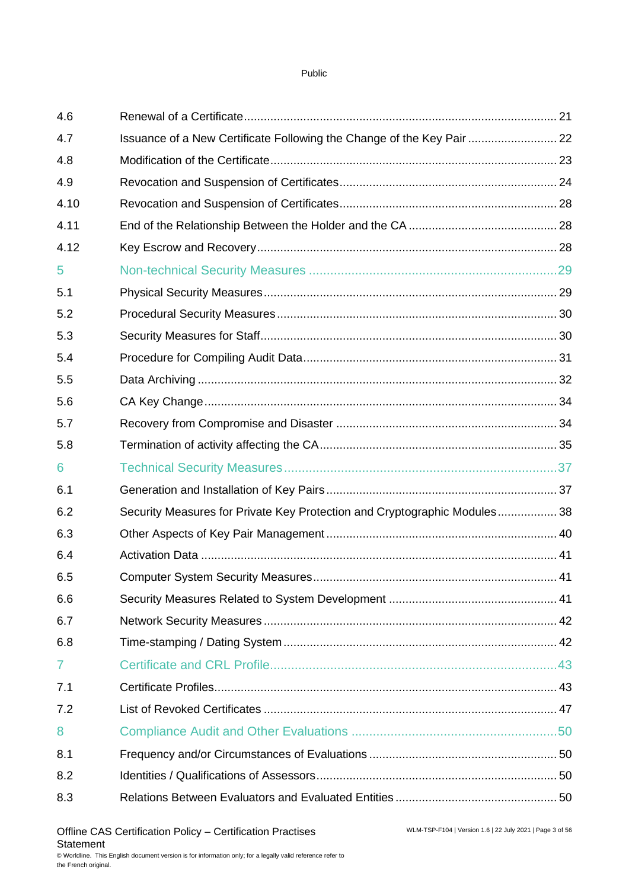| | | |
|---|---|---|
| 4.6 | Renewal of a Certificate | 21 |
| 4.7 | Issuance of a New Certificate Following the Change of the Key Pair | 22 |
| 4.8 | Modification of the Certificate | 23 |
| 4.9 | Revocation and Suspension of Certificates | 24 |
| 4.10 | Revocation and Suspension of Certificates | 28 |
| 4.11 | End of the Relationship Between the Holder and the CA | 28 |
| 4.12 | Key Escrow and Recovery | 28 |
| 5 | Non-technical Security Measures | 29 |
| 5.1 | Physical Security Measures | 29 |
| 5.2 | Procedural Security Measures | 30 |
| 5.3 | Security Measures for Staff | 30 |
| 5.4 | Procedure for Compiling Audit Data | 31 |
| 5.5 | Data Archiving | 32 |
| 5.6 | CA Key Change | 34 |
| 5.7 | Recovery from Compromise and Disaster | 34 |
| 5.8 | Termination of activity affecting the CA | 35 |
| 6 | Technical Security Measures | 37 |
| 6.1 | Generation and Installation of Key Pairs | 37 |
| 6.2 | Security Measures for Private Key Protection and Cryptographic Modules | 38 |
| 6.3 | Other Aspects of Key Pair Management | 40 |
| 6.4 | Activation Data | 41 |
| 6.5 | Computer System Security Measures | 41 |
| 6.6 | Security Measures Related to System Development | 41 |
| 6.7 | Network Security Measures | 42 |
| 6.8 | Time-stamping / Dating System | 42 |
| 7 | Certificate and CRL Profile | 43 |
| 7.1 | Certificate Profiles | 43 |
| 7.2 | List of Revoked Certificates | 47 |
| 8 | Compliance Audit and Other Evaluations | 50 |
| 8.1 | Frequency and/or Circumstances of Evaluations | 50 |
| 8.2 | Identities / Qualifications of Assessors | 50 |
| 8.3 | Relations Between Evaluators and Evaluated Entities | 50 |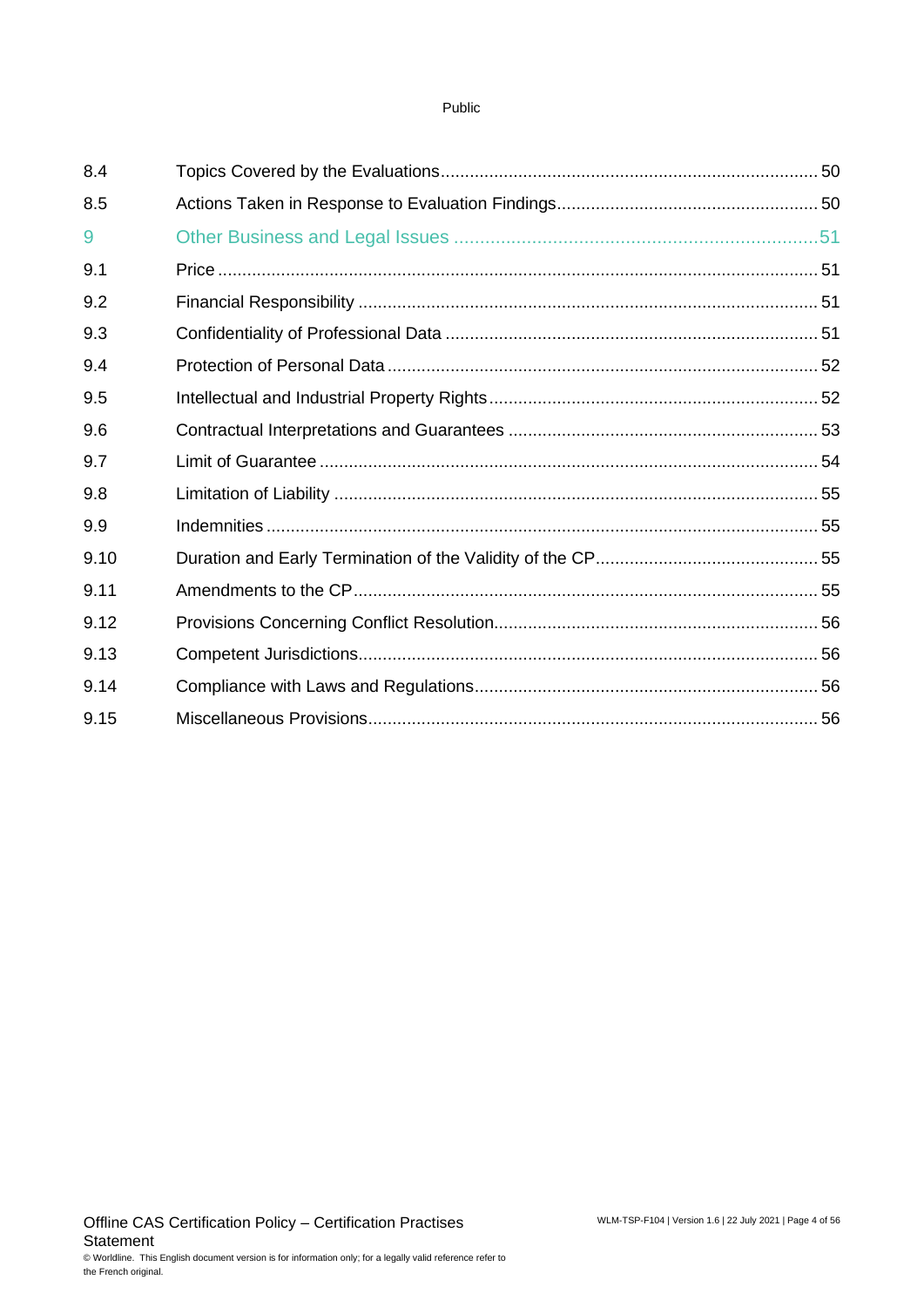| | | |
|---|---|---|
| 8.4 | Topics Covered by the Evaluations | 50 |
| 8.5 | Actions Taken in Response to Evaluation Findings | 50 |
| 9 | Other Business and Legal Issues | 51 |
| 9.1 | Price | 51 |
| 9.2 | Financial Responsibility | 51 |
| 9.3 | Confidentiality of Professional Data | 51 |
| 9.4 | Protection of Personal Data | 52 |
| 9.5 | Intellectual and Industrial Property Rights | 52 |
| 9.6 | Contractual Interpretations and Guarantees | 53 |
| 9.7 | Limit of Guarantee | 54 |
| 9.8 | Limitation of Liability | 55 |
| 9.9 | Indemnities | 55 |
| 9.10 | Duration and Early Termination of the Validity of the CP | 55 |
| 9.11 | Amendments to the CP | 55 |
| 9.12 | Provisions Concerning Conflict Resolution | 56 |
| 9.13 | Competent Jurisdictions | 56 |
| 9.14 | Compliance with Laws and Regulations | 56 |
| 9.15 | Miscellaneous Provisions | 56 |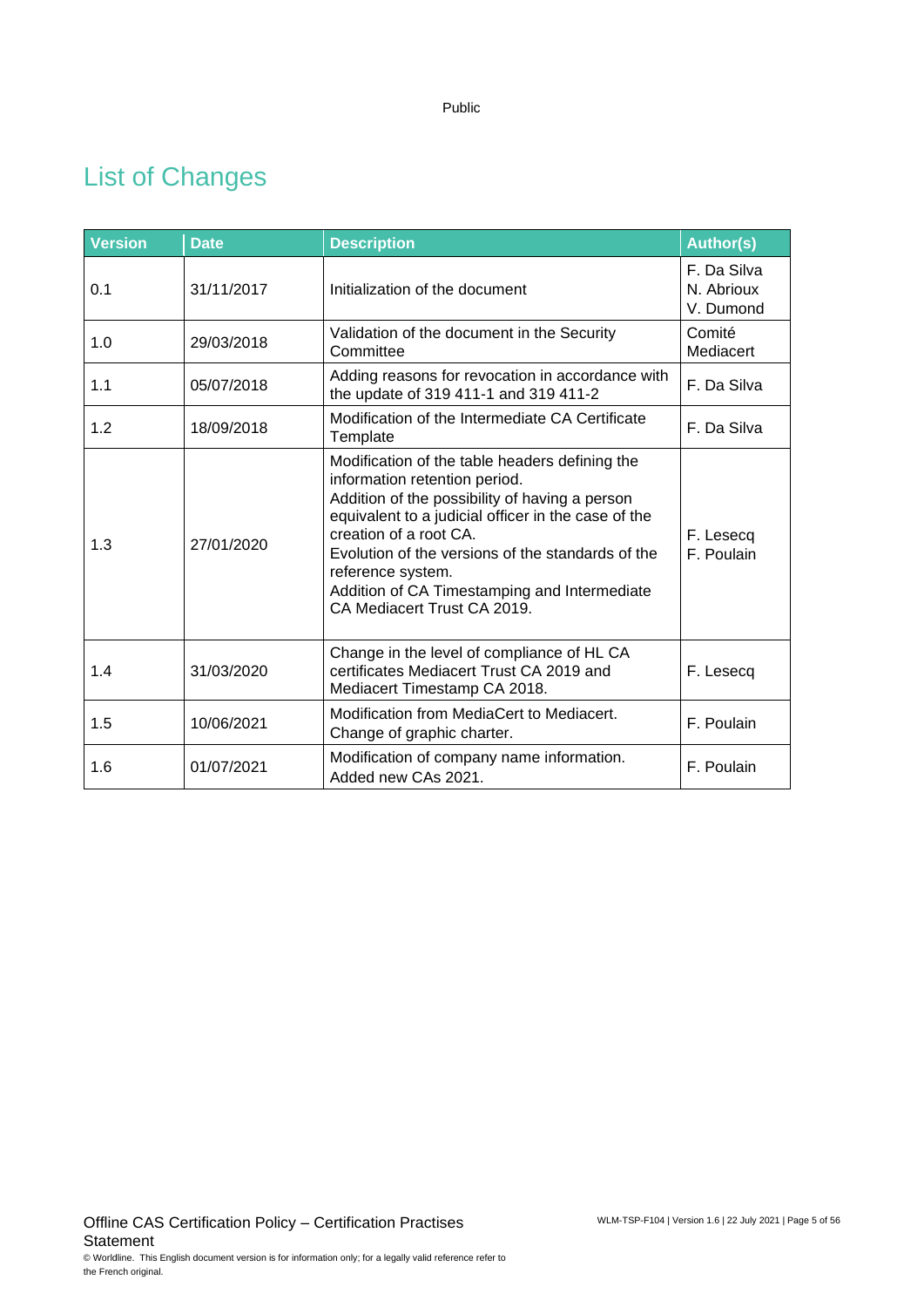## List of Changes

| Version | Date | Description | Author(s) |
|---|---|---|---|
| 0.1 | 31/11/2017 | Initialization of the document | F. Da Silva<br>N. Abrioux<br>V. Dumond |
| 1.0 | 29/03/2018 | Validation of the document in the Security Committee | Comité Mediacert |
| 1.1 | 05/07/2018 | Adding reasons for revocation in accordance with the update of 319 411-1 and 319 411-2 | F. Da Silva |
| 1.2 | 18/09/2018 | Modification of the Intermediate CA Certificate Template | F. Da Silva |
| 1.3 | 27/01/2020 | Modification of the table headers defining the information retention period.<br>Addition of the possibility of having a person equivalent to a judicial officer in the case of the creation of a root CA.<br>Evolution of the versions of the standards of the reference system.<br>Addition of CA Timestamping and Intermediate CA Mediacert Trust CA 2019. | F. Lesecq<br>F. Poulain |
| 1.4 | 31/03/2020 | Change in the level of compliance of HL CA certificates Mediacert Trust CA 2019 and Mediacert Timestamp CA 2018. | F. Lesecq |
| 1.5 | 10/06/2021 | Modification from MediaCert to Mediacert.<br>Change of graphic charter. | F. Poulain |
| 1.6 | 01/07/2021 | Modification of company name information.<br>Added new CAs 2021. | F. Poulain |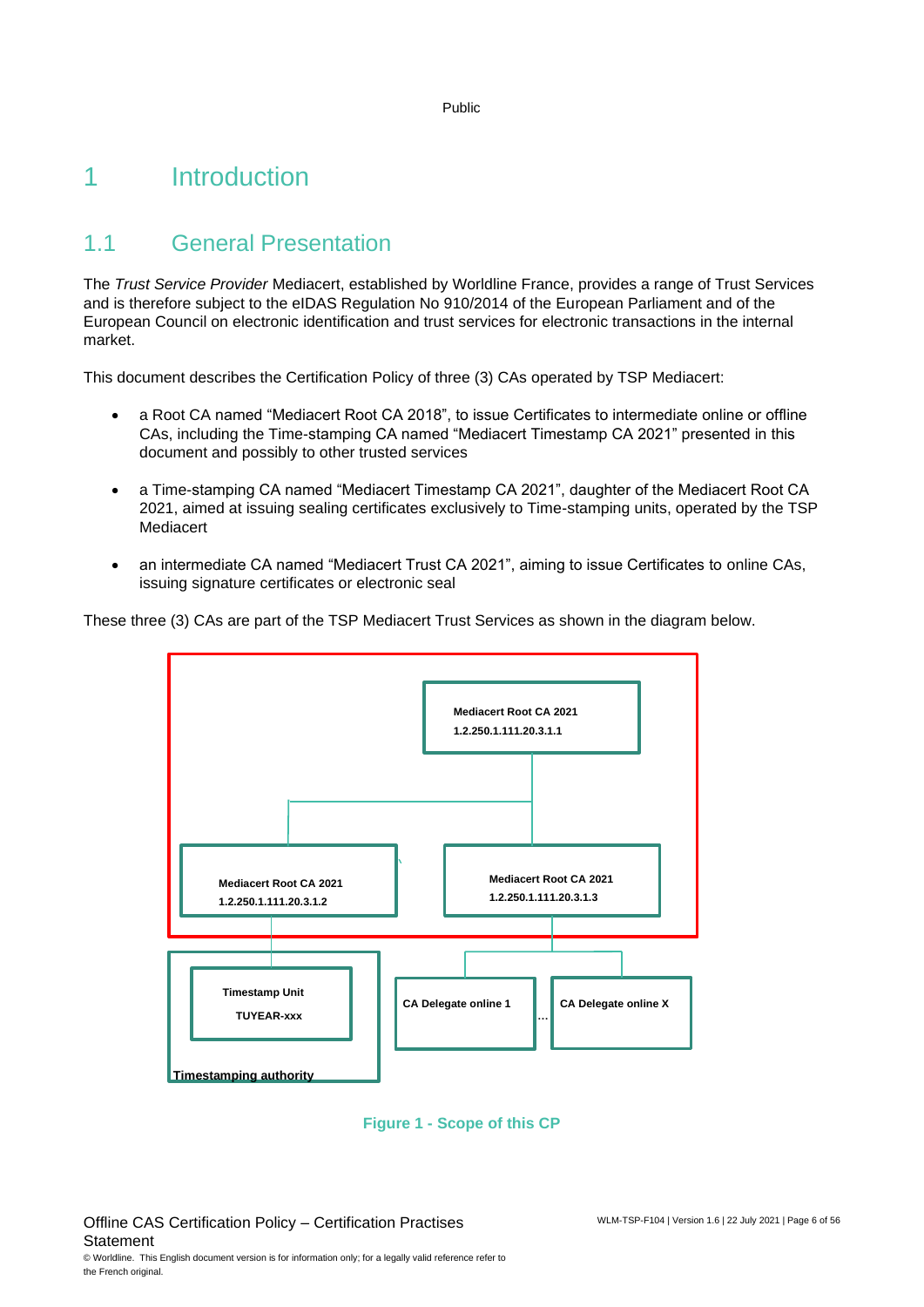# 1 Introduction

## 1.1 General Presentation

The *Trust Service Provider* Mediacert, established by Worldline France, provides a range of Trust Services and is therefore subject to the eIDAS Regulation No 910/2014 of the European Parliament and of the European Council on electronic identification and trust services for electronic transactions in the internal market.

This document describes the Certification Policy of three (3) CAs operated by TSP Mediacert:

- a Root CA named "Mediacert Root CA 2018", to issue Certificates to intermediate online or offline CAs, including the Time-stamping CA named "Mediacert Timestamp CA 2021" presented in this document and possibly to other trusted services
- a Time-stamping CA named "Mediacert Timestamp CA 2021", daughter of the Mediacert Root CA 2021, aimed at issuing sealing certificates exclusively to Time-stamping units, operated by the TSP Mediacert
- an intermediate CA named "Mediacert Trust CA 2021", aiming to issue Certificates to online CAs, issuing signature certificates or electronic seal

These three (3) CAs are part of the TSP Mediacert Trust Services as shown in the diagram below.

**Mediacert Root CA 2021**
**1.2.250.1.111.20.3.1.1**

**Mediacert Root CA 2021**
**1.2.250.1.111.20.3.1.2**

**Mediacert Root CA 2021**
**1.2.250.1.111.20.3.1.3**

**Timestamp Unit**
**TUYEAR-xxx**

**Timestamping authority**

**CA Delegate online 1** … **CA Delegate online X**

Figure 1 - Scope of this CP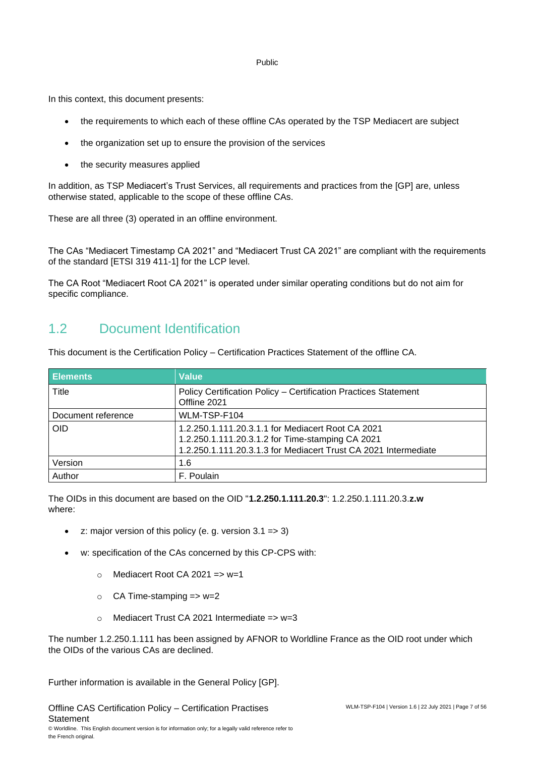In this context, this document presents:

- the requirements to which each of these offline CAs operated by the TSP Mediacert are subject
- the organization set up to ensure the provision of the services
- the security measures applied

In addition, as TSP Mediacert's Trust Services, all requirements and practices from the [GP] are, unless otherwise stated, applicable to the scope of these offline CAs.

These are all three (3) operated in an offline environment.

The CAs "Mediacert Timestamp CA 2021" and "Mediacert Trust CA 2021" are compliant with the requirements of the standard [ETSI 319 411-1] for the LCP level.

The CA Root "Mediacert Root CA 2021" is operated under similar operating conditions but do not aim for specific compliance.

## 1.2 Document Identification

This document is the Certification Policy – Certification Practices Statement of the offline CA.

| Elements | Value |
| --- | --- |
| Title | Policy Certification Policy – Certification Practices Statement Offline 2021 |
| Document reference | WLM-TSP-F104 |
| OID | 1.2.250.1.111.20.3.1.1 for Mediacert Root CA 2021<br>1.2.250.1.111.20.3.1.2 for Time-stamping CA 2021<br>1.2.250.1.111.20.3.1.3 for Mediacert Trust CA 2021 Intermediate |
| Version | 1.6 |
| Author | F. Poulain |

The OIDs in this document are based on the OID "**1.2.250.1.111.20.3**": 1.2.250.1.111.20.3.**z.w** where:

- z: major version of this policy (e. g. version 3.1 => 3)
- w: specification of the CAs concerned by this CP-CPS with:
  - Mediacert Root CA 2021 => w=1
  - CA Time-stamping => w=2
  - Mediacert Trust CA 2021 Intermediate => w=3

The number 1.2.250.1.111 has been assigned by AFNOR to Worldline France as the OID root under which the OIDs of the various CAs are declined.

Further information is available in the General Policy [GP].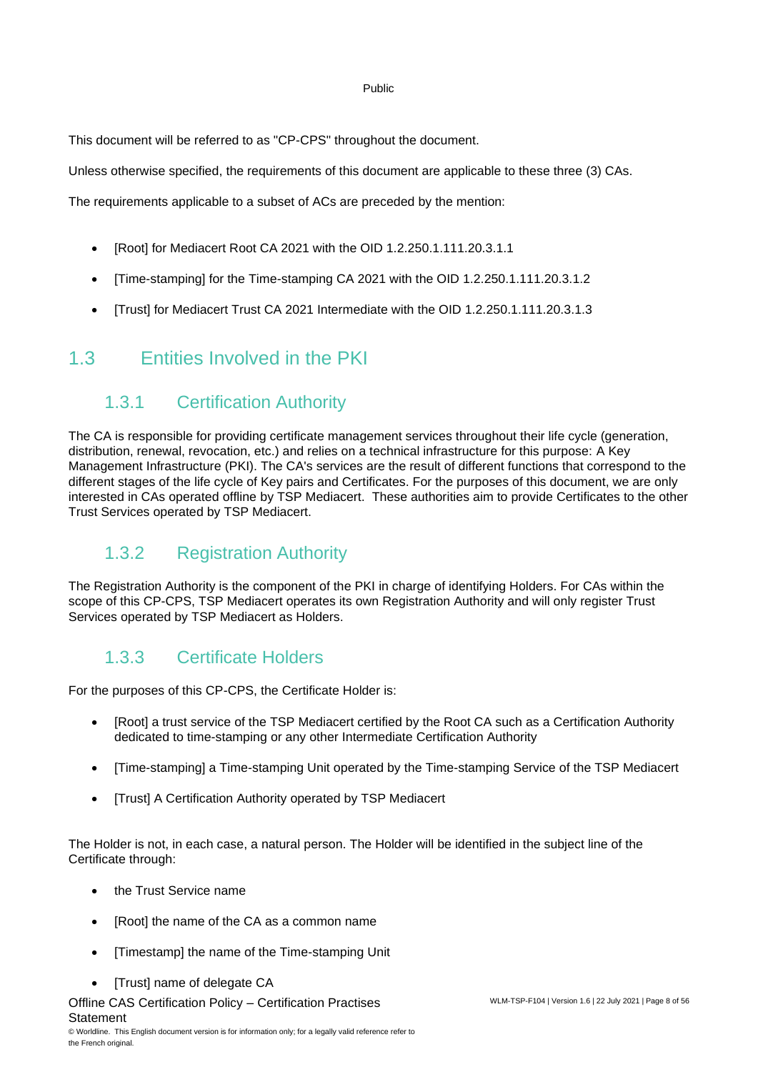This document will be referred to as "CP-CPS" throughout the document.

Unless otherwise specified, the requirements of this document are applicable to these three (3) CAs.

The requirements applicable to a subset of ACs are preceded by the mention:

- [Root] for Mediacert Root CA 2021 with the OID 1.2.250.1.111.20.3.1.1
- [Time-stamping] for the Time-stamping CA 2021 with the OID 1.2.250.1.111.20.3.1.2
- [Trust] for Mediacert Trust CA 2021 Intermediate with the OID 1.2.250.1.111.20.3.1.3

## 1.3 Entities Involved in the PKI

### 1.3.1 Certification Authority

The CA is responsible for providing certificate management services throughout their life cycle (generation, distribution, renewal, revocation, etc.) and relies on a technical infrastructure for this purpose: A Key Management Infrastructure (PKI). The CA's services are the result of different functions that correspond to the different stages of the life cycle of Key pairs and Certificates. For the purposes of this document, we are only interested in CAs operated offline by TSP Mediacert. These authorities aim to provide Certificates to the other Trust Services operated by TSP Mediacert.

### 1.3.2 Registration Authority

The Registration Authority is the component of the PKI in charge of identifying Holders. For CAs within the scope of this CP-CPS, TSP Mediacert operates its own Registration Authority and will only register Trust Services operated by TSP Mediacert as Holders.

### 1.3.3 Certificate Holders

For the purposes of this CP-CPS, the Certificate Holder is:

- [Root] a trust service of the TSP Mediacert certified by the Root CA such as a Certification Authority dedicated to time-stamping or any other Intermediate Certification Authority
- [Time-stamping] a Time-stamping Unit operated by the Time-stamping Service of the TSP Mediacert
- [Trust] A Certification Authority operated by TSP Mediacert

The Holder is not, in each case, a natural person. The Holder will be identified in the subject line of the Certificate through:

- the Trust Service name
- [Root] the name of the CA as a common name
- [Timestamp] the name of the Time-stamping Unit
- [Trust] name of delegate CA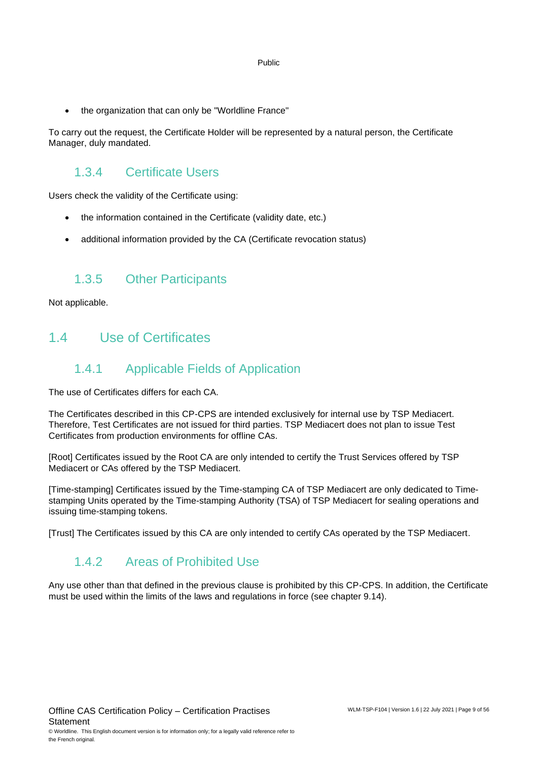- the organization that can only be "Worldline France"

To carry out the request, the Certificate Holder will be represented by a natural person, the Certificate Manager, duly mandated.

### 1.3.4 Certificate Users

Users check the validity of the Certificate using:

- the information contained in the Certificate (validity date, etc.)
- additional information provided by the CA (Certificate revocation status)

### 1.3.5 Other Participants

Not applicable.

## 1.4 Use of Certificates

### 1.4.1 Applicable Fields of Application

The use of Certificates differs for each CA.

The Certificates described in this CP-CPS are intended exclusively for internal use by TSP Mediacert. Therefore, Test Certificates are not issued for third parties. TSP Mediacert does not plan to issue Test Certificates from production environments for offline CAs.

[Root] Certificates issued by the Root CA are only intended to certify the Trust Services offered by TSP Mediacert or CAs offered by the TSP Mediacert.

[Time-stamping] Certificates issued by the Time-stamping CA of TSP Mediacert are only dedicated to Time-stamping Units operated by the Time-stamping Authority (TSA) of TSP Mediacert for sealing operations and issuing time-stamping tokens.

[Trust] The Certificates issued by this CA are only intended to certify CAs operated by the TSP Mediacert.

### 1.4.2 Areas of Prohibited Use

Any use other than that defined in the previous clause is prohibited by this CP-CPS. In addition, the Certificate must be used within the limits of the laws and regulations in force (see chapter 9.14).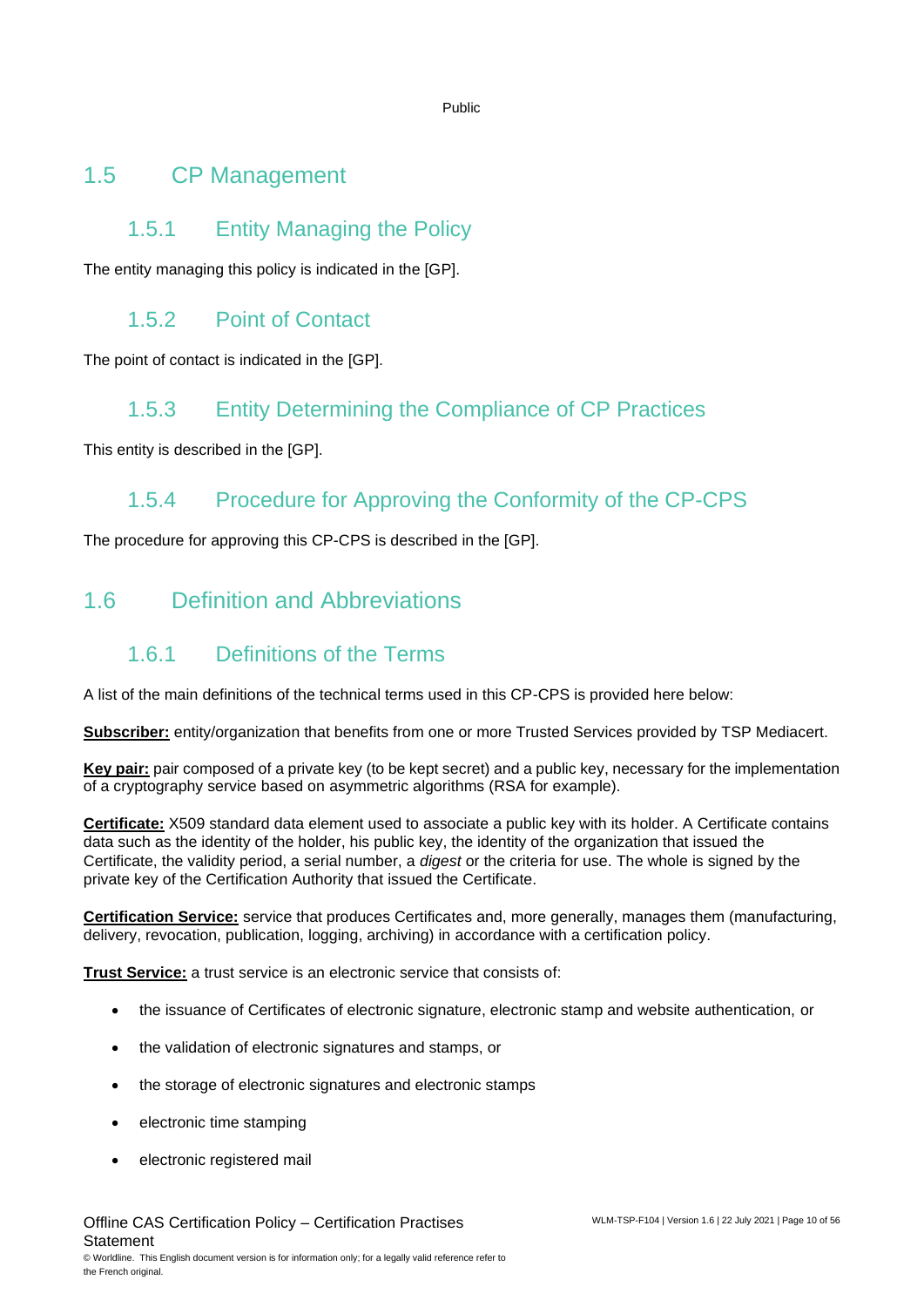## 1.5 CP Management

### 1.5.1 Entity Managing the Policy

The entity managing this policy is indicated in the [GP].

### 1.5.2 Point of Contact

The point of contact is indicated in the [GP].

### 1.5.3 Entity Determining the Compliance of CP Practices

This entity is described in the [GP].

### 1.5.4 Procedure for Approving the Conformity of the CP-CPS

The procedure for approving this CP-CPS is described in the [GP].

## 1.6 Definition and Abbreviations

### 1.6.1 Definitions of the Terms

A list of the main definitions of the technical terms used in this CP-CPS is provided here below:

**Subscriber:** entity/organization that benefits from one or more Trusted Services provided by TSP Mediacert.

**Key pair:** pair composed of a private key (to be kept secret) and a public key, necessary for the implementation of a cryptography service based on asymmetric algorithms (RSA for example).

**Certificate:** X509 standard data element used to associate a public key with its holder. A Certificate contains data such as the identity of the holder, his public key, the identity of the organization that issued the Certificate, the validity period, a serial number, a *digest* or the criteria for use. The whole is signed by the private key of the Certification Authority that issued the Certificate.

**Certification Service:** service that produces Certificates and, more generally, manages them (manufacturing, delivery, revocation, publication, logging, archiving) in accordance with a certification policy.

**Trust Service:** a trust service is an electronic service that consists of:

- the issuance of Certificates of electronic signature, electronic stamp and website authentication, or
- the validation of electronic signatures and stamps, or
- the storage of electronic signatures and electronic stamps
- electronic time stamping
- electronic registered mail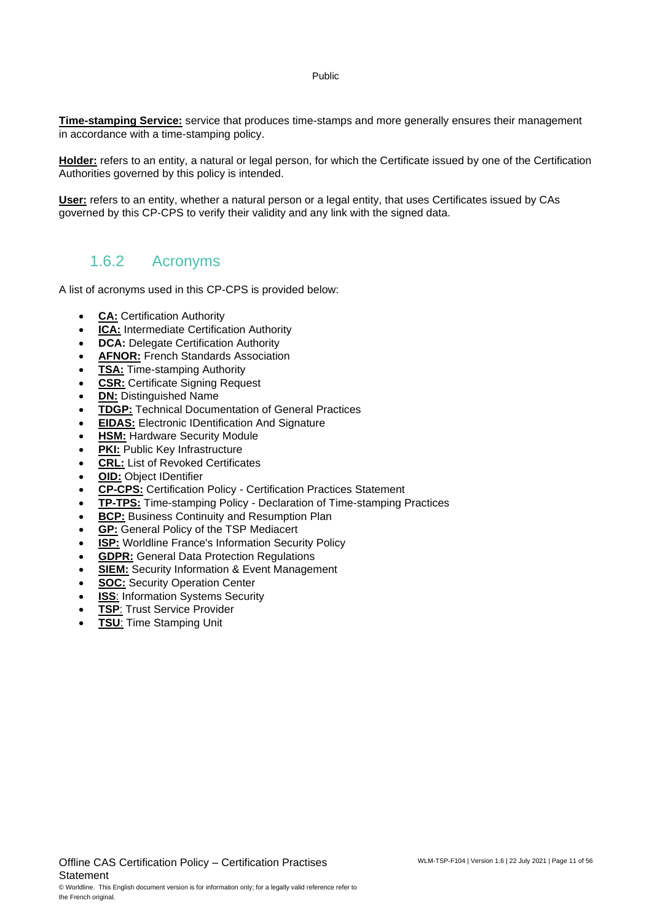**Time-stamping Service:** service that produces time-stamps and more generally ensures their management in accordance with a time-stamping policy.

**Holder:** refers to an entity, a natural or legal person, for which the Certificate issued by one of the Certification Authorities governed by this policy is intended.

**User:** refers to an entity, whether a natural person or a legal entity, that uses Certificates issued by CAs governed by this CP-CPS to verify their validity and any link with the signed data.

### 1.6.2 Acronyms

A list of acronyms used in this CP-CPS is provided below:

- **CA:** Certification Authority
- **ICA:** Intermediate Certification Authority
- **DCA:** Delegate Certification Authority
- **AFNOR:** French Standards Association
- **TSA:** Time-stamping Authority
- **CSR:** Certificate Signing Request
- **DN:** Distinguished Name
- **TDGP:** Technical Documentation of General Practices
- **EIDAS:** Electronic IDentification And Signature
- **HSM:** Hardware Security Module
- **PKI:** Public Key Infrastructure
- **CRL:** List of Revoked Certificates
- **OID:** Object IDentifier
- **CP-CPS:** Certification Policy - Certification Practices Statement
- **TP-TPS:** Time-stamping Policy - Declaration of Time-stamping Practices
- **BCP:** Business Continuity and Resumption Plan
- **GP:** General Policy of the TSP Mediacert
- **ISP:** Worldline France's Information Security Policy
- **GDPR:** General Data Protection Regulations
- **SIEM:** Security Information & Event Management
- **SOC:** Security Operation Center
- **ISS**: Information Systems Security
- **TSP**: Trust Service Provider
- **TSU**: Time Stamping Unit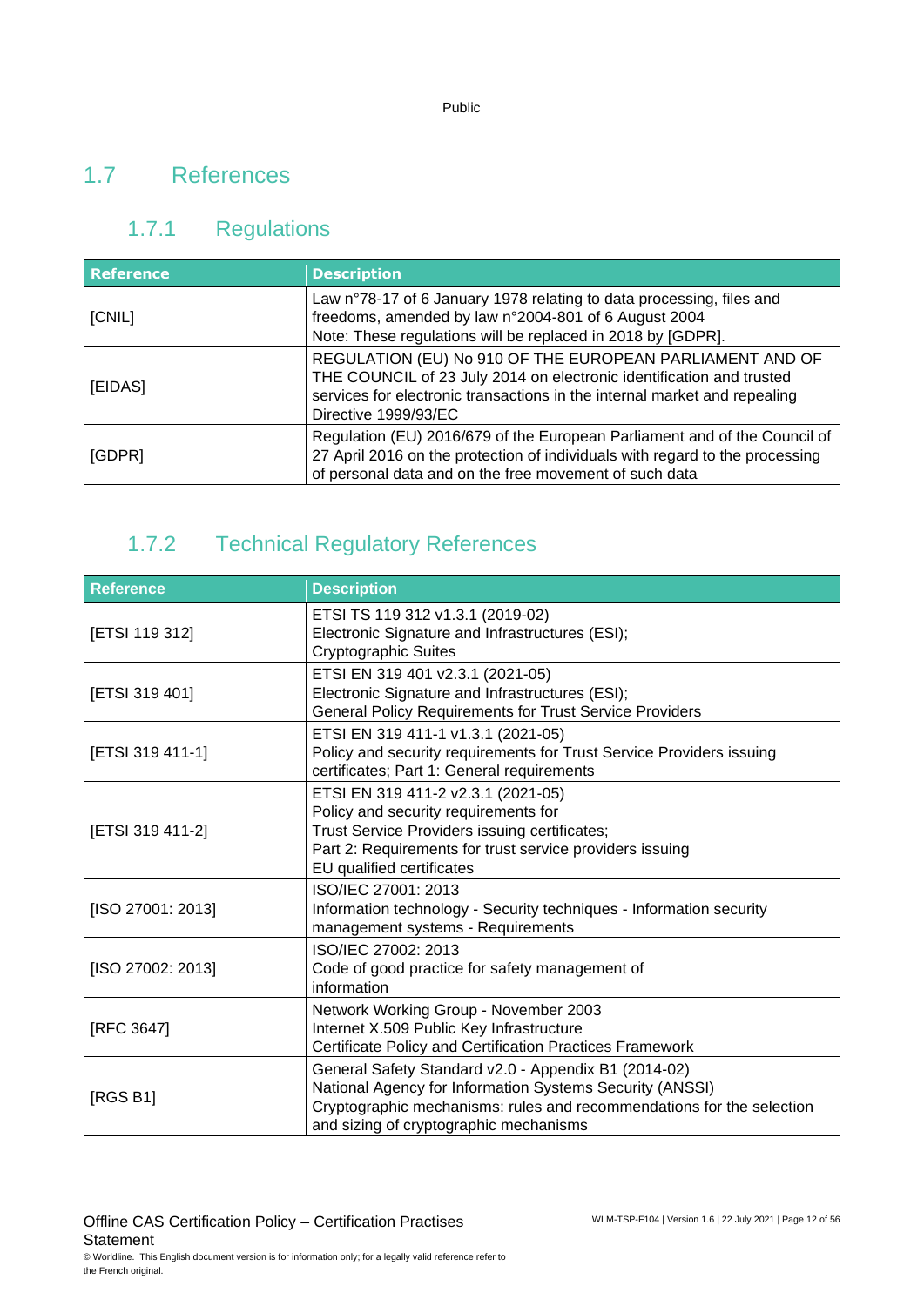## 1.7 References

### 1.7.1 Regulations

| Reference | Description |
|---|---|
| [CNIL] | Law n°78-17 of 6 January 1978 relating to data processing, files and freedoms, amended by law n°2004-801 of 6 August 2004<br>Note: These regulations will be replaced in 2018 by [GDPR]. |
| [EIDAS] | REGULATION (EU) No 910 OF THE EUROPEAN PARLIAMENT AND OF THE COUNCIL of 23 July 2014 on electronic identification and trusted services for electronic transactions in the internal market and repealing Directive 1999/93/EC |
| [GDPR] | Regulation (EU) 2016/679 of the European Parliament and of the Council of 27 April 2016 on the protection of individuals with regard to the processing of personal data and on the free movement of such data |

### 1.7.2 Technical Regulatory References

| Reference | Description |
|---|---|
| [ETSI 119 312] | ETSI TS 119 312 v1.3.1 (2019-02)<br>Electronic Signature and Infrastructures (ESI);<br>Cryptographic Suites |
| [ETSI 319 401] | ETSI EN 319 401 v2.3.1 (2021-05)<br>Electronic Signature and Infrastructures (ESI);<br>General Policy Requirements for Trust Service Providers |
| [ETSI 319 411-1] | ETSI EN 319 411-1 v1.3.1 (2021-05)<br>Policy and security requirements for Trust Service Providers issuing certificates; Part 1: General requirements |
| [ETSI 319 411-2] | ETSI EN 319 411-2 v2.3.1 (2021-05)<br>Policy and security requirements for<br>Trust Service Providers issuing certificates;<br>Part 2: Requirements for trust service providers issuing<br>EU qualified certificates |
| [ISO 27001: 2013] | ISO/IEC 27001: 2013<br>Information technology - Security techniques - Information security management systems - Requirements |
| [ISO 27002: 2013] | ISO/IEC 27002: 2013<br>Code of good practice for safety management of information |
| [RFC 3647] | Network Working Group - November 2003<br>Internet X.509 Public Key Infrastructure<br>Certificate Policy and Certification Practices Framework |
| [RGS B1] | General Safety Standard v2.0 - Appendix B1 (2014-02)<br>National Agency for Information Systems Security (ANSSI)<br>Cryptographic mechanisms: rules and recommendations for the selection and sizing of cryptographic mechanisms |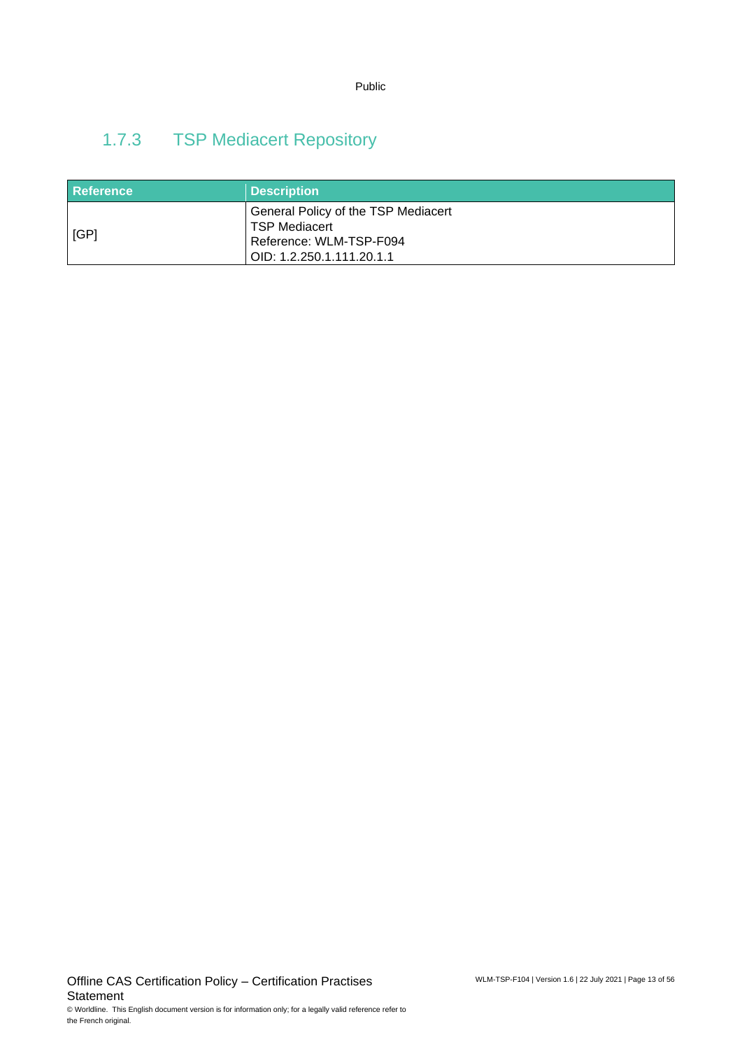### 1.7.3 TSP Mediacert Repository

| Reference | Description |
|---|---|
| [GP] | General Policy of the TSP Mediacert<br>TSP Mediacert<br>Reference: WLM-TSP-F094<br>OID: 1.2.250.1.111.20.1.1 |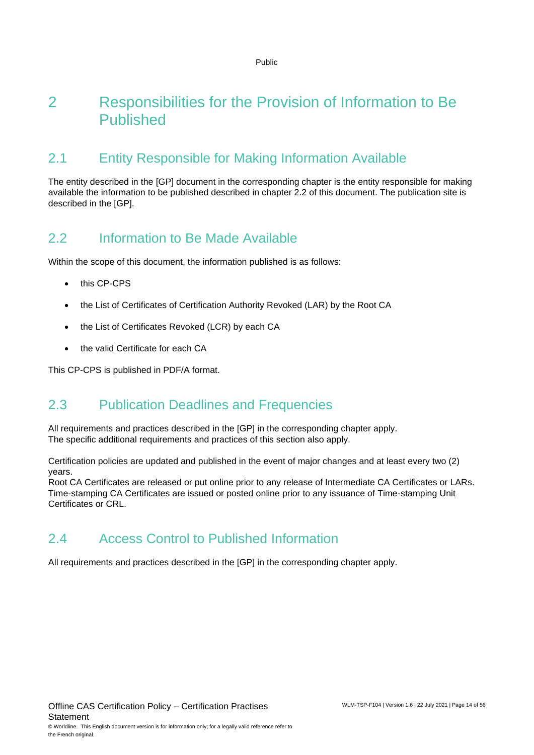# 2 Responsibilities for the Provision of Information to Be Published

## 2.1 Entity Responsible for Making Information Available

The entity described in the [GP] document in the corresponding chapter is the entity responsible for making available the information to be published described in chapter 2.2 of this document. The publication site is described in the [GP].

## 2.2 Information to Be Made Available

Within the scope of this document, the information published is as follows:

- this CP-CPS
- the List of Certificates of Certification Authority Revoked (LAR) by the Root CA
- the List of Certificates Revoked (LCR) by each CA
- the valid Certificate for each CA

This CP-CPS is published in PDF/A format.

## 2.3 Publication Deadlines and Frequencies

All requirements and practices described in the [GP] in the corresponding chapter apply.
The specific additional requirements and practices of this section also apply.

Certification policies are updated and published in the event of major changes and at least every two (2) years.
Root CA Certificates are released or put online prior to any release of Intermediate CA Certificates or LARs.
Time-stamping CA Certificates are issued or posted online prior to any issuance of Time-stamping Unit Certificates or CRL.

## 2.4 Access Control to Published Information

All requirements and practices described in the [GP] in the corresponding chapter apply.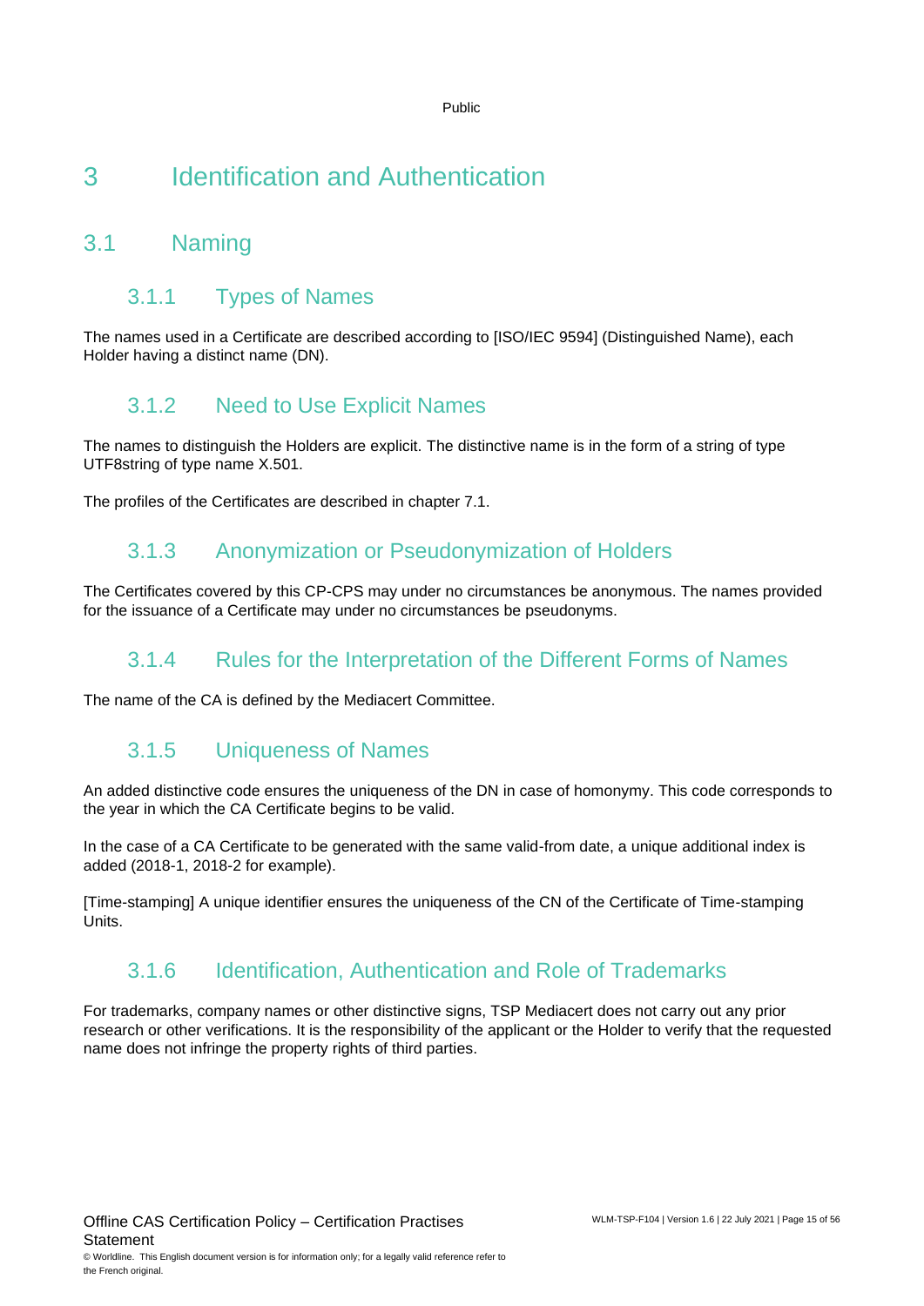# 3 Identification and Authentication

## 3.1 Naming

### 3.1.1 Types of Names

The names used in a Certificate are described according to [ISO/IEC 9594] (Distinguished Name), each Holder having a distinct name (DN).

### 3.1.2 Need to Use Explicit Names

The names to distinguish the Holders are explicit. The distinctive name is in the form of a string of type UTF8string of type name X.501.

The profiles of the Certificates are described in chapter 7.1.

### 3.1.3 Anonymization or Pseudonymization of Holders

The Certificates covered by this CP-CPS may under no circumstances be anonymous. The names provided for the issuance of a Certificate may under no circumstances be pseudonyms.

### 3.1.4 Rules for the Interpretation of the Different Forms of Names

The name of the CA is defined by the Mediacert Committee.

### 3.1.5 Uniqueness of Names

An added distinctive code ensures the uniqueness of the DN in case of homonymy. This code corresponds to the year in which the CA Certificate begins to be valid.

In the case of a CA Certificate to be generated with the same valid-from date, a unique additional index is added (2018-1, 2018-2 for example).

[Time-stamping] A unique identifier ensures the uniqueness of the CN of the Certificate of Time-stamping Units.

### 3.1.6 Identification, Authentication and Role of Trademarks

For trademarks, company names or other distinctive signs, TSP Mediacert does not carry out any prior research or other verifications. It is the responsibility of the applicant or the Holder to verify that the requested name does not infringe the property rights of third parties.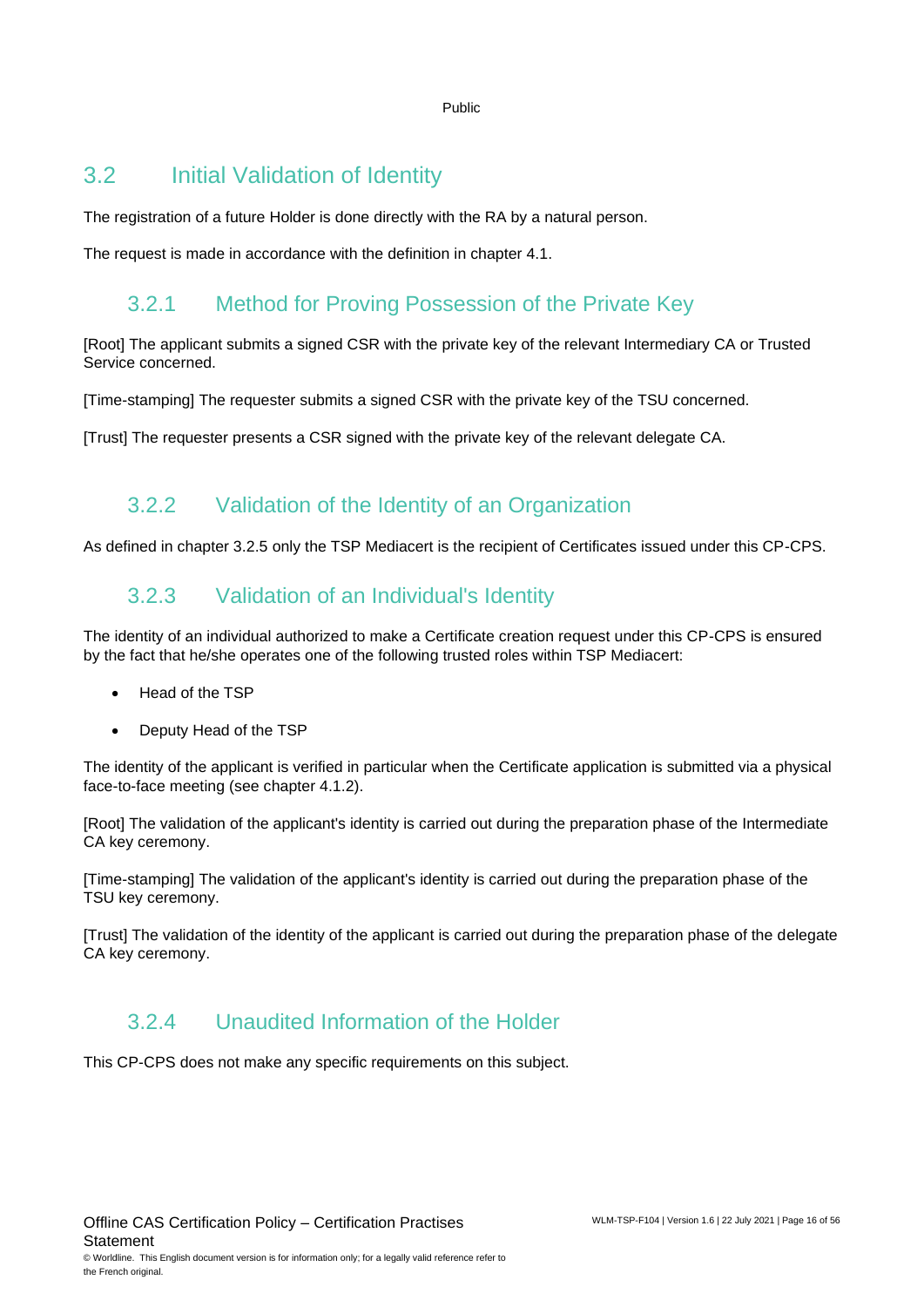## 3.2 Initial Validation of Identity

The registration of a future Holder is done directly with the RA by a natural person.

The request is made in accordance with the definition in chapter 4.1.

### 3.2.1 Method for Proving Possession of the Private Key

[Root] The applicant submits a signed CSR with the private key of the relevant Intermediary CA or Trusted Service concerned.

[Time-stamping] The requester submits a signed CSR with the private key of the TSU concerned.

[Trust] The requester presents a CSR signed with the private key of the relevant delegate CA.

### 3.2.2 Validation of the Identity of an Organization

As defined in chapter 3.2.5 only the TSP Mediacert is the recipient of Certificates issued under this CP-CPS.

### 3.2.3 Validation of an Individual's Identity

The identity of an individual authorized to make a Certificate creation request under this CP-CPS is ensured by the fact that he/she operates one of the following trusted roles within TSP Mediacert:

- Head of the TSP
- Deputy Head of the TSP

The identity of the applicant is verified in particular when the Certificate application is submitted via a physical face-to-face meeting (see chapter 4.1.2).

[Root] The validation of the applicant's identity is carried out during the preparation phase of the Intermediate CA key ceremony.

[Time-stamping] The validation of the applicant's identity is carried out during the preparation phase of the TSU key ceremony.

[Trust] The validation of the identity of the applicant is carried out during the preparation phase of the delegate CA key ceremony.

### 3.2.4 Unaudited Information of the Holder

This CP-CPS does not make any specific requirements on this subject.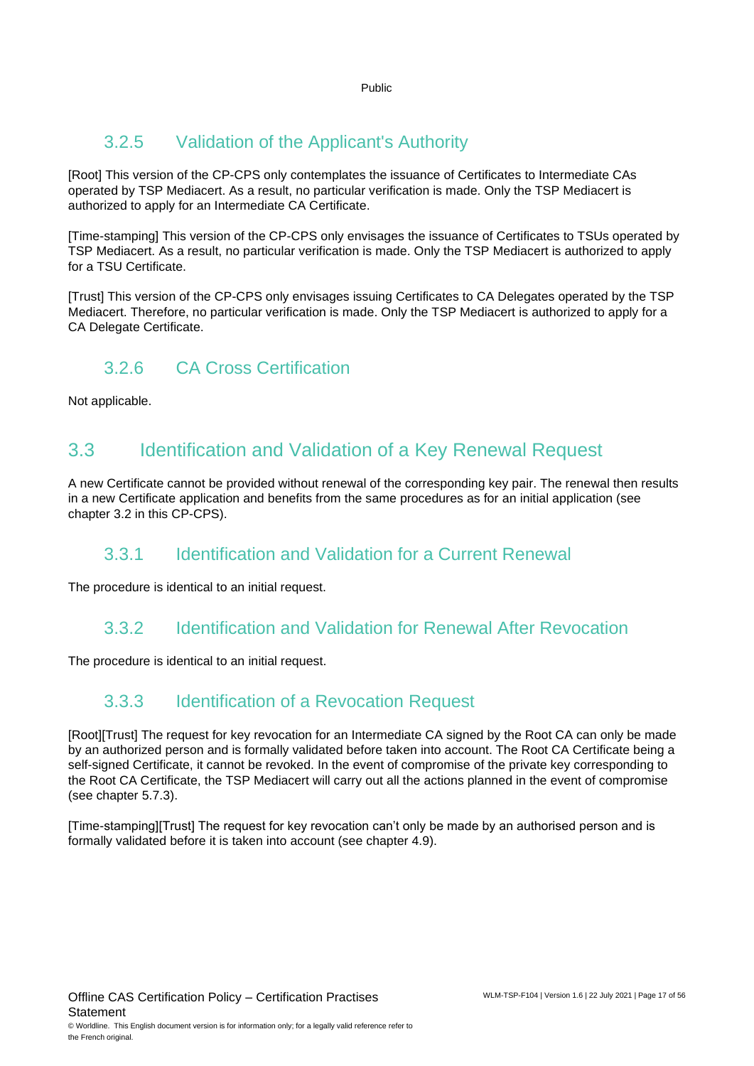### 3.2.5 Validation of the Applicant's Authority

[Root] This version of the CP-CPS only contemplates the issuance of Certificates to Intermediate CAs operated by TSP Mediacert. As a result, no particular verification is made. Only the TSP Mediacert is authorized to apply for an Intermediate CA Certificate.

[Time-stamping] This version of the CP-CPS only envisages the issuance of Certificates to TSUs operated by TSP Mediacert. As a result, no particular verification is made. Only the TSP Mediacert is authorized to apply for a TSU Certificate.

[Trust] This version of the CP-CPS only envisages issuing Certificates to CA Delegates operated by the TSP Mediacert. Therefore, no particular verification is made. Only the TSP Mediacert is authorized to apply for a CA Delegate Certificate.

### 3.2.6 CA Cross Certification

Not applicable.

## 3.3 Identification and Validation of a Key Renewal Request

A new Certificate cannot be provided without renewal of the corresponding key pair. The renewal then results in a new Certificate application and benefits from the same procedures as for an initial application (see chapter 3.2 in this CP-CPS).

### 3.3.1 Identification and Validation for a Current Renewal

The procedure is identical to an initial request.

### 3.3.2 Identification and Validation for Renewal After Revocation

The procedure is identical to an initial request.

### 3.3.3 Identification of a Revocation Request

[Root][Trust] The request for key revocation for an Intermediate CA signed by the Root CA can only be made by an authorized person and is formally validated before taken into account. The Root CA Certificate being a self-signed Certificate, it cannot be revoked. In the event of compromise of the private key corresponding to the Root CA Certificate, the TSP Mediacert will carry out all the actions planned in the event of compromise (see chapter 5.7.3).

[Time-stamping][Trust] The request for key revocation can't only be made by an authorised person and is formally validated before it is taken into account (see chapter 4.9).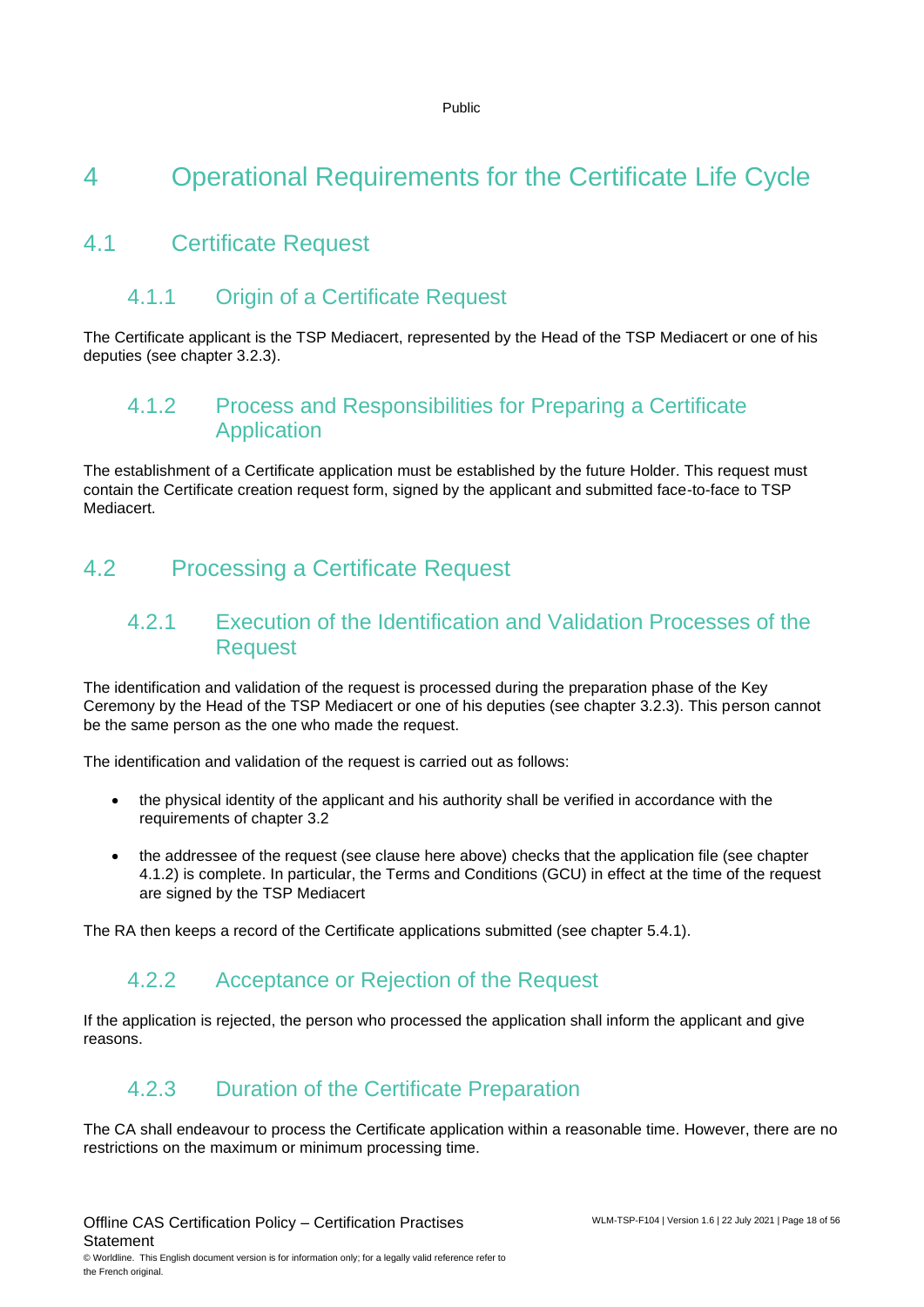# 4 Operational Requirements for the Certificate Life Cycle

## 4.1 Certificate Request

### 4.1.1 Origin of a Certificate Request

The Certificate applicant is the TSP Mediacert, represented by the Head of the TSP Mediacert or one of his deputies (see chapter 3.2.3).

### 4.1.2 Process and Responsibilities for Preparing a Certificate Application

The establishment of a Certificate application must be established by the future Holder. This request must contain the Certificate creation request form, signed by the applicant and submitted face-to-face to TSP Mediacert.

## 4.2 Processing a Certificate Request

### 4.2.1 Execution of the Identification and Validation Processes of the Request

The identification and validation of the request is processed during the preparation phase of the Key Ceremony by the Head of the TSP Mediacert or one of his deputies (see chapter 3.2.3). This person cannot be the same person as the one who made the request.

The identification and validation of the request is carried out as follows:

- the physical identity of the applicant and his authority shall be verified in accordance with the requirements of chapter 3.2
- the addressee of the request (see clause here above) checks that the application file (see chapter 4.1.2) is complete. In particular, the Terms and Conditions (GCU) in effect at the time of the request are signed by the TSP Mediacert

The RA then keeps a record of the Certificate applications submitted (see chapter 5.4.1).

### 4.2.2 Acceptance or Rejection of the Request

If the application is rejected, the person who processed the application shall inform the applicant and give reasons.

### 4.2.3 Duration of the Certificate Preparation

The CA shall endeavour to process the Certificate application within a reasonable time. However, there are no restrictions on the maximum or minimum processing time.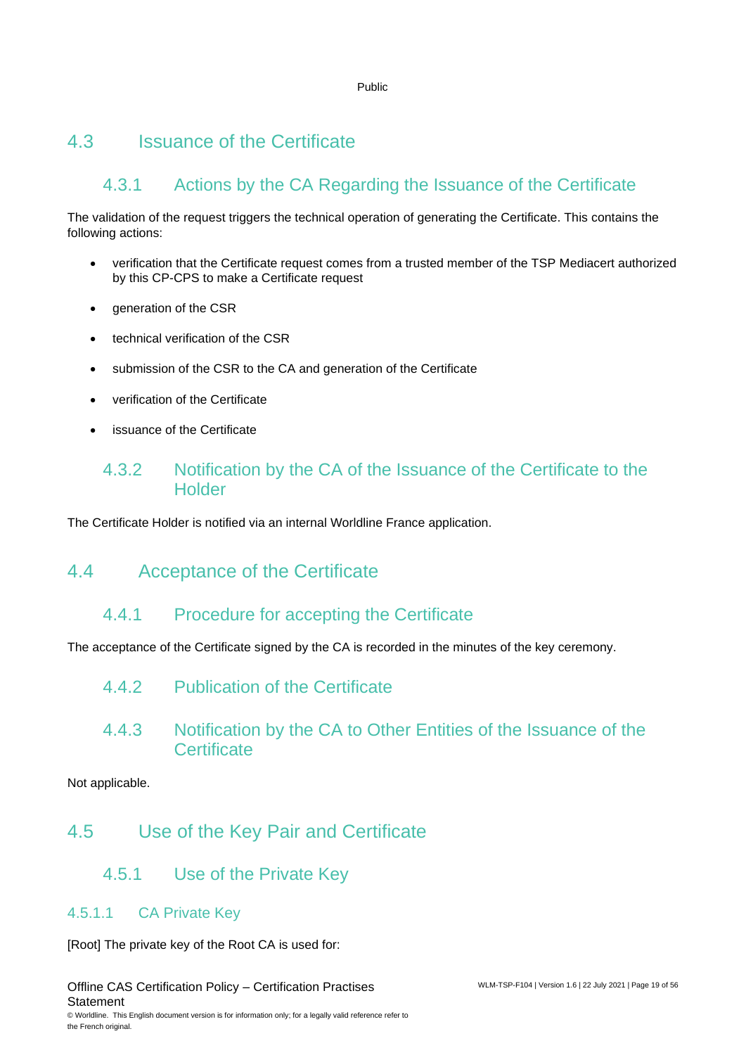## 4.3 Issuance of the Certificate

### 4.3.1 Actions by the CA Regarding the Issuance of the Certificate

The validation of the request triggers the technical operation of generating the Certificate. This contains the following actions:

- verification that the Certificate request comes from a trusted member of the TSP Mediacert authorized by this CP-CPS to make a Certificate request
- generation of the CSR
- technical verification of the CSR
- submission of the CSR to the CA and generation of the Certificate
- verification of the Certificate
- issuance of the Certificate

### 4.3.2 Notification by the CA of the Issuance of the Certificate to the Holder

The Certificate Holder is notified via an internal Worldline France application.

## 4.4 Acceptance of the Certificate

### 4.4.1 Procedure for accepting the Certificate

The acceptance of the Certificate signed by the CA is recorded in the minutes of the key ceremony.

### 4.4.2 Publication of the Certificate

### 4.4.3 Notification by the CA to Other Entities of the Issuance of the Certificate

Not applicable.

## 4.5 Use of the Key Pair and Certificate

### 4.5.1 Use of the Private Key

#### 4.5.1.1 CA Private Key

[Root] The private key of the Root CA is used for: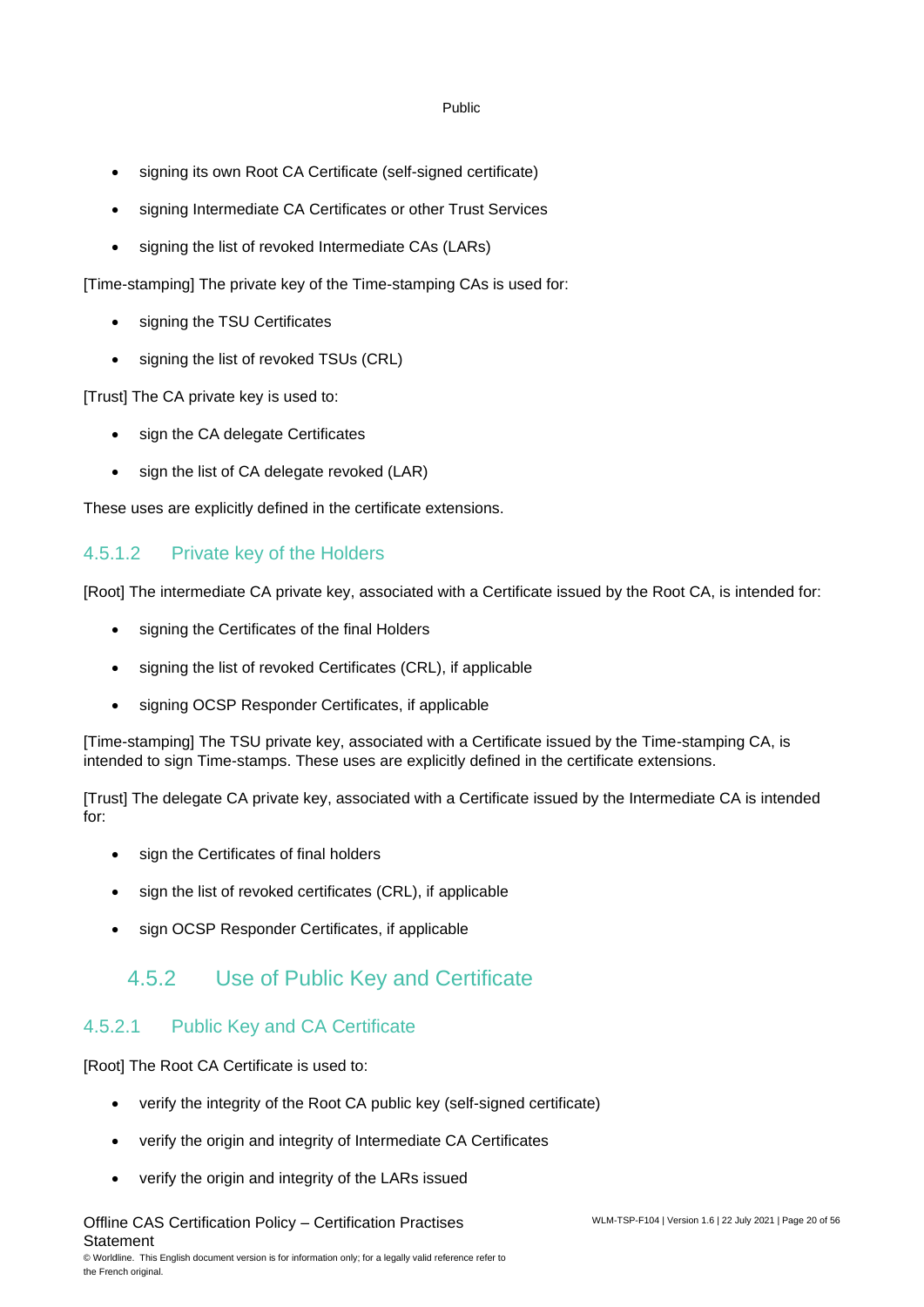- signing its own Root CA Certificate (self-signed certificate)
- signing Intermediate CA Certificates or other Trust Services
- signing the list of revoked Intermediate CAs (LARs)

[Time-stamping] The private key of the Time-stamping CAs is used for:

- signing the TSU Certificates
- signing the list of revoked TSUs (CRL)

[Trust] The CA private key is used to:

- sign the CA delegate Certificates
- sign the list of CA delegate revoked (LAR)

These uses are explicitly defined in the certificate extensions.

#### 4.5.1.2 Private key of the Holders

[Root] The intermediate CA private key, associated with a Certificate issued by the Root CA, is intended for:

- signing the Certificates of the final Holders
- signing the list of revoked Certificates (CRL), if applicable
- signing OCSP Responder Certificates, if applicable

[Time-stamping] The TSU private key, associated with a Certificate issued by the Time-stamping CA, is intended to sign Time-stamps. These uses are explicitly defined in the certificate extensions.

[Trust] The delegate CA private key, associated with a Certificate issued by the Intermediate CA is intended for:

- sign the Certificates of final holders
- sign the list of revoked certificates (CRL), if applicable
- sign OCSP Responder Certificates, if applicable

### 4.5.2 Use of Public Key and Certificate

#### 4.5.2.1 Public Key and CA Certificate

[Root] The Root CA Certificate is used to:

- verify the integrity of the Root CA public key (self-signed certificate)
- verify the origin and integrity of Intermediate CA Certificates
- verify the origin and integrity of the LARs issued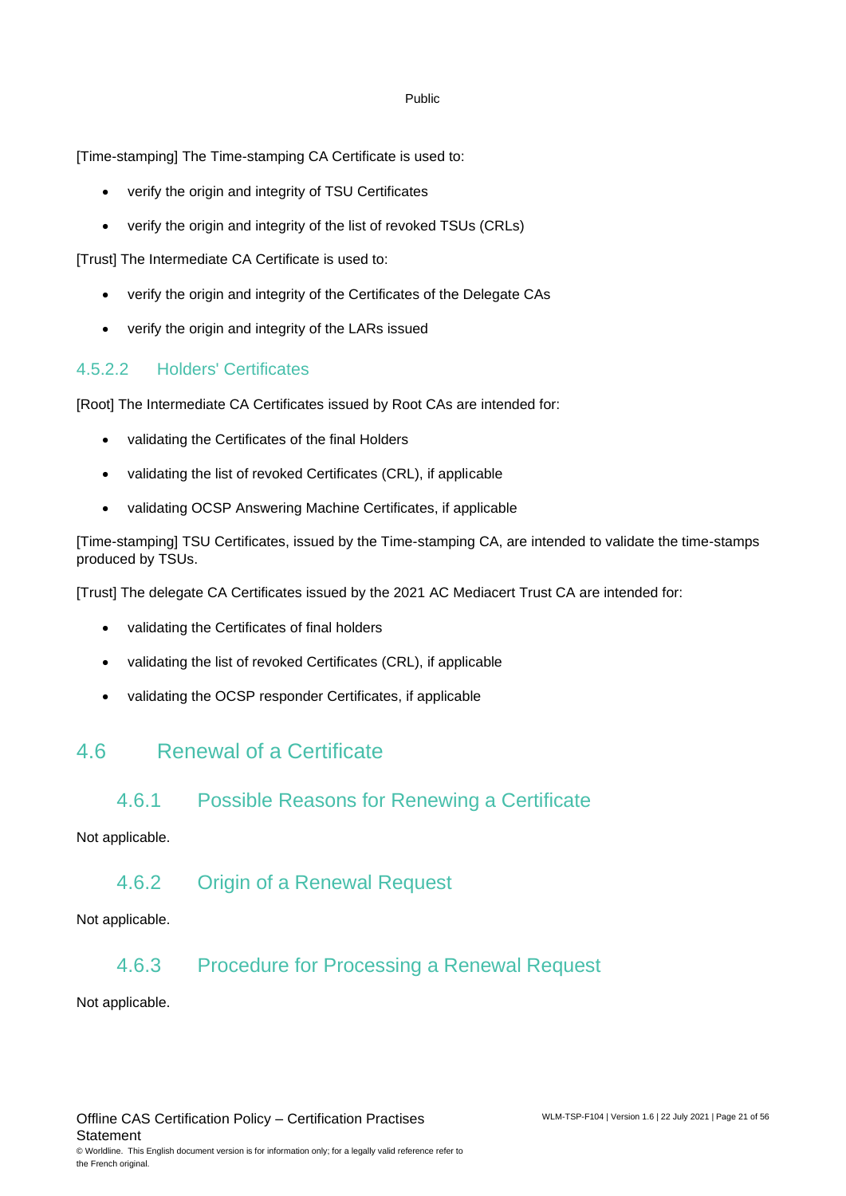[Time-stamping] The Time-stamping CA Certificate is used to:

- verify the origin and integrity of TSU Certificates
- verify the origin and integrity of the list of revoked TSUs (CRLs)

[Trust] The Intermediate CA Certificate is used to:

- verify the origin and integrity of the Certificates of the Delegate CAs
- verify the origin and integrity of the LARs issued

#### 4.5.2.2 Holders' Certificates

[Root] The Intermediate CA Certificates issued by Root CAs are intended for:

- validating the Certificates of the final Holders
- validating the list of revoked Certificates (CRL), if applicable
- validating OCSP Answering Machine Certificates, if applicable

[Time-stamping] TSU Certificates, issued by the Time-stamping CA, are intended to validate the time-stamps produced by TSUs.

[Trust] The delegate CA Certificates issued by the 2021 AC Mediacert Trust CA are intended for:

- validating the Certificates of final holders
- validating the list of revoked Certificates (CRL), if applicable
- validating the OCSP responder Certificates, if applicable

## 4.6 Renewal of a Certificate

### 4.6.1 Possible Reasons for Renewing a Certificate

Not applicable.

### 4.6.2 Origin of a Renewal Request

Not applicable.

### 4.6.3 Procedure for Processing a Renewal Request

Not applicable.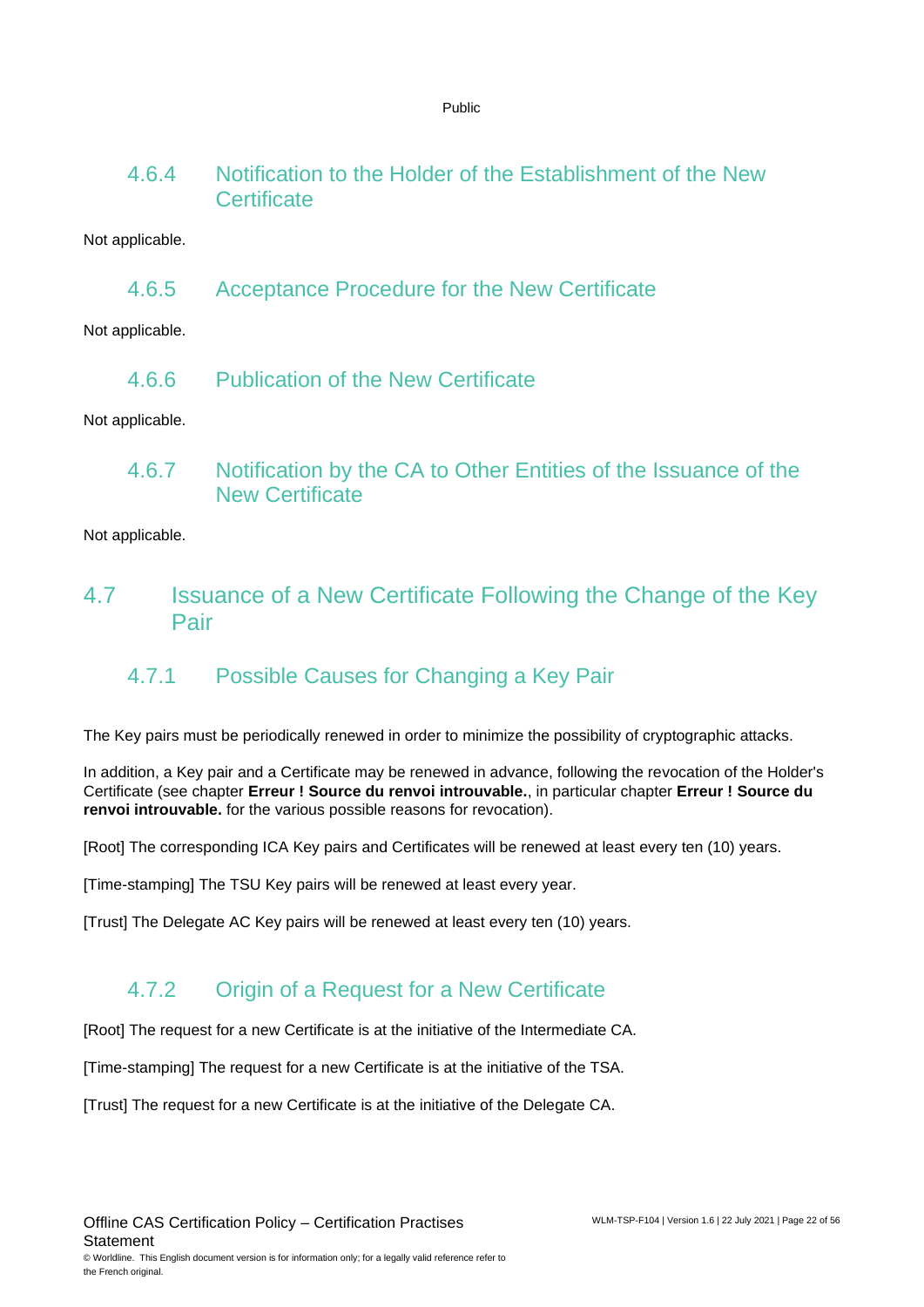### 4.6.4 Notification to the Holder of the Establishment of the New Certificate

Not applicable.

### 4.6.5 Acceptance Procedure for the New Certificate

Not applicable.

### 4.6.6 Publication of the New Certificate

Not applicable.

### 4.6.7 Notification by the CA to Other Entities of the Issuance of the New Certificate

Not applicable.

## 4.7 Issuance of a New Certificate Following the Change of the Key Pair

### 4.7.1 Possible Causes for Changing a Key Pair

The Key pairs must be periodically renewed in order to minimize the possibility of cryptographic attacks.

In addition, a Key pair and a Certificate may be renewed in advance, following the revocation of the Holder's Certificate (see chapter **Erreur ! Source du renvoi introuvable.**, in particular chapter **Erreur ! Source du renvoi introuvable.** for the various possible reasons for revocation).

[Root] The corresponding ICA Key pairs and Certificates will be renewed at least every ten (10) years.

[Time-stamping] The TSU Key pairs will be renewed at least every year.

[Trust] The Delegate AC Key pairs will be renewed at least every ten (10) years.

### 4.7.2 Origin of a Request for a New Certificate

[Root] The request for a new Certificate is at the initiative of the Intermediate CA.

[Time-stamping] The request for a new Certificate is at the initiative of the TSA.

[Trust] The request for a new Certificate is at the initiative of the Delegate CA.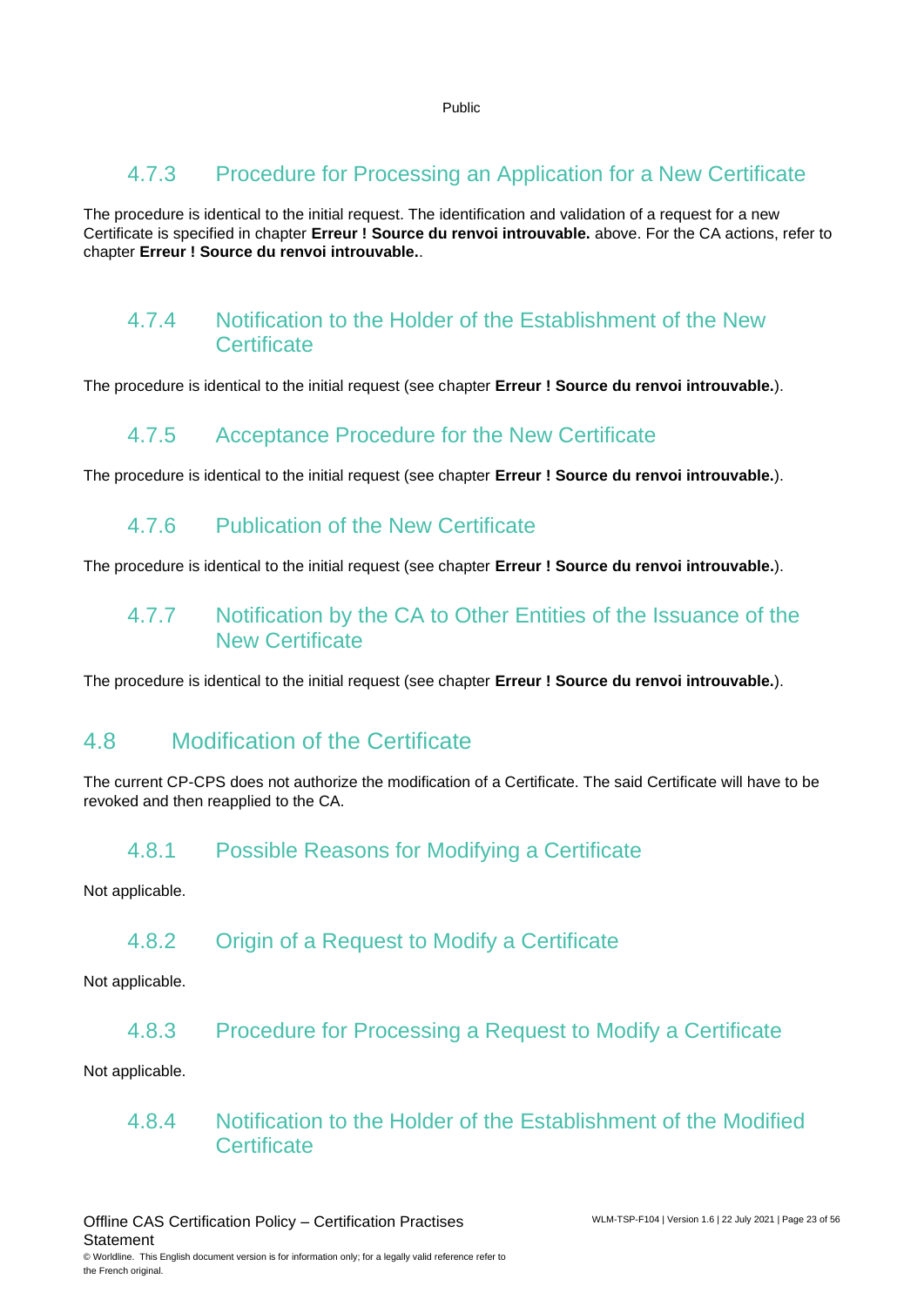### 4.7.3 Procedure for Processing an Application for a New Certificate

The procedure is identical to the initial request. The identification and validation of a request for a new Certificate is specified in chapter **Erreur ! Source du renvoi introuvable.** above. For the CA actions, refer to chapter **Erreur ! Source du renvoi introuvable.**.

### 4.7.4 Notification to the Holder of the Establishment of the New Certificate

The procedure is identical to the initial request (see chapter **Erreur ! Source du renvoi introuvable.**).

### 4.7.5 Acceptance Procedure for the New Certificate

The procedure is identical to the initial request (see chapter **Erreur ! Source du renvoi introuvable.**).

### 4.7.6 Publication of the New Certificate

The procedure is identical to the initial request (see chapter **Erreur ! Source du renvoi introuvable.**).

### 4.7.7 Notification by the CA to Other Entities of the Issuance of the New Certificate

The procedure is identical to the initial request (see chapter **Erreur ! Source du renvoi introuvable.**).

## 4.8 Modification of the Certificate

The current CP-CPS does not authorize the modification of a Certificate. The said Certificate will have to be revoked and then reapplied to the CA.

### 4.8.1 Possible Reasons for Modifying a Certificate

Not applicable.

### 4.8.2 Origin of a Request to Modify a Certificate

Not applicable.

### 4.8.3 Procedure for Processing a Request to Modify a Certificate

Not applicable.

### 4.8.4 Notification to the Holder of the Establishment of the Modified Certificate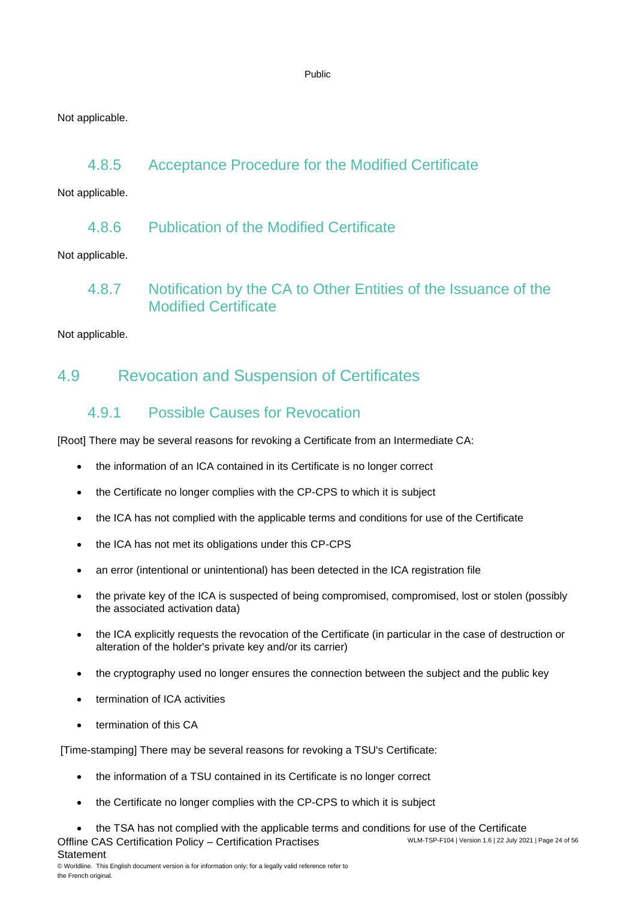Not applicable.

### 4.8.5 Acceptance Procedure for the Modified Certificate

Not applicable.

### 4.8.6 Publication of the Modified Certificate

Not applicable.

### 4.8.7 Notification by the CA to Other Entities of the Issuance of the Modified Certificate

Not applicable.

## 4.9 Revocation and Suspension of Certificates

### 4.9.1 Possible Causes for Revocation

[Root] There may be several reasons for revoking a Certificate from an Intermediate CA:

- the information of an ICA contained in its Certificate is no longer correct
- the Certificate no longer complies with the CP-CPS to which it is subject
- the ICA has not complied with the applicable terms and conditions for use of the Certificate
- the ICA has not met its obligations under this CP-CPS
- an error (intentional or unintentional) has been detected in the ICA registration file
- the private key of the ICA is suspected of being compromised, compromised, lost or stolen (possibly the associated activation data)
- the ICA explicitly requests the revocation of the Certificate (in particular in the case of destruction or alteration of the holder's private key and/or its carrier)
- the cryptography used no longer ensures the connection between the subject and the public key
- termination of ICA activities
- termination of this CA

[Time-stamping] There may be several reasons for revoking a TSU's Certificate:

- the information of a TSU contained in its Certificate is no longer correct
- the Certificate no longer complies with the CP-CPS to which it is subject
- the TSA has not complied with the applicable terms and conditions for use of the Certificate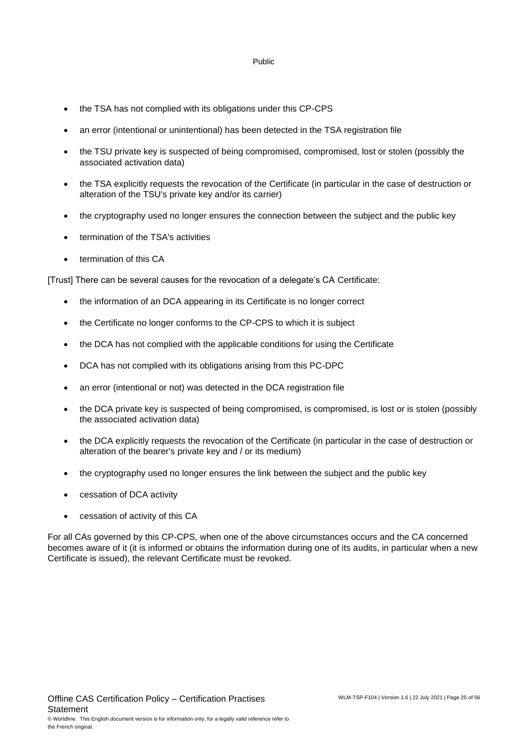- the TSA has not complied with its obligations under this CP-CPS
- an error (intentional or unintentional) has been detected in the TSA registration file
- the TSU private key is suspected of being compromised, compromised, lost or stolen (possibly the associated activation data)
- the TSA explicitly requests the revocation of the Certificate (in particular in the case of destruction or alteration of the TSU's private key and/or its carrier)
- the cryptography used no longer ensures the connection between the subject and the public key
- termination of the TSA's activities
- termination of this CA

[Trust] There can be several causes for the revocation of a delegate's CA Certificate:

- the information of an DCA appearing in its Certificate is no longer correct
- the Certificate no longer conforms to the CP-CPS to which it is subject
- the DCA has not complied with the applicable conditions for using the Certificate
- DCA has not complied with its obligations arising from this PC-DPC
- an error (intentional or not) was detected in the DCA registration file
- the DCA private key is suspected of being compromised, is compromised, is lost or is stolen (possibly the associated activation data)
- the DCA explicitly requests the revocation of the Certificate (in particular in the case of destruction or alteration of the bearer's private key and / or its medium)
- the cryptography used no longer ensures the link between the subject and the public key
- cessation of DCA activity
- cessation of activity of this CA

For all CAs governed by this CP-CPS, when one of the above circumstances occurs and the CA concerned becomes aware of it (it is informed or obtains the information during one of its audits, in particular when a new Certificate is issued), the relevant Certificate must be revoked.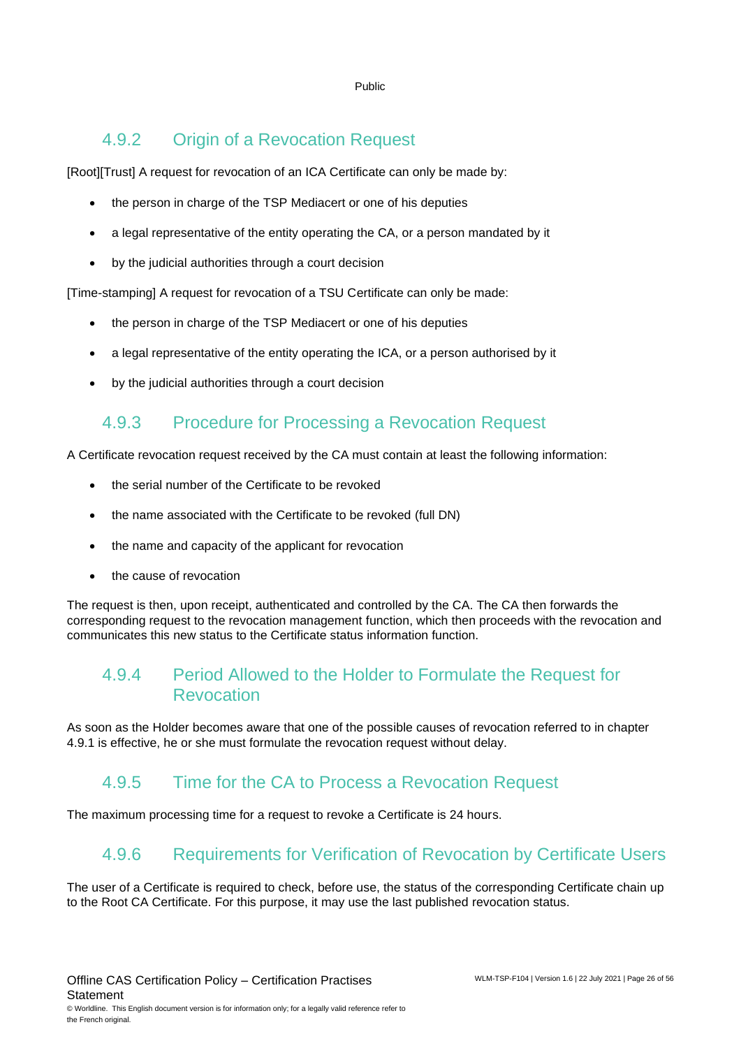### 4.9.2 Origin of a Revocation Request

[Root][Trust] A request for revocation of an ICA Certificate can only be made by:

- the person in charge of the TSP Mediacert or one of his deputies
- a legal representative of the entity operating the CA, or a person mandated by it
- by the judicial authorities through a court decision

[Time-stamping] A request for revocation of a TSU Certificate can only be made:

- the person in charge of the TSP Mediacert or one of his deputies
- a legal representative of the entity operating the ICA, or a person authorised by it
- by the judicial authorities through a court decision

### 4.9.3 Procedure for Processing a Revocation Request

A Certificate revocation request received by the CA must contain at least the following information:

- the serial number of the Certificate to be revoked
- the name associated with the Certificate to be revoked (full DN)
- the name and capacity of the applicant for revocation
- the cause of revocation

The request is then, upon receipt, authenticated and controlled by the CA. The CA then forwards the corresponding request to the revocation management function, which then proceeds with the revocation and communicates this new status to the Certificate status information function.

### 4.9.4 Period Allowed to the Holder to Formulate the Request for Revocation

As soon as the Holder becomes aware that one of the possible causes of revocation referred to in chapter 4.9.1 is effective, he or she must formulate the revocation request without delay.

### 4.9.5 Time for the CA to Process a Revocation Request

The maximum processing time for a request to revoke a Certificate is 24 hours.

### 4.9.6 Requirements for Verification of Revocation by Certificate Users

The user of a Certificate is required to check, before use, the status of the corresponding Certificate chain up to the Root CA Certificate. For this purpose, it may use the last published revocation status.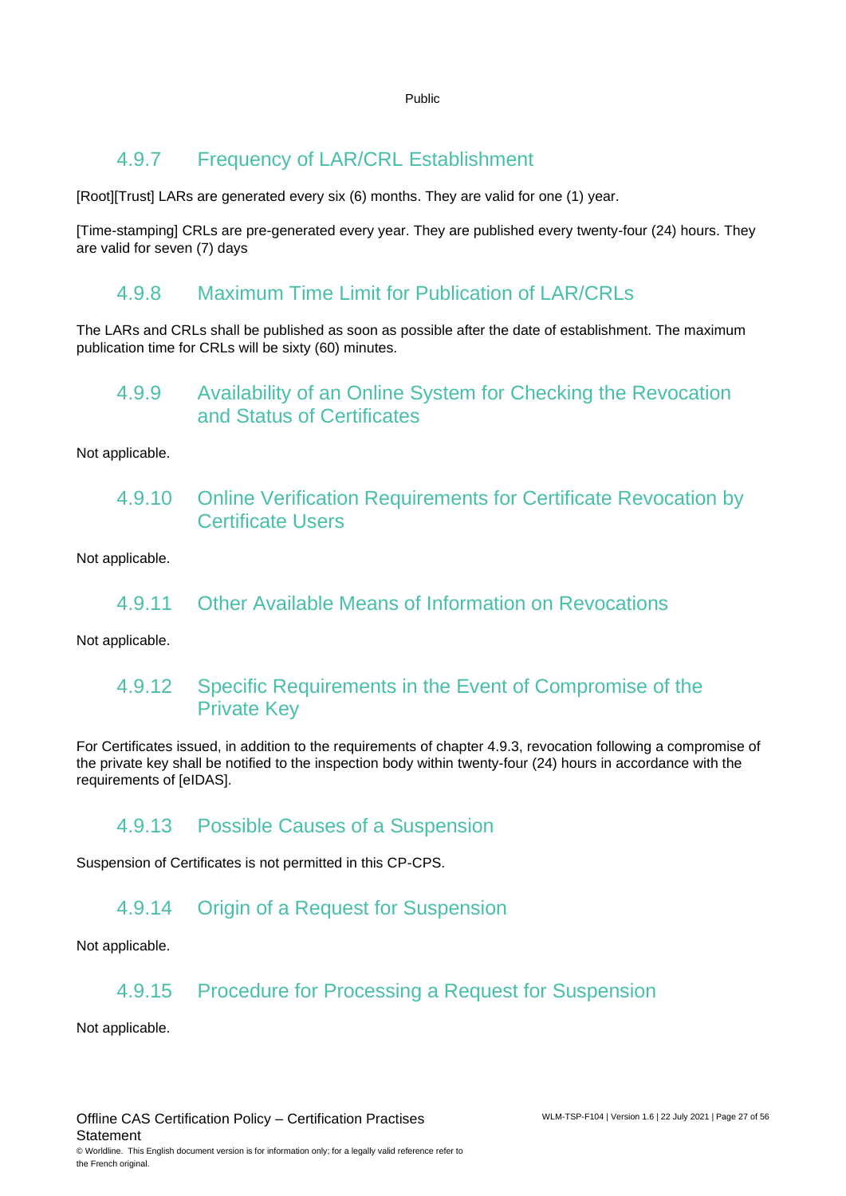### 4.9.7 Frequency of LAR/CRL Establishment

[Root][Trust] LARs are generated every six (6) months. They are valid for one (1) year.

[Time-stamping] CRLs are pre-generated every year. They are published every twenty-four (24) hours. They are valid for seven (7) days

### 4.9.8 Maximum Time Limit for Publication of LAR/CRLs

The LARs and CRLs shall be published as soon as possible after the date of establishment. The maximum publication time for CRLs will be sixty (60) minutes.

### 4.9.9 Availability of an Online System for Checking the Revocation and Status of Certificates

Not applicable.

### 4.9.10 Online Verification Requirements for Certificate Revocation by Certificate Users

Not applicable.

### 4.9.11 Other Available Means of Information on Revocations

Not applicable.

### 4.9.12 Specific Requirements in the Event of Compromise of the Private Key

For Certificates issued, in addition to the requirements of chapter 4.9.3, revocation following a compromise of the private key shall be notified to the inspection body within twenty-four (24) hours in accordance with the requirements of [eIDAS].

### 4.9.13 Possible Causes of a Suspension

Suspension of Certificates is not permitted in this CP-CPS.

### 4.9.14 Origin of a Request for Suspension

Not applicable.

### 4.9.15 Procedure for Processing a Request for Suspension

Not applicable.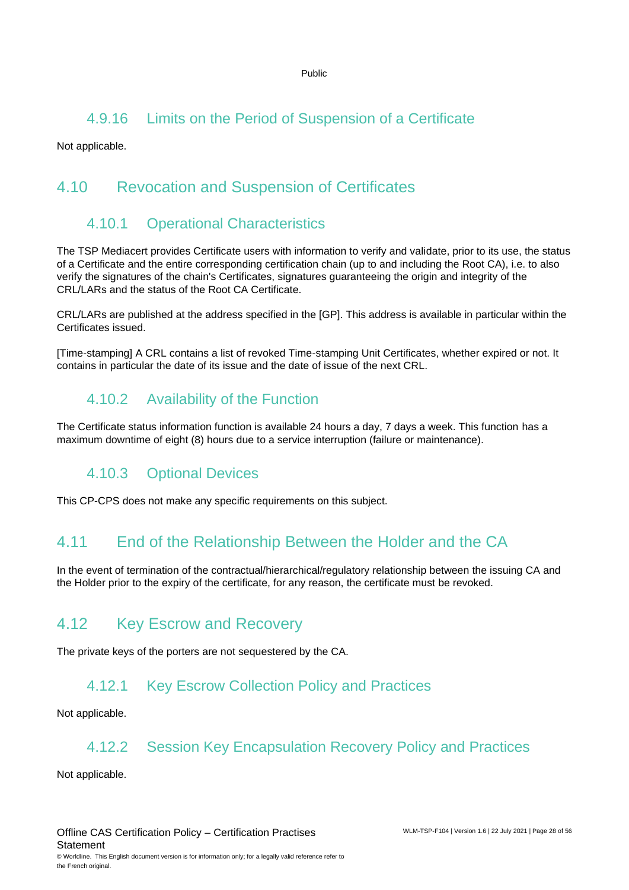### 4.9.16 Limits on the Period of Suspension of a Certificate

Not applicable.

## 4.10 Revocation and Suspension of Certificates

### 4.10.1 Operational Characteristics

The TSP Mediacert provides Certificate users with information to verify and validate, prior to its use, the status of a Certificate and the entire corresponding certification chain (up to and including the Root CA), i.e. to also verify the signatures of the chain's Certificates, signatures guaranteeing the origin and integrity of the CRL/LARs and the status of the Root CA Certificate.

CRL/LARs are published at the address specified in the [GP]. This address is available in particular within the Certificates issued.

[Time-stamping] A CRL contains a list of revoked Time-stamping Unit Certificates, whether expired or not. It contains in particular the date of its issue and the date of issue of the next CRL.

### 4.10.2 Availability of the Function

The Certificate status information function is available 24 hours a day, 7 days a week. This function has a maximum downtime of eight (8) hours due to a service interruption (failure or maintenance).

### 4.10.3 Optional Devices

This CP-CPS does not make any specific requirements on this subject.

## 4.11 End of the Relationship Between the Holder and the CA

In the event of termination of the contractual/hierarchical/regulatory relationship between the issuing CA and the Holder prior to the expiry of the certificate, for any reason, the certificate must be revoked.

## 4.12 Key Escrow and Recovery

The private keys of the porters are not sequestered by the CA.

### 4.12.1 Key Escrow Collection Policy and Practices

Not applicable.

### 4.12.2 Session Key Encapsulation Recovery Policy and Practices

Not applicable.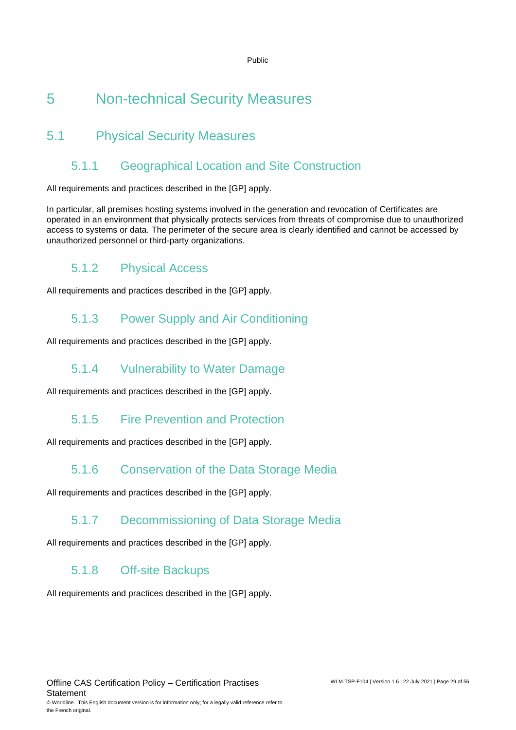# 5 Non-technical Security Measures

## 5.1 Physical Security Measures

### 5.1.1 Geographical Location and Site Construction

All requirements and practices described in the [GP] apply.

In particular, all premises hosting systems involved in the generation and revocation of Certificates are operated in an environment that physically protects services from threats of compromise due to unauthorized access to systems or data. The perimeter of the secure area is clearly identified and cannot be accessed by unauthorized personnel or third-party organizations.

### 5.1.2 Physical Access

All requirements and practices described in the [GP] apply.

### 5.1.3 Power Supply and Air Conditioning

All requirements and practices described in the [GP] apply.

### 5.1.4 Vulnerability to Water Damage

All requirements and practices described in the [GP] apply.

### 5.1.5 Fire Prevention and Protection

All requirements and practices described in the [GP] apply.

### 5.1.6 Conservation of the Data Storage Media

All requirements and practices described in the [GP] apply.

### 5.1.7 Decommissioning of Data Storage Media

All requirements and practices described in the [GP] apply.

### 5.1.8 Off-site Backups

All requirements and practices described in the [GP] apply.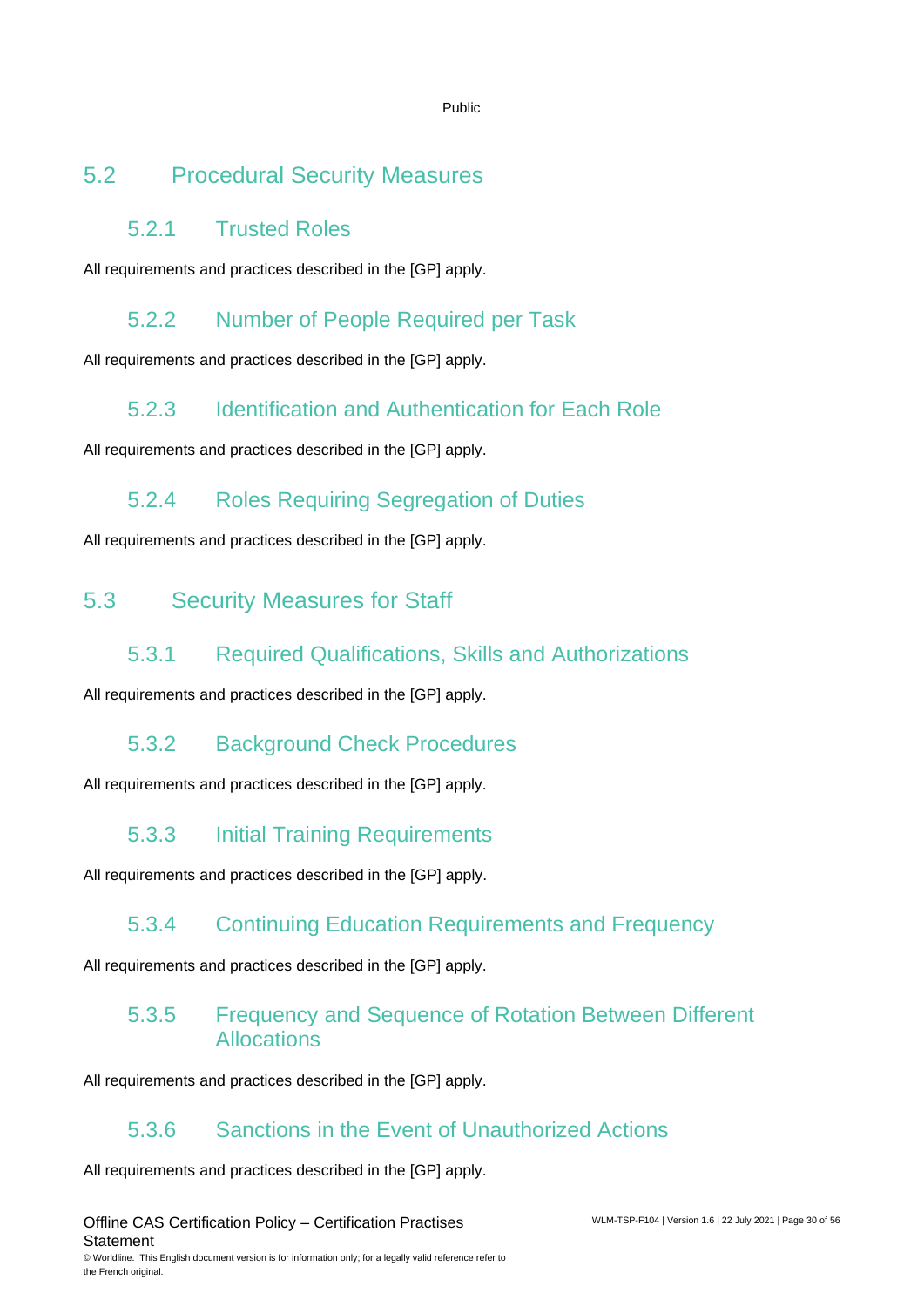## 5.2 Procedural Security Measures

### 5.2.1 Trusted Roles

All requirements and practices described in the [GP] apply.

### 5.2.2 Number of People Required per Task

All requirements and practices described in the [GP] apply.

### 5.2.3 Identification and Authentication for Each Role

All requirements and practices described in the [GP] apply.

### 5.2.4 Roles Requiring Segregation of Duties

All requirements and practices described in the [GP] apply.

## 5.3 Security Measures for Staff

### 5.3.1 Required Qualifications, Skills and Authorizations

All requirements and practices described in the [GP] apply.

### 5.3.2 Background Check Procedures

All requirements and practices described in the [GP] apply.

### 5.3.3 Initial Training Requirements

All requirements and practices described in the [GP] apply.

### 5.3.4 Continuing Education Requirements and Frequency

All requirements and practices described in the [GP] apply.

### 5.3.5 Frequency and Sequence of Rotation Between Different Allocations

All requirements and practices described in the [GP] apply.

### 5.3.6 Sanctions in the Event of Unauthorized Actions

All requirements and practices described in the [GP] apply.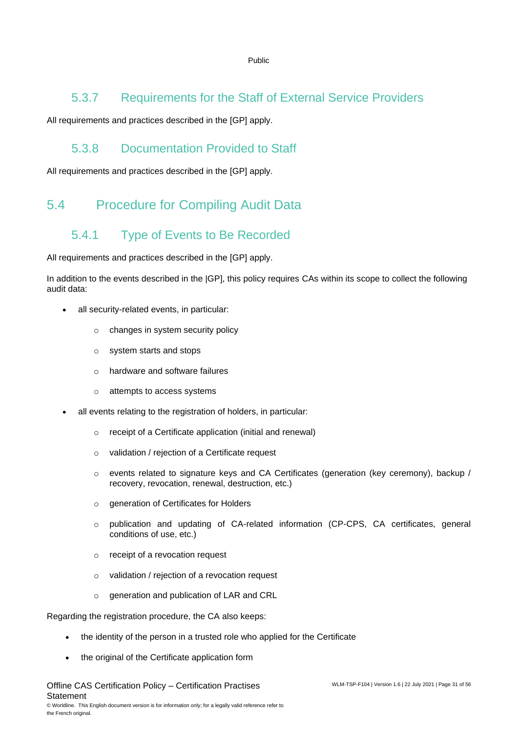### 5.3.7 Requirements for the Staff of External Service Providers

All requirements and practices described in the [GP] apply.

### 5.3.8 Documentation Provided to Staff

All requirements and practices described in the [GP] apply.

## 5.4 Procedure for Compiling Audit Data

### 5.4.1 Type of Events to Be Recorded

All requirements and practices described in the [GP] apply.

In addition to the events described in the |GP], this policy requires CAs within its scope to collect the following audit data:

- all security-related events, in particular:
  - changes in system security policy
  - system starts and stops
  - hardware and software failures
  - attempts to access systems
- all events relating to the registration of holders, in particular:
  - receipt of a Certificate application (initial and renewal)
  - validation / rejection of a Certificate request
  - events related to signature keys and CA Certificates (generation (key ceremony), backup / recovery, revocation, renewal, destruction, etc.)
  - generation of Certificates for Holders
  - publication and updating of CA-related information (CP-CPS, CA certificates, general conditions of use, etc.)
  - receipt of a revocation request
  - validation / rejection of a revocation request
  - generation and publication of LAR and CRL

Regarding the registration procedure, the CA also keeps:

- the identity of the person in a trusted role who applied for the Certificate
- the original of the Certificate application form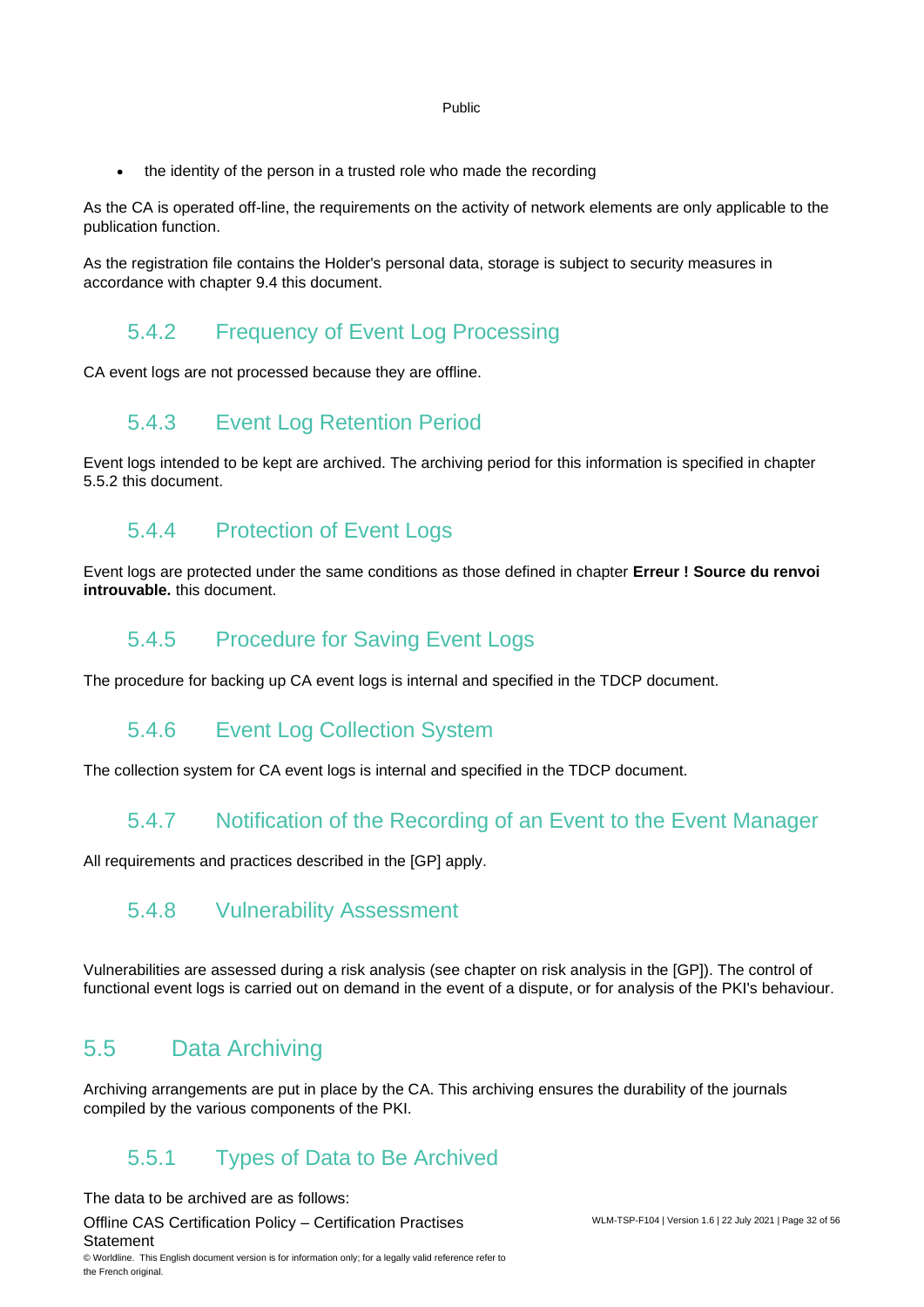- the identity of the person in a trusted role who made the recording

As the CA is operated off-line, the requirements on the activity of network elements are only applicable to the publication function.

As the registration file contains the Holder's personal data, storage is subject to security measures in accordance with chapter 9.4 this document.

### 5.4.2 Frequency of Event Log Processing

CA event logs are not processed because they are offline.

### 5.4.3 Event Log Retention Period

Event logs intended to be kept are archived. The archiving period for this information is specified in chapter 5.5.2 this document.

### 5.4.4 Protection of Event Logs

Event logs are protected under the same conditions as those defined in chapter **Erreur ! Source du renvoi introuvable.** this document.

### 5.4.5 Procedure for Saving Event Logs

The procedure for backing up CA event logs is internal and specified in the TDCP document.

### 5.4.6 Event Log Collection System

The collection system for CA event logs is internal and specified in the TDCP document.

### 5.4.7 Notification of the Recording of an Event to the Event Manager

All requirements and practices described in the [GP] apply.

### 5.4.8 Vulnerability Assessment

Vulnerabilities are assessed during a risk analysis (see chapter on risk analysis in the [GP]). The control of functional event logs is carried out on demand in the event of a dispute, or for analysis of the PKI's behaviour.

## 5.5 Data Archiving

Archiving arrangements are put in place by the CA. This archiving ensures the durability of the journals compiled by the various components of the PKI.

### 5.5.1 Types of Data to Be Archived

The data to be archived are as follows: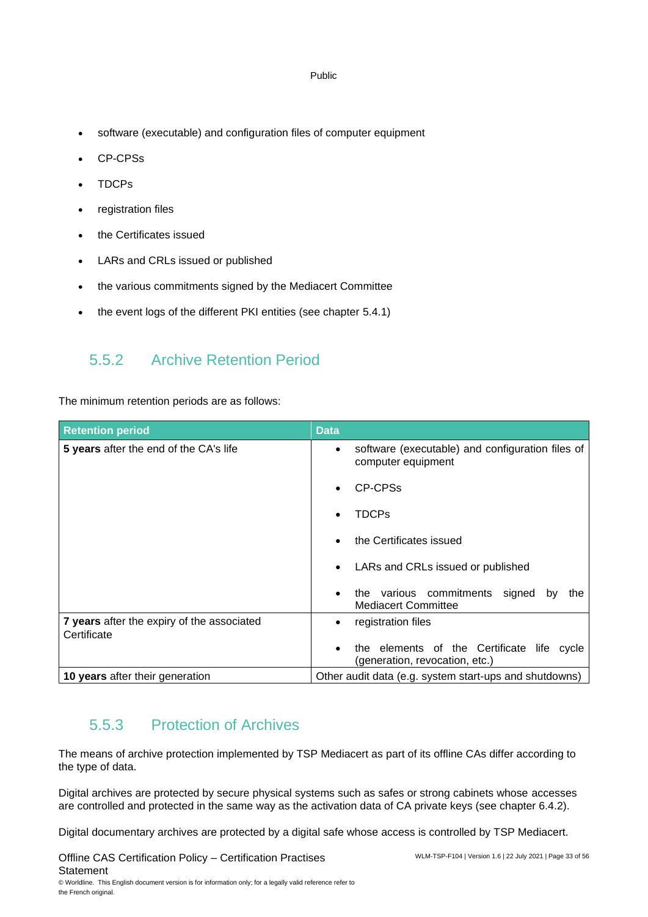- software (executable) and configuration files of computer equipment
- CP-CPSs
- TDCPs
- registration files
- the Certificates issued
- LARs and CRLs issued or published
- the various commitments signed by the Mediacert Committee
- the event logs of the different PKI entities (see chapter 5.4.1)

### 5.5.2 Archive Retention Period

The minimum retention periods are as follows:

| Retention period | Data |
|---|---|
| **5 years** after the end of the CA's life | • software (executable) and configuration files of computer equipment<br>• CP-CPSs<br>• TDCPs<br>• the Certificates issued<br>• LARs and CRLs issued or published<br>• the various commitments signed by the Mediacert Committee |
| **7 years** after the expiry of the associated Certificate | • registration files<br>• the elements of the Certificate life cycle (generation, revocation, etc.) |
| **10 years** after their generation | Other audit data (e.g. system start-ups and shutdowns) |

### 5.5.3 Protection of Archives

The means of archive protection implemented by TSP Mediacert as part of its offline CAs differ according to the type of data.

Digital archives are protected by secure physical systems such as safes or strong cabinets whose accesses are controlled and protected in the same way as the activation data of CA private keys (see chapter 6.4.2).

Digital documentary archives are protected by a digital safe whose access is controlled by TSP Mediacert.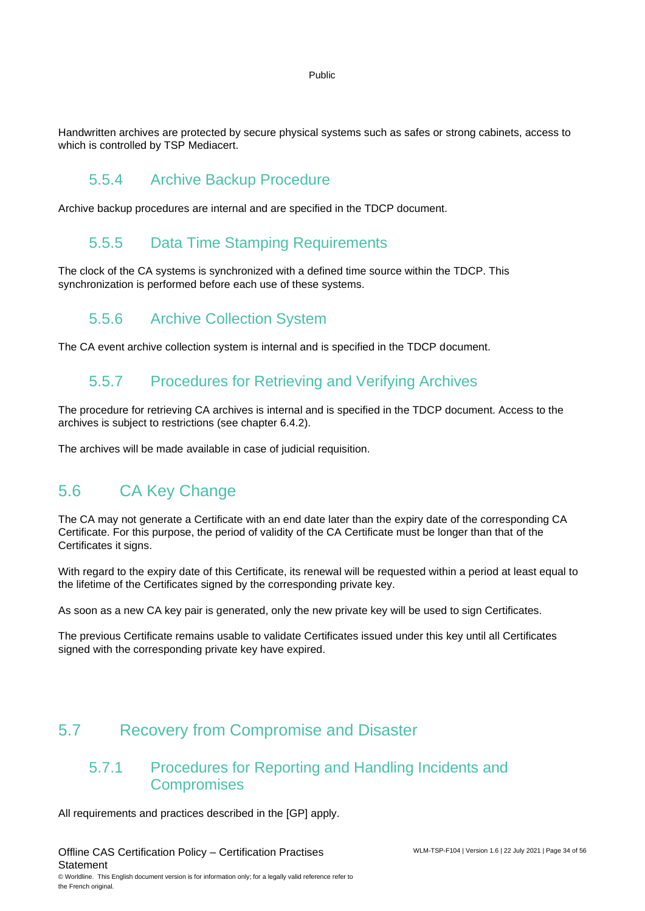Handwritten archives are protected by secure physical systems such as safes or strong cabinets, access to which is controlled by TSP Mediacert.

### 5.5.4 Archive Backup Procedure

Archive backup procedures are internal and are specified in the TDCP document.

### 5.5.5 Data Time Stamping Requirements

The clock of the CA systems is synchronized with a defined time source within the TDCP. This synchronization is performed before each use of these systems.

### 5.5.6 Archive Collection System

The CA event archive collection system is internal and is specified in the TDCP document.

### 5.5.7 Procedures for Retrieving and Verifying Archives

The procedure for retrieving CA archives is internal and is specified in the TDCP document. Access to the archives is subject to restrictions (see chapter 6.4.2).

The archives will be made available in case of judicial requisition.

## 5.6 CA Key Change

The CA may not generate a Certificate with an end date later than the expiry date of the corresponding CA Certificate. For this purpose, the period of validity of the CA Certificate must be longer than that of the Certificates it signs.

With regard to the expiry date of this Certificate, its renewal will be requested within a period at least equal to the lifetime of the Certificates signed by the corresponding private key.

As soon as a new CA key pair is generated, only the new private key will be used to sign Certificates.

The previous Certificate remains usable to validate Certificates issued under this key until all Certificates signed with the corresponding private key have expired.

## 5.7 Recovery from Compromise and Disaster

### 5.7.1 Procedures for Reporting and Handling Incidents and Compromises

All requirements and practices described in the [GP] apply.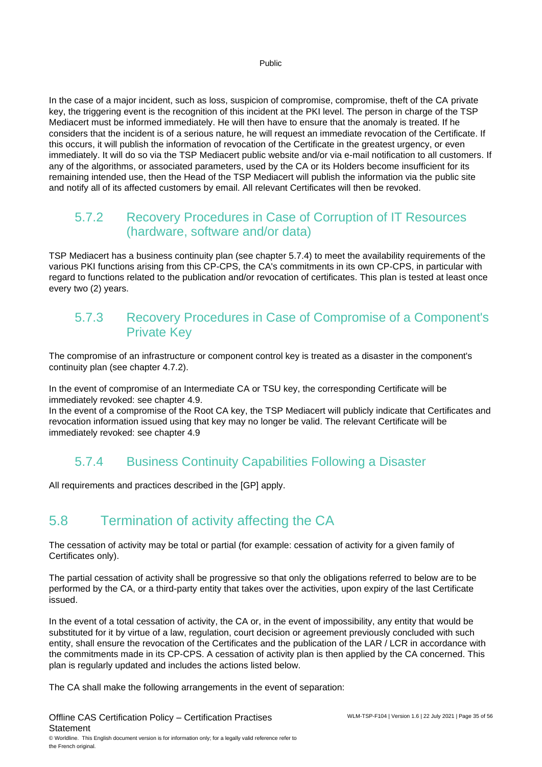In the case of a major incident, such as loss, suspicion of compromise, compromise, theft of the CA private key, the triggering event is the recognition of this incident at the PKI level. The person in charge of the TSP Mediacert must be informed immediately. He will then have to ensure that the anomaly is treated. If he considers that the incident is of a serious nature, he will request an immediate revocation of the Certificate. If this occurs, it will publish the information of revocation of the Certificate in the greatest urgency, or even immediately. It will do so via the TSP Mediacert public website and/or via e-mail notification to all customers. If any of the algorithms, or associated parameters, used by the CA or its Holders become insufficient for its remaining intended use, then the Head of the TSP Mediacert will publish the information via the public site and notify all of its affected customers by email. All relevant Certificates will then be revoked.

### 5.7.2 Recovery Procedures in Case of Corruption of IT Resources (hardware, software and/or data)

TSP Mediacert has a business continuity plan (see chapter 5.7.4) to meet the availability requirements of the various PKI functions arising from this CP-CPS, the CA's commitments in its own CP-CPS, in particular with regard to functions related to the publication and/or revocation of certificates. This plan is tested at least once every two (2) years.

### 5.7.3 Recovery Procedures in Case of Compromise of a Component's Private Key

The compromise of an infrastructure or component control key is treated as a disaster in the component's continuity plan (see chapter 4.7.2).

In the event of compromise of an Intermediate CA or TSU key, the corresponding Certificate will be immediately revoked: see chapter 4.9.
In the event of a compromise of the Root CA key, the TSP Mediacert will publicly indicate that Certificates and revocation information issued using that key may no longer be valid. The relevant Certificate will be immediately revoked: see chapter 4.9

### 5.7.4 Business Continuity Capabilities Following a Disaster

All requirements and practices described in the [GP] apply.

## 5.8 Termination of activity affecting the CA

The cessation of activity may be total or partial (for example: cessation of activity for a given family of Certificates only).

The partial cessation of activity shall be progressive so that only the obligations referred to below are to be performed by the CA, or a third-party entity that takes over the activities, upon expiry of the last Certificate issued.

In the event of a total cessation of activity, the CA or, in the event of impossibility, any entity that would be substituted for it by virtue of a law, regulation, court decision or agreement previously concluded with such entity, shall ensure the revocation of the Certificates and the publication of the LAR / LCR in accordance with the commitments made in its CP-CPS. A cessation of activity plan is then applied by the CA concerned. This plan is regularly updated and includes the actions listed below.

The CA shall make the following arrangements in the event of separation: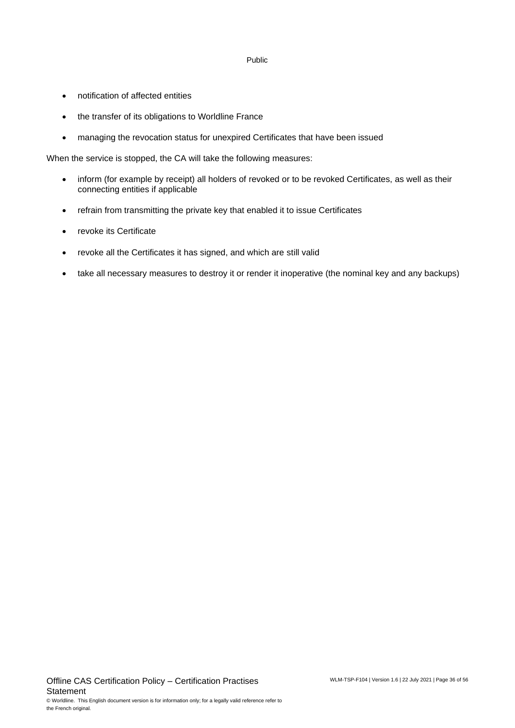- notification of affected entities
- the transfer of its obligations to Worldline France
- managing the revocation status for unexpired Certificates that have been issued

When the service is stopped, the CA will take the following measures:

- inform (for example by receipt) all holders of revoked or to be revoked Certificates, as well as their connecting entities if applicable
- refrain from transmitting the private key that enabled it to issue Certificates
- revoke its Certificate
- revoke all the Certificates it has signed, and which are still valid
- take all necessary measures to destroy it or render it inoperative (the nominal key and any backups)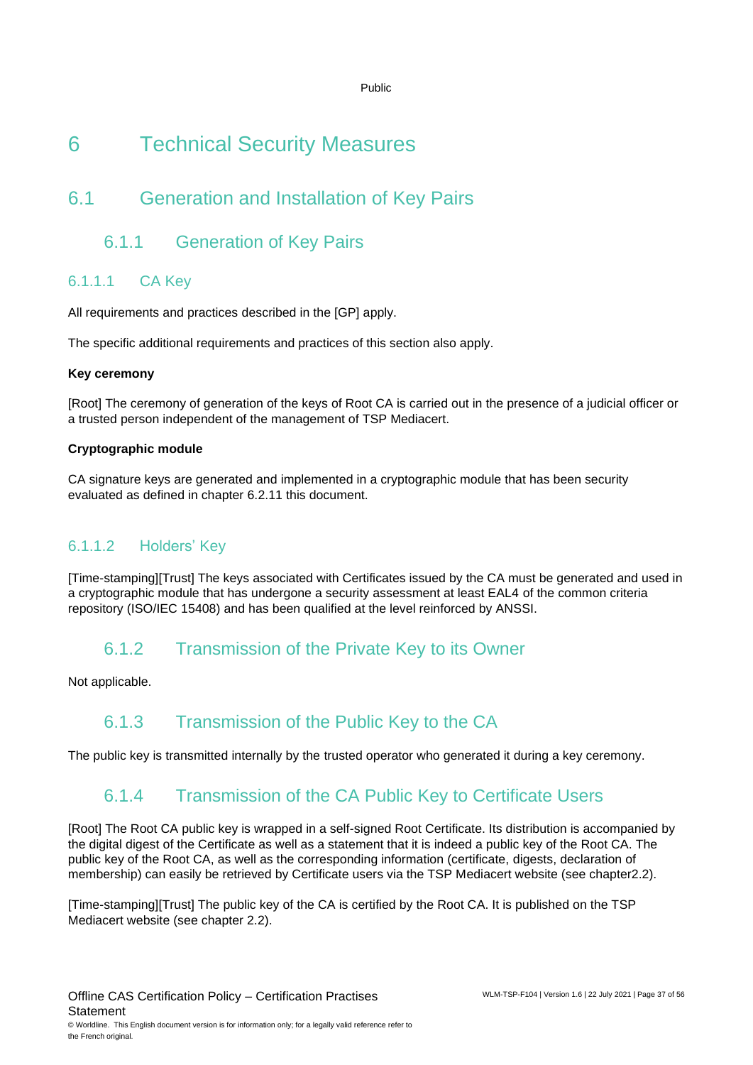# 6 Technical Security Measures

## 6.1 Generation and Installation of Key Pairs

### 6.1.1 Generation of Key Pairs

#### 6.1.1.1 CA Key

All requirements and practices described in the [GP] apply.

The specific additional requirements and practices of this section also apply.

**Key ceremony**

[Root] The ceremony of generation of the keys of Root CA is carried out in the presence of a judicial officer or a trusted person independent of the management of TSP Mediacert.

**Cryptographic module**

CA signature keys are generated and implemented in a cryptographic module that has been security evaluated as defined in chapter 6.2.11 this document.

#### 6.1.1.2 Holders' Key

[Time-stamping][Trust] The keys associated with Certificates issued by the CA must be generated and used in a cryptographic module that has undergone a security assessment at least EAL4 of the common criteria repository (ISO/IEC 15408) and has been qualified at the level reinforced by ANSSI.

### 6.1.2 Transmission of the Private Key to its Owner

Not applicable.

### 6.1.3 Transmission of the Public Key to the CA

The public key is transmitted internally by the trusted operator who generated it during a key ceremony.

### 6.1.4 Transmission of the CA Public Key to Certificate Users

[Root] The Root CA public key is wrapped in a self-signed Root Certificate. Its distribution is accompanied by the digital digest of the Certificate as well as a statement that it is indeed a public key of the Root CA. The public key of the Root CA, as well as the corresponding information (certificate, digests, declaration of membership) can easily be retrieved by Certificate users via the TSP Mediacert website (see chapter2.2).

[Time-stamping][Trust] The public key of the CA is certified by the Root CA. It is published on the TSP Mediacert website (see chapter 2.2).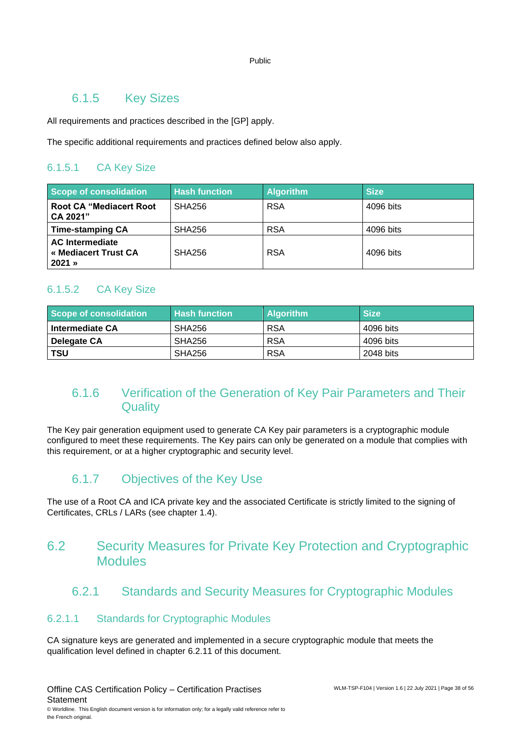### 6.1.5 Key Sizes

All requirements and practices described in the [GP] apply.

The specific additional requirements and practices defined below also apply.

#### 6.1.5.1 CA Key Size

| Scope of consolidation | Hash function | Algorithm | Size |
|---|---|---|---|
| **Root CA “Mediacert Root CA 2021”** | SHA256 | RSA | 4096 bits |
| **Time-stamping CA** | SHA256 | RSA | 4096 bits |
| **AC Intermediate « Mediacert Trust CA 2021 »** | SHA256 | RSA | 4096 bits |

#### 6.1.5.2 CA Key Size

| Scope of consolidation | Hash function | Algorithm | Size |
|---|---|---|---|
| **Intermediate CA** | SHA256 | RSA | 4096 bits |
| **Delegate CA** | SHA256 | RSA | 4096 bits |
| **TSU** | SHA256 | RSA | 2048 bits |

### 6.1.6 Verification of the Generation of Key Pair Parameters and Their Quality

The Key pair generation equipment used to generate CA Key pair parameters is a cryptographic module configured to meet these requirements. The Key pairs can only be generated on a module that complies with this requirement, or at a higher cryptographic and security level.

### 6.1.7 Objectives of the Key Use

The use of a Root CA and ICA private key and the associated Certificate is strictly limited to the signing of Certificates, CRLs / LARs (see chapter 1.4).

## 6.2 Security Measures for Private Key Protection and Cryptographic Modules

### 6.2.1 Standards and Security Measures for Cryptographic Modules

#### 6.2.1.1 Standards for Cryptographic Modules

CA signature keys are generated and implemented in a secure cryptographic module that meets the qualification level defined in chapter 6.2.11 of this document.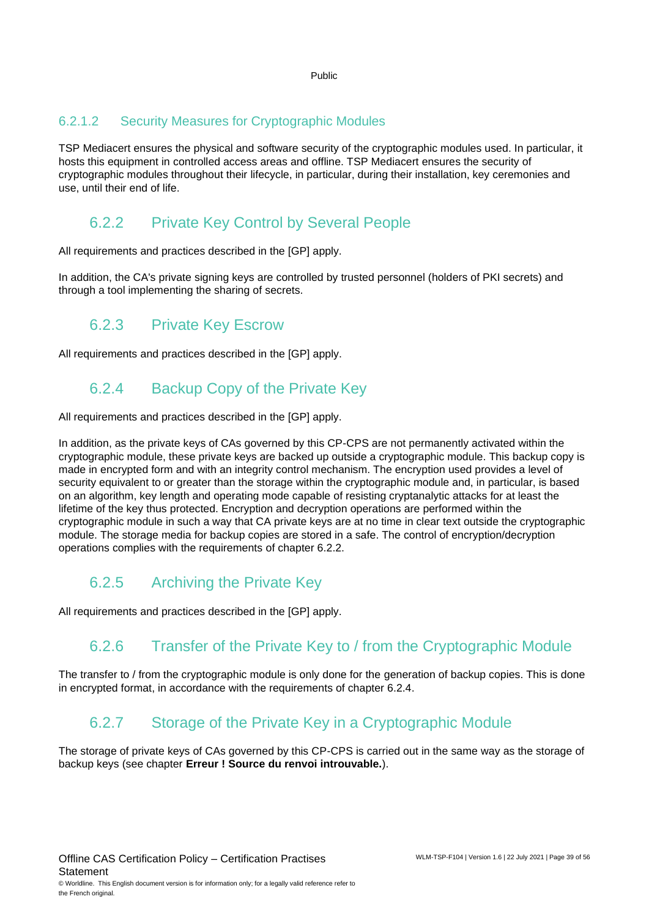#### 6.2.1.2 Security Measures for Cryptographic Modules

TSP Mediacert ensures the physical and software security of the cryptographic modules used. In particular, it hosts this equipment in controlled access areas and offline. TSP Mediacert ensures the security of cryptographic modules throughout their lifecycle, in particular, during their installation, key ceremonies and use, until their end of life.

### 6.2.2 Private Key Control by Several People

All requirements and practices described in the [GP] apply.

In addition, the CA's private signing keys are controlled by trusted personnel (holders of PKI secrets) and through a tool implementing the sharing of secrets.

### 6.2.3 Private Key Escrow

All requirements and practices described in the [GP] apply.

### 6.2.4 Backup Copy of the Private Key

All requirements and practices described in the [GP] apply.

In addition, as the private keys of CAs governed by this CP-CPS are not permanently activated within the cryptographic module, these private keys are backed up outside a cryptographic module. This backup copy is made in encrypted form and with an integrity control mechanism. The encryption used provides a level of security equivalent to or greater than the storage within the cryptographic module and, in particular, is based on an algorithm, key length and operating mode capable of resisting cryptanalytic attacks for at least the lifetime of the key thus protected. Encryption and decryption operations are performed within the cryptographic module in such a way that CA private keys are at no time in clear text outside the cryptographic module. The storage media for backup copies are stored in a safe. The control of encryption/decryption operations complies with the requirements of chapter 6.2.2.

### 6.2.5 Archiving the Private Key

All requirements and practices described in the [GP] apply.

### 6.2.6 Transfer of the Private Key to / from the Cryptographic Module

The transfer to / from the cryptographic module is only done for the generation of backup copies. This is done in encrypted format, in accordance with the requirements of chapter 6.2.4.

### 6.2.7 Storage of the Private Key in a Cryptographic Module

The storage of private keys of CAs governed by this CP-CPS is carried out in the same way as the storage of backup keys (see chapter **Erreur ! Source du renvoi introuvable.**).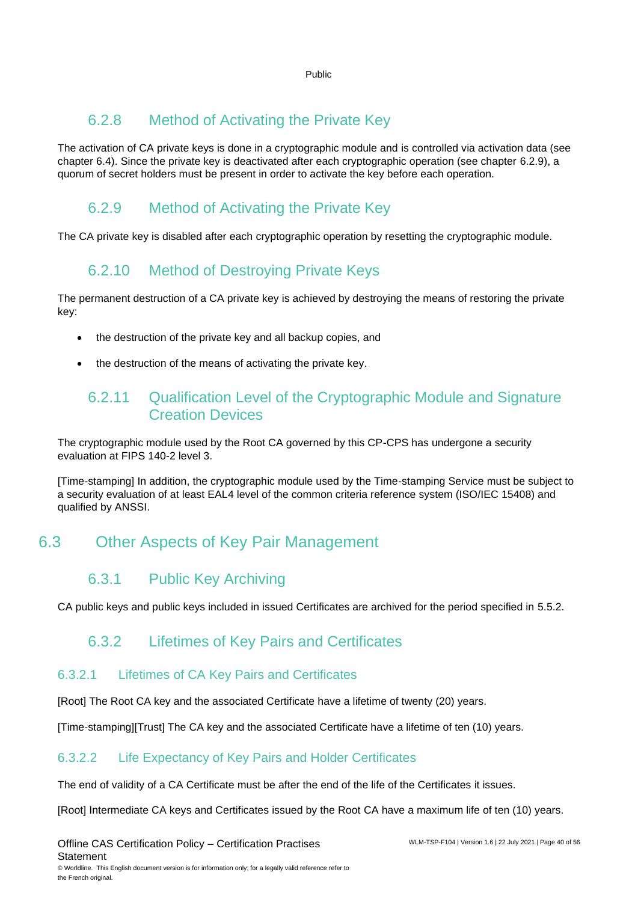### 6.2.8 Method of Activating the Private Key

The activation of CA private keys is done in a cryptographic module and is controlled via activation data (see chapter 6.4). Since the private key is deactivated after each cryptographic operation (see chapter 6.2.9), a quorum of secret holders must be present in order to activate the key before each operation.

### 6.2.9 Method of Activating the Private Key

The CA private key is disabled after each cryptographic operation by resetting the cryptographic module.

### 6.2.10 Method of Destroying Private Keys

The permanent destruction of a CA private key is achieved by destroying the means of restoring the private key:

- the destruction of the private key and all backup copies, and
- the destruction of the means of activating the private key.

### 6.2.11 Qualification Level of the Cryptographic Module and Signature Creation Devices

The cryptographic module used by the Root CA governed by this CP-CPS has undergone a security evaluation at FIPS 140-2 level 3.

[Time-stamping] In addition, the cryptographic module used by the Time-stamping Service must be subject to a security evaluation of at least EAL4 level of the common criteria reference system (ISO/IEC 15408) and qualified by ANSSI.

## 6.3 Other Aspects of Key Pair Management

### 6.3.1 Public Key Archiving

CA public keys and public keys included in issued Certificates are archived for the period specified in 5.5.2.

### 6.3.2 Lifetimes of Key Pairs and Certificates

#### 6.3.2.1 Lifetimes of CA Key Pairs and Certificates

[Root] The Root CA key and the associated Certificate have a lifetime of twenty (20) years.

[Time-stamping][Trust] The CA key and the associated Certificate have a lifetime of ten (10) years.

#### 6.3.2.2 Life Expectancy of Key Pairs and Holder Certificates

The end of validity of a CA Certificate must be after the end of the life of the Certificates it issues.

[Root] Intermediate CA keys and Certificates issued by the Root CA have a maximum life of ten (10) years.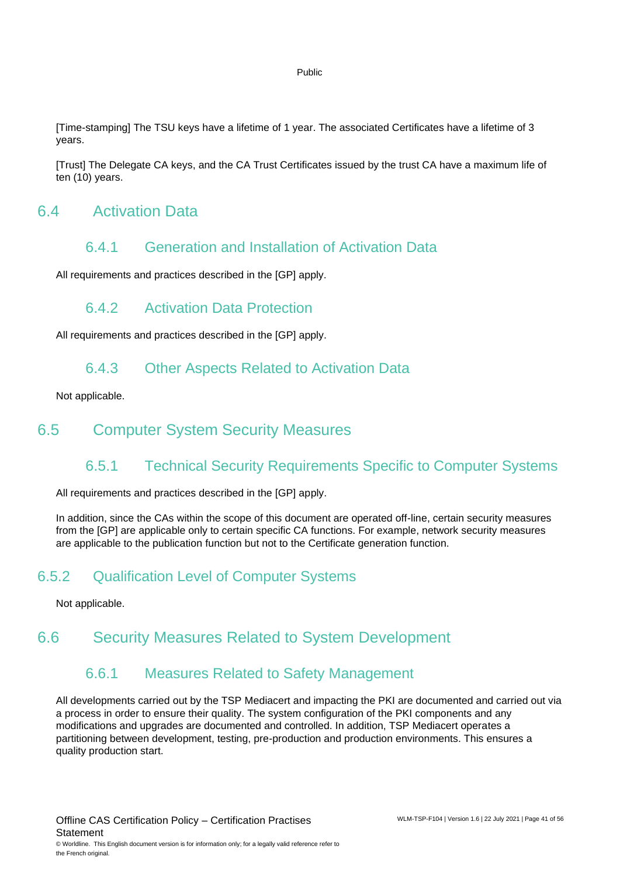[Time-stamping] The TSU keys have a lifetime of 1 year. The associated Certificates have a lifetime of 3 years.

[Trust] The Delegate CA keys, and the CA Trust Certificates issued by the trust CA have a maximum life of ten (10) years.

## 6.4 Activation Data

### 6.4.1 Generation and Installation of Activation Data

All requirements and practices described in the [GP] apply.

### 6.4.2 Activation Data Protection

All requirements and practices described in the [GP] apply.

### 6.4.3 Other Aspects Related to Activation Data

Not applicable.

## 6.5 Computer System Security Measures

### 6.5.1 Technical Security Requirements Specific to Computer Systems

All requirements and practices described in the [GP] apply.

In addition, since the CAs within the scope of this document are operated off-line, certain security measures from the [GP] are applicable only to certain specific CA functions. For example, network security measures are applicable to the publication function but not to the Certificate generation function.

### 6.5.2 Qualification Level of Computer Systems

Not applicable.

## 6.6 Security Measures Related to System Development

### 6.6.1 Measures Related to Safety Management

All developments carried out by the TSP Mediacert and impacting the PKI are documented and carried out via a process in order to ensure their quality. The system configuration of the PKI components and any modifications and upgrades are documented and controlled. In addition, TSP Mediacert operates a partitioning between development, testing, pre-production and production environments. This ensures a quality production start.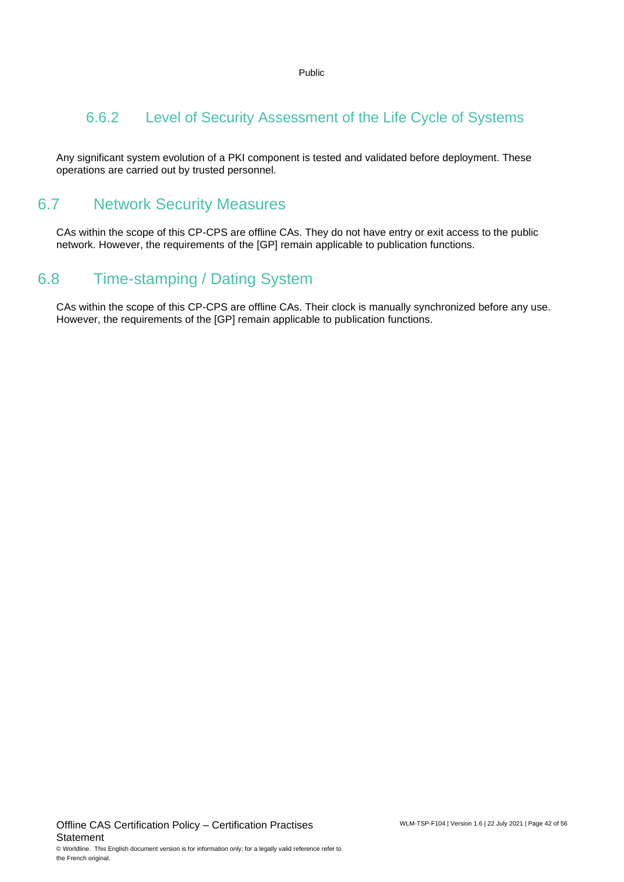### 6.6.2 Level of Security Assessment of the Life Cycle of Systems

Any significant system evolution of a PKI component is tested and validated before deployment. These operations are carried out by trusted personnel.

## 6.7 Network Security Measures

CAs within the scope of this CP-CPS are offline CAs. They do not have entry or exit access to the public network. However, the requirements of the [GP] remain applicable to publication functions.

## 6.8 Time-stamping / Dating System

CAs within the scope of this CP-CPS are offline CAs. Their clock is manually synchronized before any use. However, the requirements of the [GP] remain applicable to publication functions.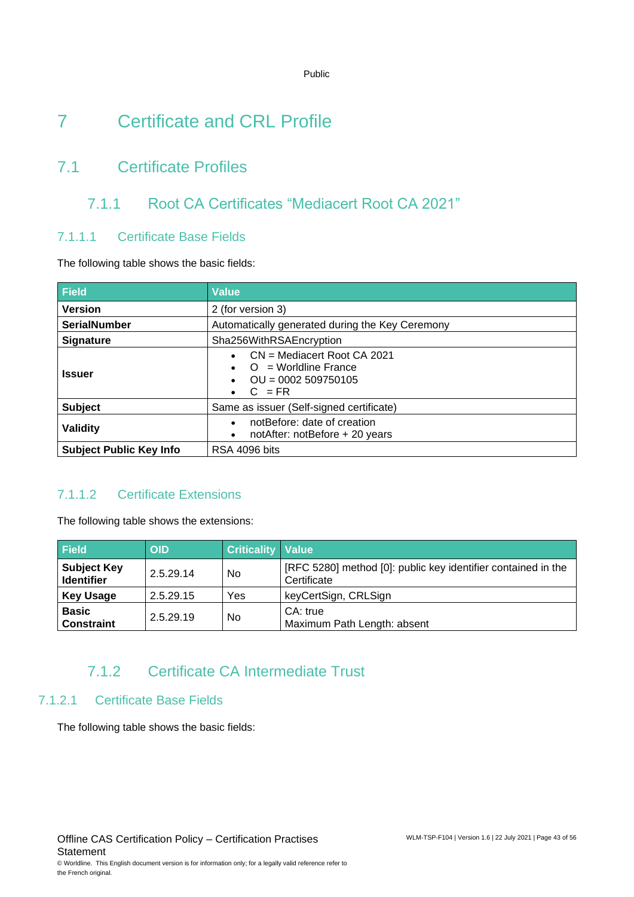# 7 Certificate and CRL Profile

## 7.1 Certificate Profiles

### 7.1.1 Root CA Certificates "Mediacert Root CA 2021"

#### 7.1.1.1 Certificate Base Fields

The following table shows the basic fields:

| Field | Value |
|---|---|
| **Version** | 2 (for version 3) |
| **SerialNumber** | Automatically generated during the Key Ceremony |
| **Signature** | Sha256WithRSAEncryption |
| **Issuer** | • CN = Mediacert Root CA 2021<br>• O = Worldline France<br>• OU = 0002 509750105<br>• C = FR |
| **Subject** | Same as issuer (Self-signed certificate) |
| **Validity** | • notBefore: date of creation<br>• notAfter: notBefore + 20 years |
| **Subject Public Key Info** | RSA 4096 bits |

#### 7.1.1.2 Certificate Extensions

The following table shows the extensions:

| Field | OID | Criticality | Value |
|---|---|---|---|
| **Subject Key Identifier** | 2.5.29.14 | No | [RFC 5280] method [0]: public key identifier contained in the Certificate |
| **Key Usage** | 2.5.29.15 | Yes | keyCertSign, CRLSign |
| **Basic Constraint** | 2.5.29.19 | No | CA: true<br>Maximum Path Length: absent |

### 7.1.2 Certificate CA Intermediate Trust

#### 7.1.2.1 Certificate Base Fields

The following table shows the basic fields: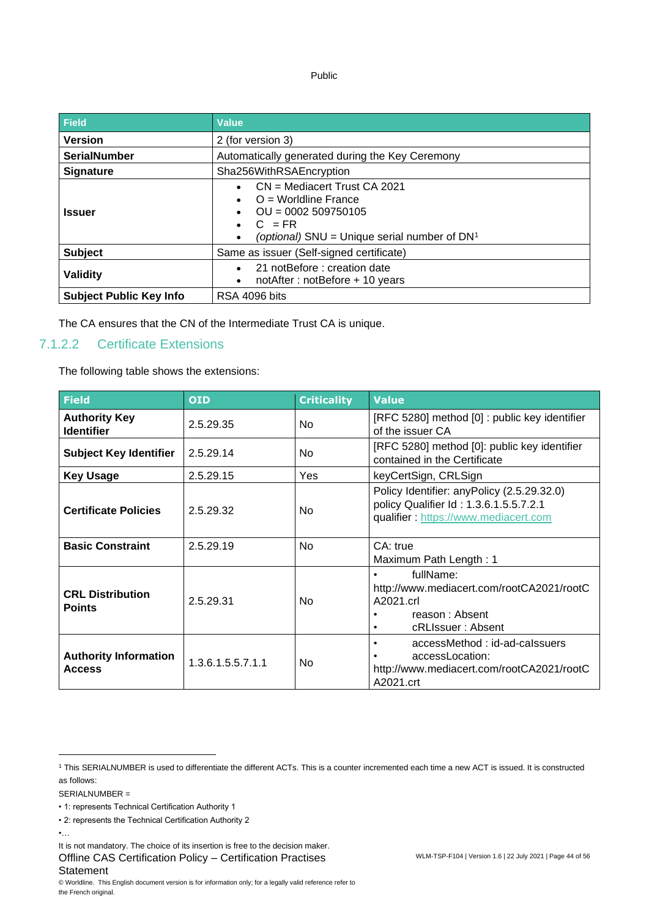| Field | Value |
|---|---|
| **Version** | 2 (for version 3) |
| **SerialNumber** | Automatically generated during the Key Ceremony |
| **Signature** | Sha256WithRSAEncryption |
| **Issuer** | • CN = Mediacert Trust CA 2021<br>• O = Worldline France<br>• OU = 0002 509750105<br>• C = FR<br>• *(optional)* SNU = Unique serial number of DN[1] |
| **Subject** | Same as issuer (Self-signed certificate) |
| **Validity** | • 21 notBefore : creation date<br>• notAfter : notBefore + 10 years |
| **Subject Public Key Info** | RSA 4096 bits |

The CA ensures that the CN of the Intermediate Trust CA is unique.

#### 7.1.2.2 Certificate Extensions

The following table shows the extensions:

| Field | OID | Criticality | Value |
|---|---|---|---|
| **Authority Key Identifier** | 2.5.29.35 | No | [RFC 5280] method [0] : public key identifier of the issuer CA |
| **Subject Key Identifier** | 2.5.29.14 | No | [RFC 5280] method [0]: public key identifier contained in the Certificate |
| **Key Usage** | 2.5.29.15 | Yes | keyCertSign, CRLSign |
| **Certificate Policies** | 2.5.29.32 | No | Policy Identifier: anyPolicy (2.5.29.32.0)<br>policy Qualifier Id : 1.3.6.1.5.5.7.2.1<br>qualifier : https://www.mediacert.com |
| **Basic Constraint** | 2.5.29.19 | No | CA: true<br>Maximum Path Length : 1 |
| **CRL Distribution Points** | 2.5.29.31 | No | • fullName: http://www.mediacert.com/rootCA2021/rootCA2021.crl<br>• reason : Absent<br>• cRLIssuer : Absent |
| **Authority Information Access** | 1.3.6.1.5.5.7.1.1 | No | • accessMethod : id-ad-caIssuers<br>• accessLocation: http://www.mediacert.com/rootCA2021/rootCA2021.crt |

---

[1] This SERIALNUMBER is used to differentiate the different ACTs. This is a counter incremented each time a new ACT is issued. It is constructed as follows:

SERIALNUMBER =

- 1: represents Technical Certification Authority 1
- 2: represents the Technical Certification Authority 2
- …

It is not mandatory. The choice of its insertion is free to the decision maker.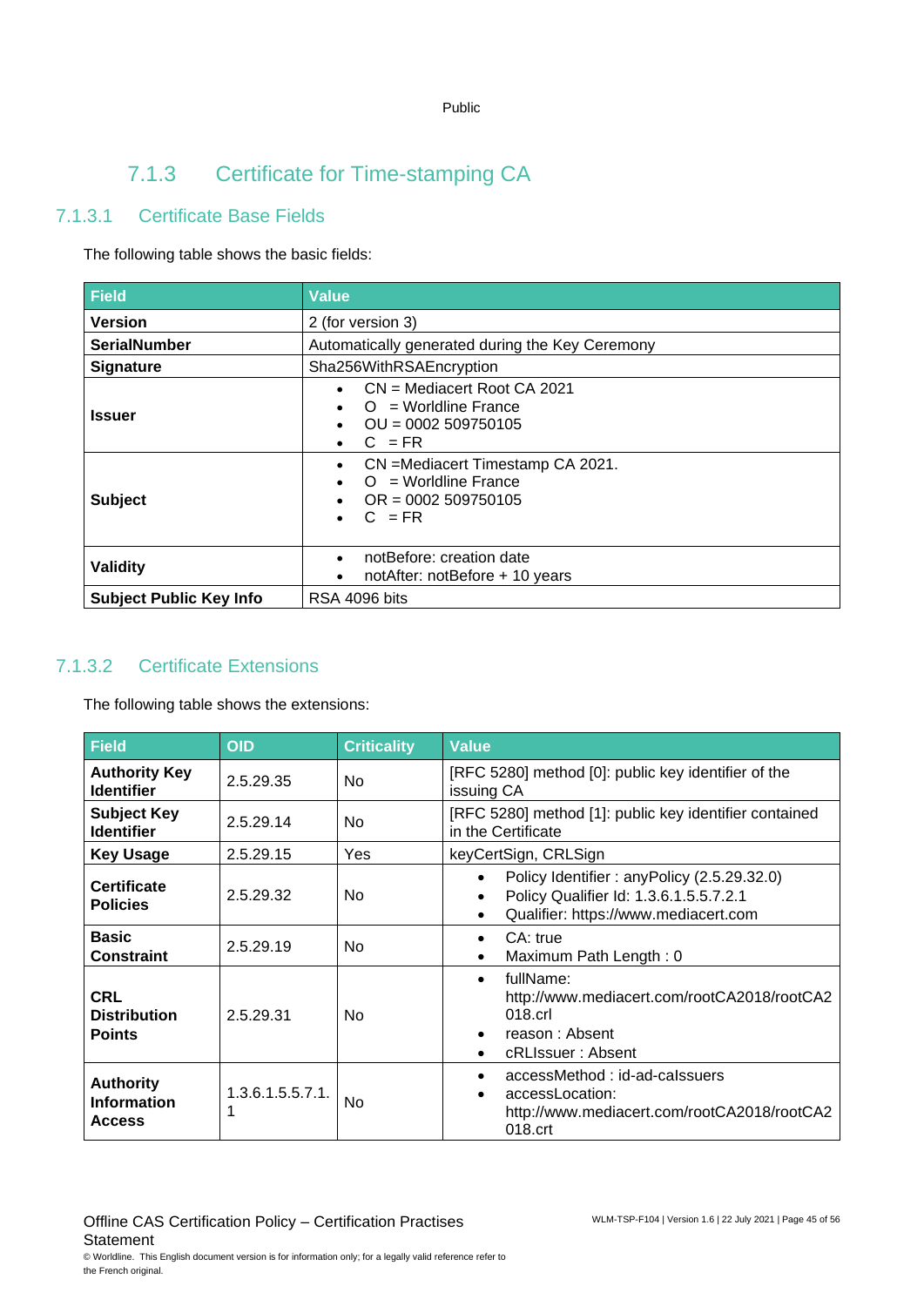### 7.1.3 Certificate for Time-stamping CA

#### 7.1.3.1 Certificate Base Fields

The following table shows the basic fields:

| Field | Value |
|---|---|
| **Version** | 2 (for version 3) |
| **SerialNumber** | Automatically generated during the Key Ceremony |
| **Signature** | Sha256WithRSAEncryption |
| **Issuer** | • CN = Mediacert Root CA 2021<br>• O = Worldline France<br>• OU = 0002 509750105<br>• C = FR |
| **Subject** | • CN =Mediacert Timestamp CA 2021.<br>• O = Worldline France<br>• OR = 0002 509750105<br>• C = FR |
| **Validity** | • notBefore: creation date<br>• notAfter: notBefore + 10 years |
| **Subject Public Key Info** | RSA 4096 bits |

#### 7.1.3.2 Certificate Extensions

The following table shows the extensions:

| Field | OID | Criticality | Value |
|---|---|---|---|
| **Authority Key Identifier** | 2.5.29.35 | No | [RFC 5280] method [0]: public key identifier of the issuing CA |
| **Subject Key Identifier** | 2.5.29.14 | No | [RFC 5280] method [1]: public key identifier contained in the Certificate |
| **Key Usage** | 2.5.29.15 | Yes | keyCertSign, CRLSign |
| **Certificate Policies** | 2.5.29.32 | No | • Policy Identifier : anyPolicy (2.5.29.32.0)<br>• Policy Qualifier Id: 1.3.6.1.5.5.7.2.1<br>• Qualifier: https://www.mediacert.com |
| **Basic Constraint** | 2.5.29.19 | No | • CA: true<br>• Maximum Path Length : 0 |
| **CRL Distribution Points** | 2.5.29.31 | No | • fullName: http://www.mediacert.com/rootCA2018/rootCA2018.crl<br>• reason : Absent<br>• cRLIssuer : Absent |
| **Authority Information Access** | 1.3.6.1.5.5.7.1.1 | No | • accessMethod : id-ad-caIssuers<br>• accessLocation: http://www.mediacert.com/rootCA2018/rootCA2018.crt |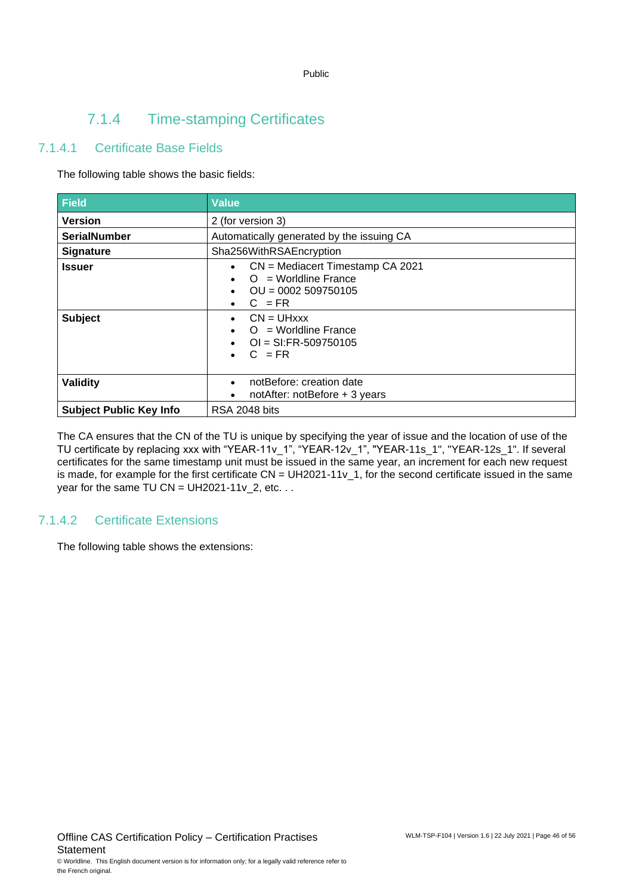### 7.1.4 Time-stamping Certificates

#### 7.1.4.1 Certificate Base Fields

The following table shows the basic fields:

| Field | Value |
|---|---|
| **Version** | 2 (for version 3) |
| **SerialNumber** | Automatically generated by the issuing CA |
| **Signature** | Sha256WithRSAEncryption |
| **Issuer** | • CN = Mediacert Timestamp CA 2021<br>• O = Worldline France<br>• OU = 0002 509750105<br>• C = FR |
| **Subject** | • CN = UHxxx<br>• O = Worldline France<br>• OI = SI:FR-509750105<br>• C = FR |
| **Validity** | • notBefore: creation date<br>• notAfter: notBefore + 3 years |
| **Subject Public Key Info** | RSA 2048 bits |

The CA ensures that the CN of the TU is unique by specifying the year of issue and the location of use of the TU certificate by replacing xxx with "YEAR-11v_1", "YEAR-12v_1", "YEAR-11s_1", "YEAR-12s_1". If several certificates for the same timestamp unit must be issued in the same year, an increment for each new request is made, for example for the first certificate CN = UH2021-11v_1, for the second certificate issued in the same year for the same TU CN = UH2021-11v_2, etc. . .

#### 7.1.4.2 Certificate Extensions

The following table shows the extensions: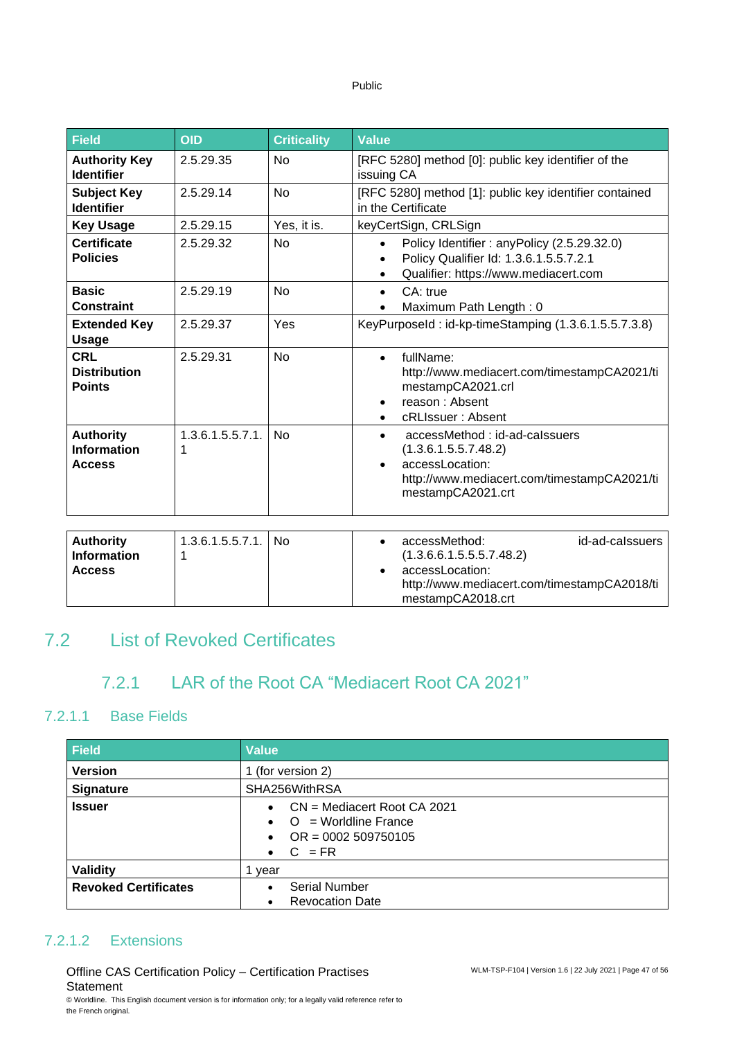| Field | OID | Criticality | Value |
|---|---|---|---|
| **Authority Key Identifier** | 2.5.29.35 | No | [RFC 5280] method [0]: public key identifier of the issuing CA |
| **Subject Key Identifier** | 2.5.29.14 | No | [RFC 5280] method [1]: public key identifier contained in the Certificate |
| **Key Usage** | 2.5.29.15 | Yes, it is. | keyCertSign, CRLSign |
| **Certificate Policies** | 2.5.29.32 | No | • Policy Identifier : anyPolicy (2.5.29.32.0)<br>• Policy Qualifier Id: 1.3.6.1.5.5.7.2.1<br>• Qualifier: https://www.mediacert.com |
| **Basic Constraint** | 2.5.29.19 | No | • CA: true<br>• Maximum Path Length : 0 |
| **Extended Key Usage** | 2.5.29.37 | Yes | KeyPurposeId : id-kp-timeStamping (1.3.6.1.5.5.7.3.8) |
| **CRL Distribution Points** | 2.5.29.31 | No | • fullName: http://www.mediacert.com/timestampCA2021/timestampCA2021.crl<br>• reason : Absent<br>• cRLIssuer : Absent |
| **Authority Information Access** | 1.3.6.1.5.5.7.1.1 | No | • accessMethod : id-ad-caIssuers (1.3.6.1.5.5.7.48.2)<br>• accessLocation: http://www.mediacert.com/timestampCA2021/timestampCA2021.crt |
| **Authority Information Access** | 1.3.6.1.5.5.7.1.1 | No | • accessMethod: id-ad-caIssuers (1.3.6.6.1.5.5.5.7.48.2)<br>• accessLocation: http://www.mediacert.com/timestampCA2018/timestampCA2018.crt |

## 7.2 List of Revoked Certificates

### 7.2.1 LAR of the Root CA “Mediacert Root CA 2021”

#### 7.2.1.1 Base Fields

| Field | Value |
|---|---|
| **Version** | 1 (for version 2) |
| **Signature** | SHA256WithRSA |
| **Issuer** | • CN = Mediacert Root CA 2021<br>• O = Worldline France<br>• OR = 0002 509750105<br>• C = FR |
| **Validity** | 1 year |
| **Revoked Certificates** | • Serial Number<br>• Revocation Date |

#### 7.2.1.2 Extensions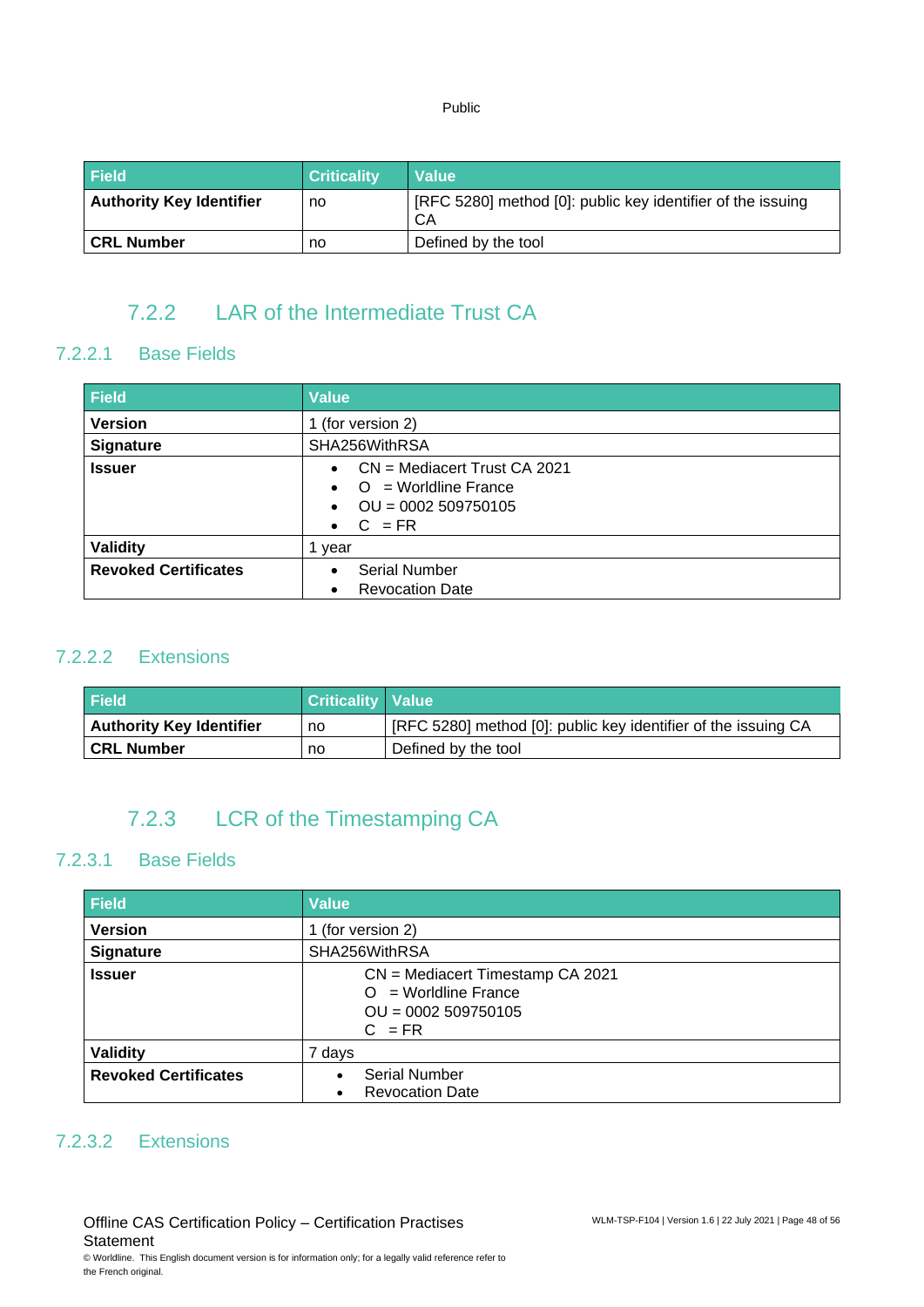| Field | Criticality | Value |
| --- | --- | --- |
| **Authority Key Identifier** | no | [RFC 5280] method [0]: public key identifier of the issuing CA |
| **CRL Number** | no | Defined by the tool |

## 7.2.2 LAR of the Intermediate Trust CA

### 7.2.2.1 Base Fields

| Field | Value |
| --- | --- |
| **Version** | 1 (for version 2) |
| **Signature** | SHA256WithRSA |
| **Issuer** | • CN = Mediacert Trust CA 2021<br>• O = Worldline France<br>• OU = 0002 509750105<br>• C = FR |
| **Validity** | 1 year |
| **Revoked Certificates** | • Serial Number<br>• Revocation Date |

### 7.2.2.2 Extensions

| Field | Criticality | Value |
| --- | --- | --- |
| **Authority Key Identifier** | no | [RFC 5280] method [0]: public key identifier of the issuing CA |
| **CRL Number** | no | Defined by the tool |

## 7.2.3 LCR of the Timestamping CA

### 7.2.3.1 Base Fields

| Field | Value |
| --- | --- |
| **Version** | 1 (for version 2) |
| **Signature** | SHA256WithRSA |
| **Issuer** | CN = Mediacert Timestamp CA 2021<br>O = Worldline France<br>OU = 0002 509750105<br>C = FR |
| **Validity** | 7 days |
| **Revoked Certificates** | • Serial Number<br>• Revocation Date |

### 7.2.3.2 Extensions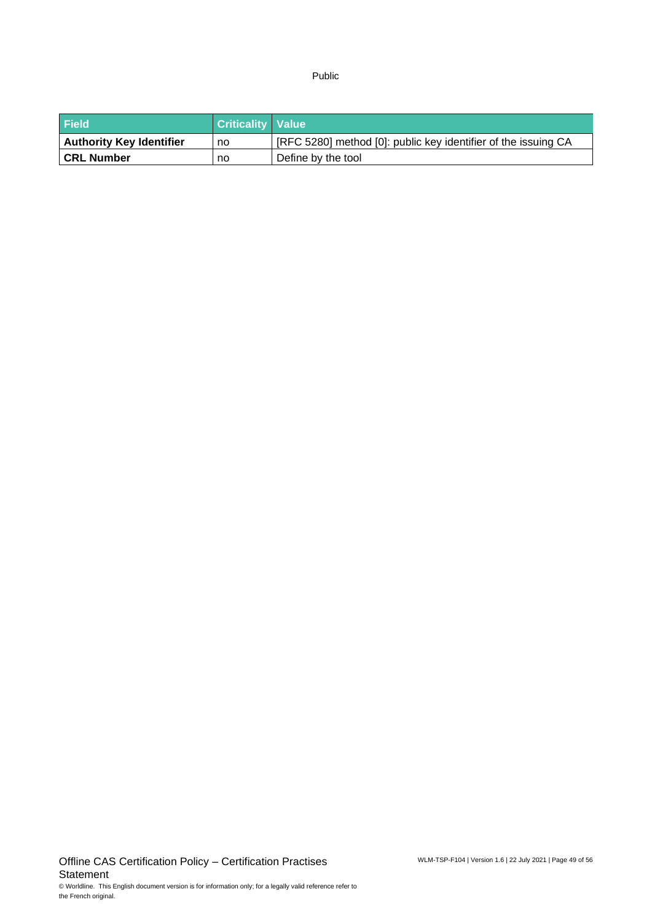| Field | Criticality | Value |
|---|---|---|
| **Authority Key Identifier** | no | [RFC 5280] method [0]: public key identifier of the issuing CA |
| **CRL Number** | no | Define by the tool |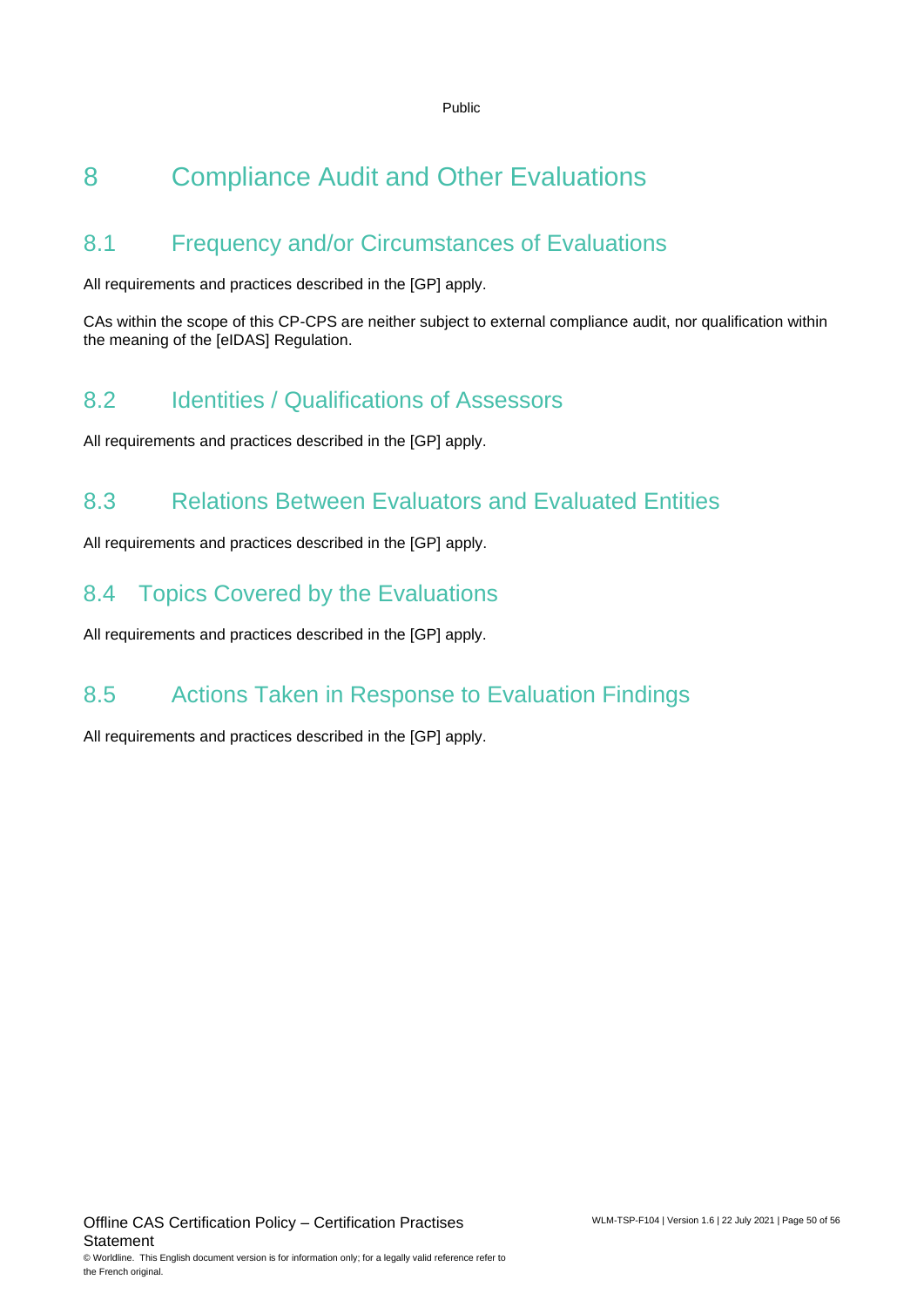# 8 Compliance Audit and Other Evaluations

## 8.1 Frequency and/or Circumstances of Evaluations

All requirements and practices described in the [GP] apply.

CAs within the scope of this CP-CPS are neither subject to external compliance audit, nor qualification within the meaning of the [eIDAS] Regulation.

## 8.2 Identities / Qualifications of Assessors

All requirements and practices described in the [GP] apply.

## 8.3 Relations Between Evaluators and Evaluated Entities

All requirements and practices described in the [GP] apply.

## 8.4 Topics Covered by the Evaluations

All requirements and practices described in the [GP] apply.

## 8.5 Actions Taken in Response to Evaluation Findings

All requirements and practices described in the [GP] apply.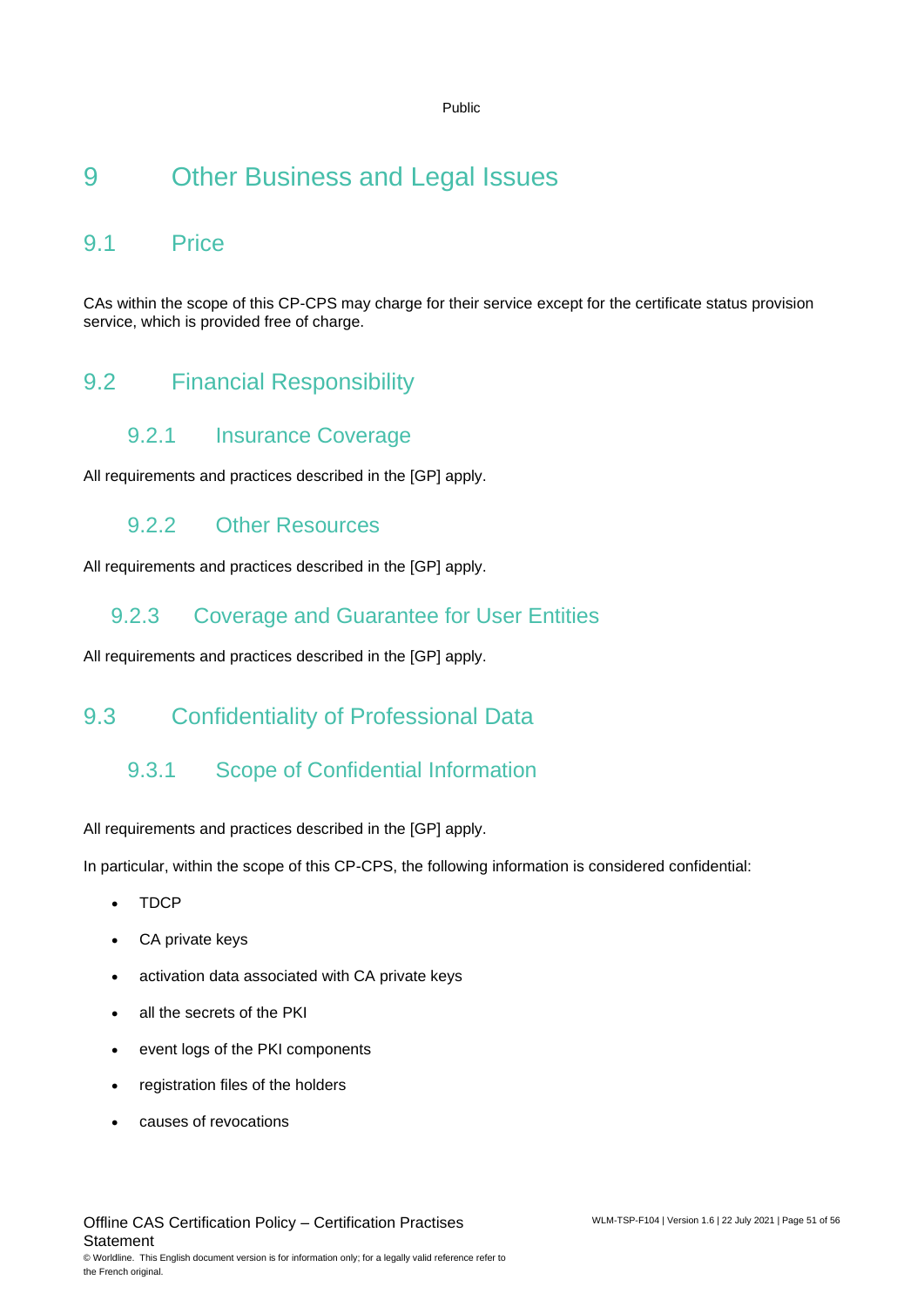# 9 Other Business and Legal Issues

## 9.1 Price

CAs within the scope of this CP-CPS may charge for their service except for the certificate status provision service, which is provided free of charge.

## 9.2 Financial Responsibility

### 9.2.1 Insurance Coverage

All requirements and practices described in the [GP] apply.

### 9.2.2 Other Resources

All requirements and practices described in the [GP] apply.

### 9.2.3 Coverage and Guarantee for User Entities

All requirements and practices described in the [GP] apply.

## 9.3 Confidentiality of Professional Data

### 9.3.1 Scope of Confidential Information

All requirements and practices described in the [GP] apply.

In particular, within the scope of this CP-CPS, the following information is considered confidential:

- TDCP
- CA private keys
- activation data associated with CA private keys
- all the secrets of the PKI
- event logs of the PKI components
- registration files of the holders
- causes of revocations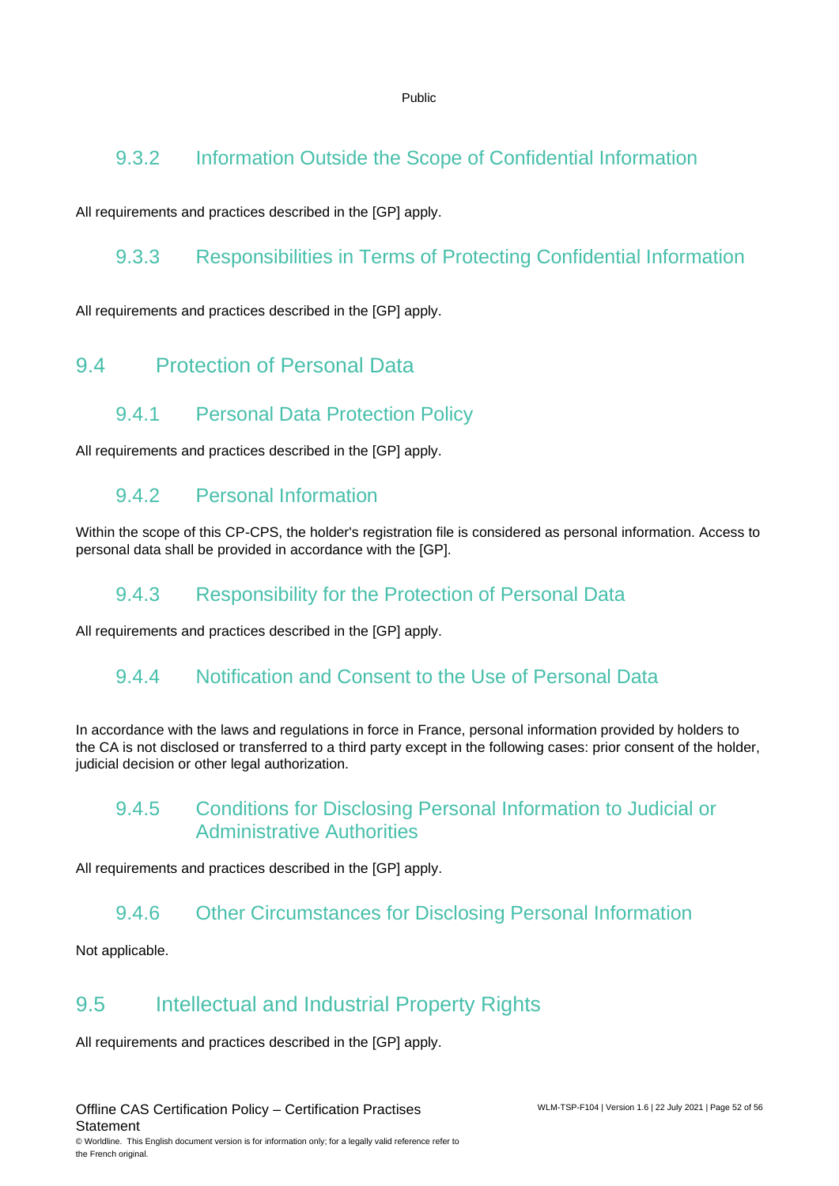### 9.3.2 Information Outside the Scope of Confidential Information

All requirements and practices described in the [GP] apply.

### 9.3.3 Responsibilities in Terms of Protecting Confidential Information

All requirements and practices described in the [GP] apply.

## 9.4 Protection of Personal Data

### 9.4.1 Personal Data Protection Policy

All requirements and practices described in the [GP] apply.

### 9.4.2 Personal Information

Within the scope of this CP-CPS, the holder's registration file is considered as personal information. Access to personal data shall be provided in accordance with the [GP].

### 9.4.3 Responsibility for the Protection of Personal Data

All requirements and practices described in the [GP] apply.

### 9.4.4 Notification and Consent to the Use of Personal Data

In accordance with the laws and regulations in force in France, personal information provided by holders to the CA is not disclosed or transferred to a third party except in the following cases: prior consent of the holder, judicial decision or other legal authorization.

### 9.4.5 Conditions for Disclosing Personal Information to Judicial or Administrative Authorities

All requirements and practices described in the [GP] apply.

### 9.4.6 Other Circumstances for Disclosing Personal Information

Not applicable.

## 9.5 Intellectual and Industrial Property Rights

All requirements and practices described in the [GP] apply.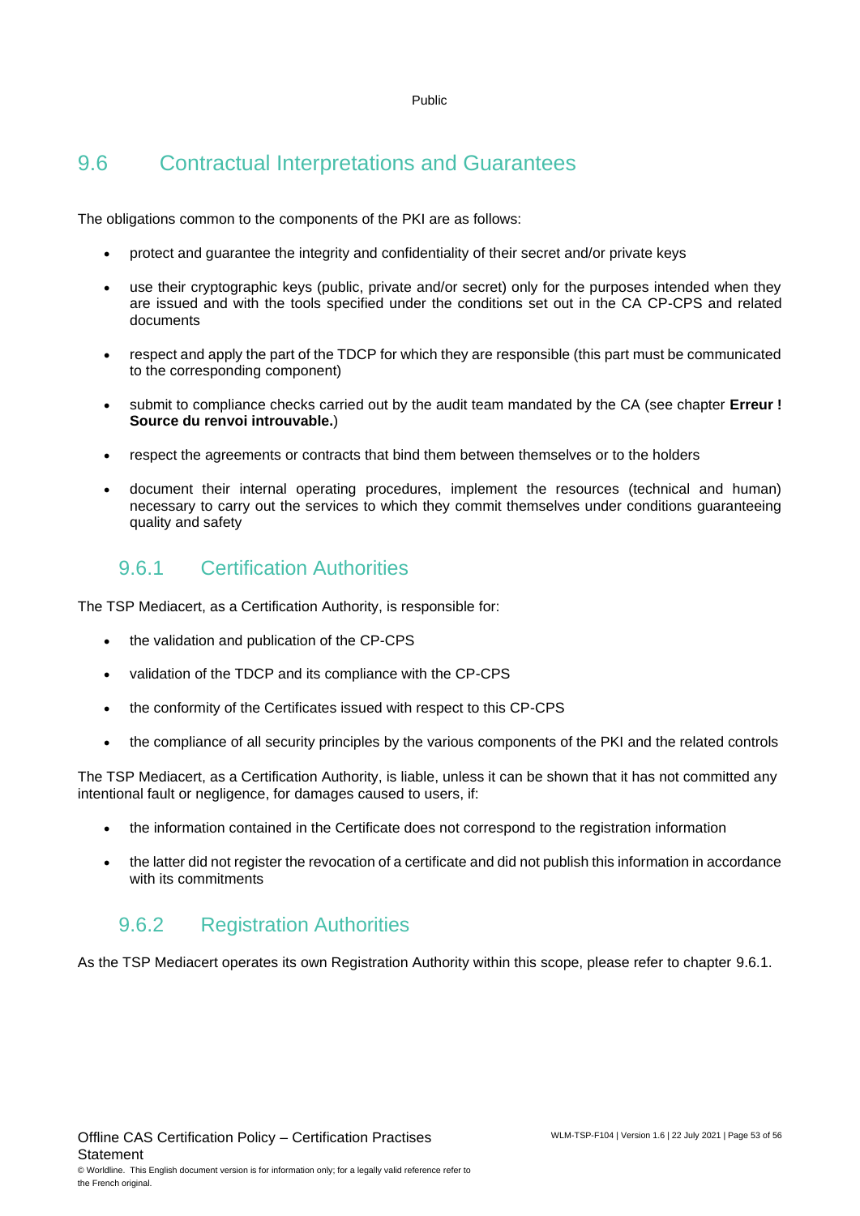## 9.6 Contractual Interpretations and Guarantees

The obligations common to the components of the PKI are as follows:

- protect and guarantee the integrity and confidentiality of their secret and/or private keys
- use their cryptographic keys (public, private and/or secret) only for the purposes intended when they are issued and with the tools specified under the conditions set out in the CA CP-CPS and related documents
- respect and apply the part of the TDCP for which they are responsible (this part must be communicated to the corresponding component)
- submit to compliance checks carried out by the audit team mandated by the CA (see chapter **Erreur ! Source du renvoi introuvable.**)
- respect the agreements or contracts that bind them between themselves or to the holders
- document their internal operating procedures, implement the resources (technical and human) necessary to carry out the services to which they commit themselves under conditions guaranteeing quality and safety

### 9.6.1 Certification Authorities

The TSP Mediacert, as a Certification Authority, is responsible for:

- the validation and publication of the CP-CPS
- validation of the TDCP and its compliance with the CP-CPS
- the conformity of the Certificates issued with respect to this CP-CPS
- the compliance of all security principles by the various components of the PKI and the related controls

The TSP Mediacert, as a Certification Authority, is liable, unless it can be shown that it has not committed any intentional fault or negligence, for damages caused to users, if:

- the information contained in the Certificate does not correspond to the registration information
- the latter did not register the revocation of a certificate and did not publish this information in accordance with its commitments

### 9.6.2 Registration Authorities

As the TSP Mediacert operates its own Registration Authority within this scope, please refer to chapter 9.6.1.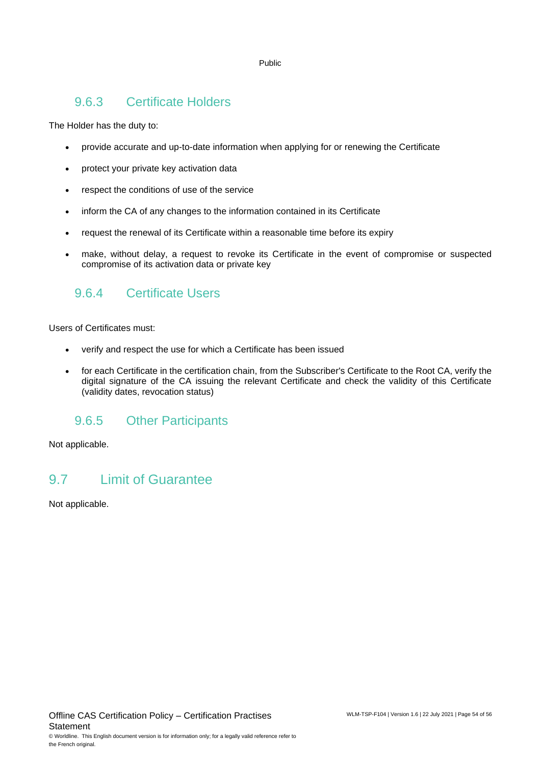### 9.6.3 Certificate Holders

The Holder has the duty to:

- provide accurate and up-to-date information when applying for or renewing the Certificate
- protect your private key activation data
- respect the conditions of use of the service
- inform the CA of any changes to the information contained in its Certificate
- request the renewal of its Certificate within a reasonable time before its expiry
- make, without delay, a request to revoke its Certificate in the event of compromise or suspected compromise of its activation data or private key

### 9.6.4 Certificate Users

Users of Certificates must:

- verify and respect the use for which a Certificate has been issued
- for each Certificate in the certification chain, from the Subscriber's Certificate to the Root CA, verify the digital signature of the CA issuing the relevant Certificate and check the validity of this Certificate (validity dates, revocation status)

### 9.6.5 Other Participants

Not applicable.

## 9.7 Limit of Guarantee

Not applicable.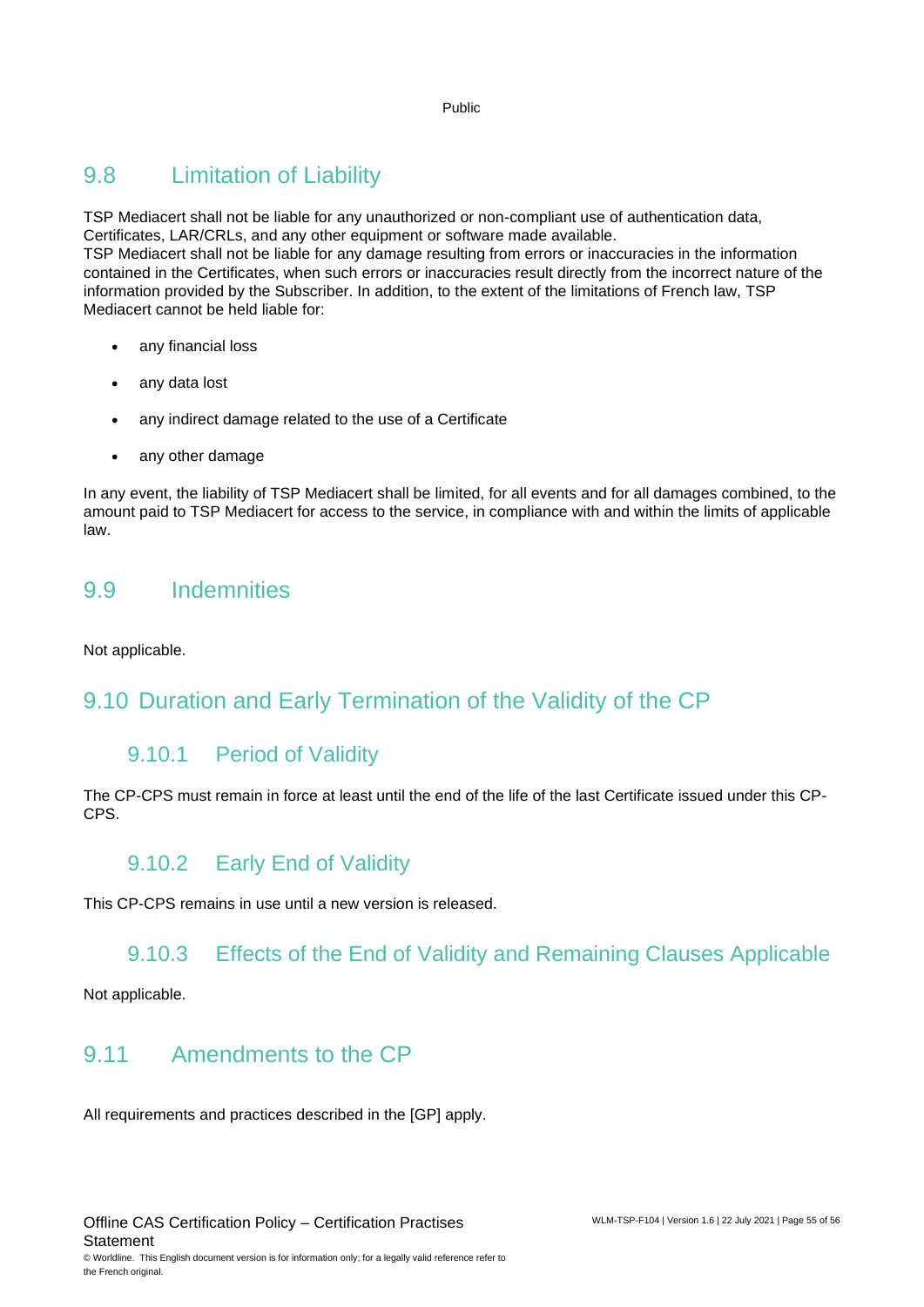## 9.8 Limitation of Liability

TSP Mediacert shall not be liable for any unauthorized or non-compliant use of authentication data, Certificates, LAR/CRLs, and any other equipment or software made available.
TSP Mediacert shall not be liable for any damage resulting from errors or inaccuracies in the information contained in the Certificates, when such errors or inaccuracies result directly from the incorrect nature of the information provided by the Subscriber. In addition, to the extent of the limitations of French law, TSP Mediacert cannot be held liable for:

- any financial loss
- any data lost
- any indirect damage related to the use of a Certificate
- any other damage

In any event, the liability of TSP Mediacert shall be limited, for all events and for all damages combined, to the amount paid to TSP Mediacert for access to the service, in compliance with and within the limits of applicable law.

## 9.9 Indemnities

Not applicable.

## 9.10 Duration and Early Termination of the Validity of the CP

### 9.10.1 Period of Validity

The CP-CPS must remain in force at least until the end of the life of the last Certificate issued under this CP-CPS.

### 9.10.2 Early End of Validity

This CP-CPS remains in use until a new version is released.

### 9.10.3 Effects of the End of Validity and Remaining Clauses Applicable

Not applicable.

## 9.11 Amendments to the CP

All requirements and practices described in the [GP] apply.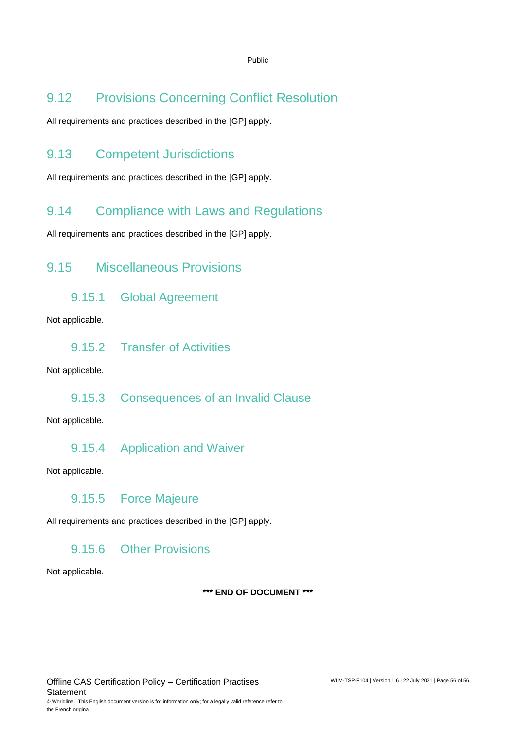## 9.12 Provisions Concerning Conflict Resolution

All requirements and practices described in the [GP] apply.

## 9.13 Competent Jurisdictions

All requirements and practices described in the [GP] apply.

## 9.14 Compliance with Laws and Regulations

All requirements and practices described in the [GP] apply.

## 9.15 Miscellaneous Provisions

### 9.15.1 Global Agreement

Not applicable.

### 9.15.2 Transfer of Activities

Not applicable.

### 9.15.3 Consequences of an Invalid Clause

Not applicable.

### 9.15.4 Application and Waiver

Not applicable.

### 9.15.5 Force Majeure

All requirements and practices described in the [GP] apply.

### 9.15.6 Other Provisions

Not applicable.

**\*\*\* END OF DOCUMENT \*\*\***